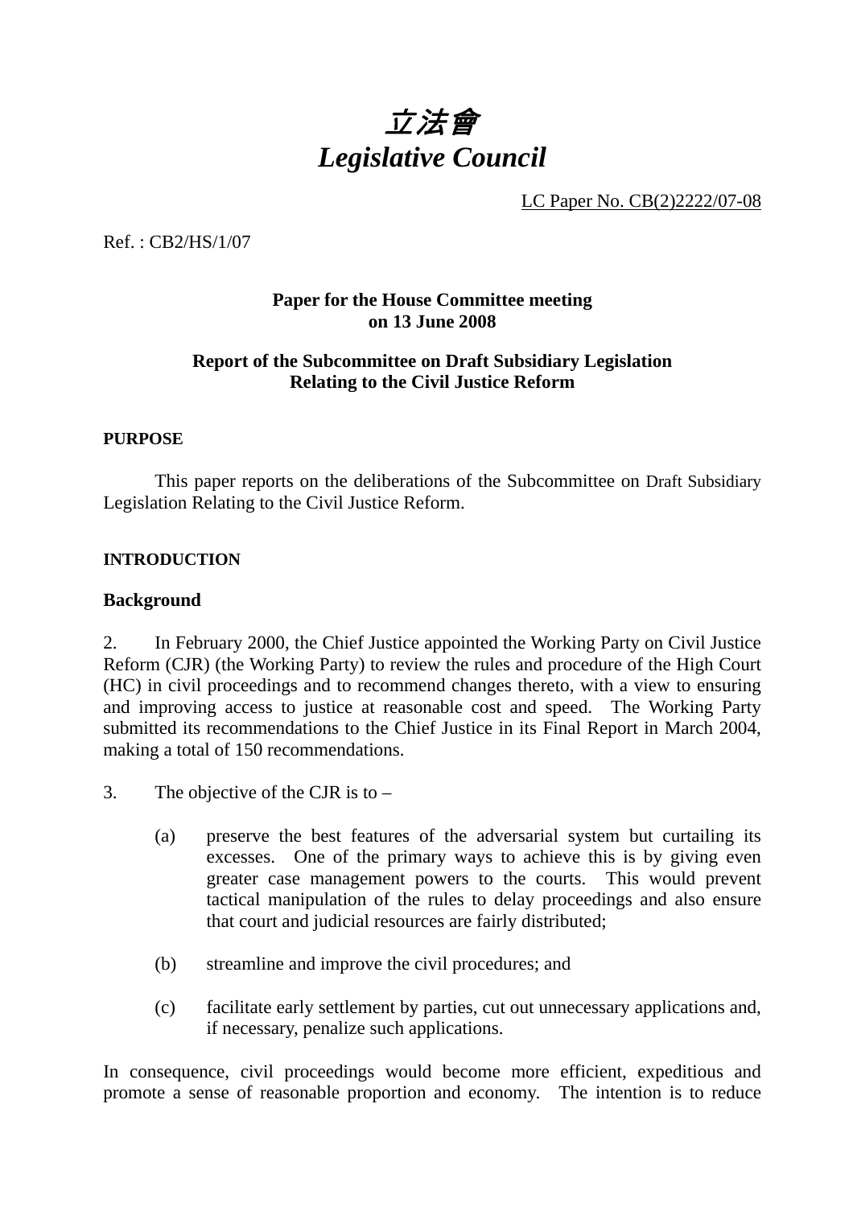# *立法會*
# *Legislative Council*

LC Paper No. CB(2)2222/07-08

Ref. : CB2/HS/1/07

**Paper for the House Committee meeting on 13 June 2008**

**Report of the Subcommittee on Draft Subsidiary Legislation Relating to the Civil Justice Reform**

## PURPOSE

This paper reports on the deliberations of the Subcommittee on Draft Subsidiary Legislation Relating to the Civil Justice Reform.

## INTRODUCTION

### Background

2. In February 2000, the Chief Justice appointed the Working Party on Civil Justice Reform (CJR) (the Working Party) to review the rules and procedure of the High Court (HC) in civil proceedings and to recommend changes thereto, with a view to ensuring and improving access to justice at reasonable cost and speed. The Working Party submitted its recommendations to the Chief Justice in its Final Report in March 2004, making a total of 150 recommendations.

3. The objective of the CJR is to –

(a) preserve the best features of the adversarial system but curtailing its excesses. One of the primary ways to achieve this is by giving even greater case management powers to the courts. This would prevent tactical manipulation of the rules to delay proceedings and also ensure that court and judicial resources are fairly distributed;

(b) streamline and improve the civil procedures; and

(c) facilitate early settlement by parties, cut out unnecessary applications and, if necessary, penalize such applications.

In consequence, civil proceedings would become more efficient, expeditious and promote a sense of reasonable proportion and economy. The intention is to reduce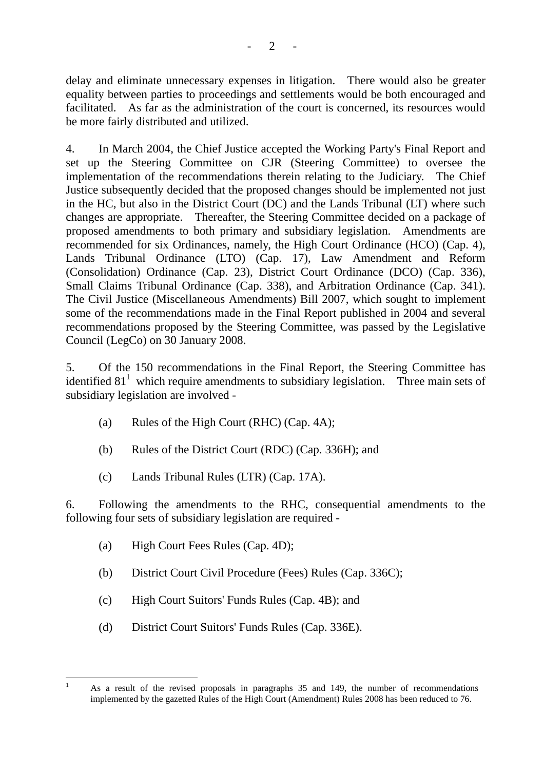delay and eliminate unnecessary expenses in litigation. There would also be greater equality between parties to proceedings and settlements would be both encouraged and facilitated. As far as the administration of the court is concerned, its resources would be more fairly distributed and utilized.

4. In March 2004, the Chief Justice accepted the Working Party's Final Report and set up the Steering Committee on CJR (Steering Committee) to oversee the implementation of the recommendations therein relating to the Judiciary. The Chief Justice subsequently decided that the proposed changes should be implemented not just in the HC, but also in the District Court (DC) and the Lands Tribunal (LT) where such changes are appropriate. Thereafter, the Steering Committee decided on a package of proposed amendments to both primary and subsidiary legislation. Amendments are recommended for six Ordinances, namely, the High Court Ordinance (HCO) (Cap. 4), Lands Tribunal Ordinance (LTO) (Cap. 17), Law Amendment and Reform (Consolidation) Ordinance (Cap. 23), District Court Ordinance (DCO) (Cap. 336), Small Claims Tribunal Ordinance (Cap. 338), and Arbitration Ordinance (Cap. 341). The Civil Justice (Miscellaneous Amendments) Bill 2007, which sought to implement some of the recommendations made in the Final Report published in 2004 and several recommendations proposed by the Steering Committee, was passed by the Legislative Council (LegCo) on 30 January 2008.

5. Of the 150 recommendations in the Final Report, the Steering Committee has identified 81[1] which require amendments to subsidiary legislation. Three main sets of subsidiary legislation are involved -

(a) Rules of the High Court (RHC) (Cap. 4A);

(b) Rules of the District Court (RDC) (Cap. 336H); and

(c) Lands Tribunal Rules (LTR) (Cap. 17A).

6. Following the amendments to the RHC, consequential amendments to the following four sets of subsidiary legislation are required -

(a) High Court Fees Rules (Cap. 4D);

(b) District Court Civil Procedure (Fees) Rules (Cap. 336C);

(c) High Court Suitors' Funds Rules (Cap. 4B); and

(d) District Court Suitors' Funds Rules (Cap. 336E).

---

[1] As a result of the revised proposals in paragraphs 35 and 149, the number of recommendations implemented by the gazetted Rules of the High Court (Amendment) Rules 2008 has been reduced to 76.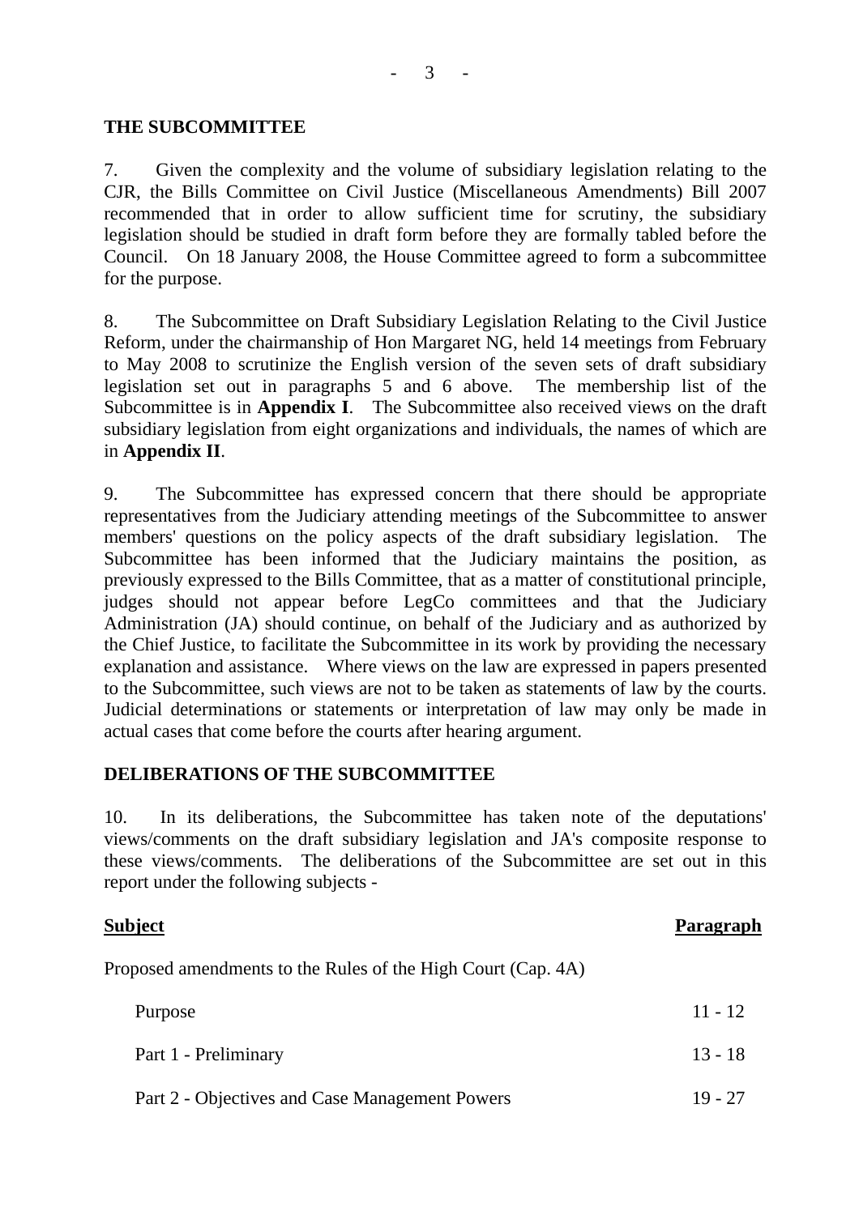## THE SUBCOMMITTEE

7. Given the complexity and the volume of subsidiary legislation relating to the CJR, the Bills Committee on Civil Justice (Miscellaneous Amendments) Bill 2007 recommended that in order to allow sufficient time for scrutiny, the subsidiary legislation should be studied in draft form before they are formally tabled before the Council. On 18 January 2008, the House Committee agreed to form a subcommittee for the purpose.

8. The Subcommittee on Draft Subsidiary Legislation Relating to the Civil Justice Reform, under the chairmanship of Hon Margaret NG, held 14 meetings from February to May 2008 to scrutinize the English version of the seven sets of draft subsidiary legislation set out in paragraphs 5 and 6 above. The membership list of the Subcommittee is in **Appendix I**. The Subcommittee also received views on the draft subsidiary legislation from eight organizations and individuals, the names of which are in **Appendix II**.

9. The Subcommittee has expressed concern that there should be appropriate representatives from the Judiciary attending meetings of the Subcommittee to answer members' questions on the policy aspects of the draft subsidiary legislation. The Subcommittee has been informed that the Judiciary maintains the position, as previously expressed to the Bills Committee, that as a matter of constitutional principle, judges should not appear before LegCo committees and that the Judiciary Administration (JA) should continue, on behalf of the Judiciary and as authorized by the Chief Justice, to facilitate the Subcommittee in its work by providing the necessary explanation and assistance. Where views on the law are expressed in papers presented to the Subcommittee, such views are not to be taken as statements of law by the courts. Judicial determinations or statements or interpretation of law may only be made in actual cases that come before the courts after hearing argument.

## DELIBERATIONS OF THE SUBCOMMITTEE

10. In its deliberations, the Subcommittee has taken note of the deputations' views/comments on the draft subsidiary legislation and JA's composite response to these views/comments. The deliberations of the Subcommittee are set out in this report under the following subjects -

| **Subject** | **Paragraph** |
|---|---|
| Proposed amendments to the Rules of the High Court (Cap. 4A) | |
| Purpose | 11 - 12 |
| Part 1 - Preliminary | 13 - 18 |
| Part 2 - Objectives and Case Management Powers | 19 - 27 |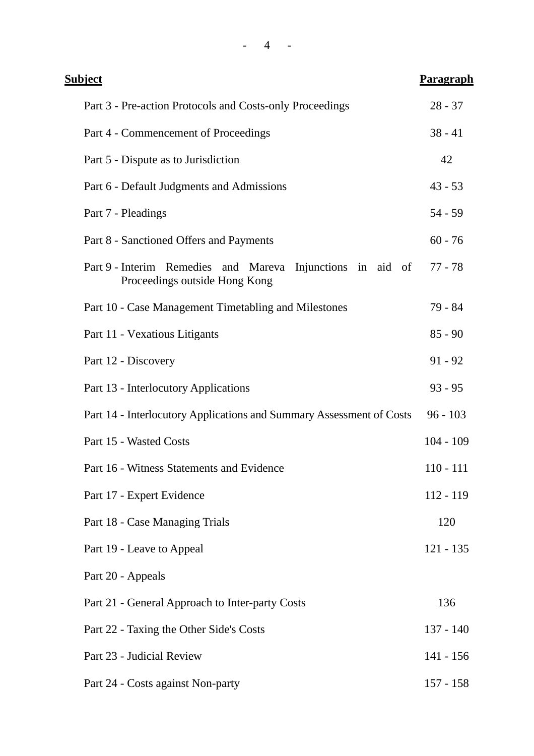| **Subject** | **Paragraph** |
|---|---|
| Part 3 - Pre-action Protocols and Costs-only Proceedings | 28 - 37 |
| Part 4 - Commencement of Proceedings | 38 - 41 |
| Part 5 - Dispute as to Jurisdiction | 42 |
| Part 6 - Default Judgments and Admissions | 43 - 53 |
| Part 7 - Pleadings | 54 - 59 |
| Part 8 - Sanctioned Offers and Payments | 60 - 76 |
| Part 9 - Interim Remedies and Mareva Injunctions in aid of Proceedings outside Hong Kong | 77 - 78 |
| Part 10 - Case Management Timetabling and Milestones | 79 - 84 |
| Part 11 - Vexatious Litigants | 85 - 90 |
| Part 12 - Discovery | 91 - 92 |
| Part 13 - Interlocutory Applications | 93 - 95 |
| Part 14 - Interlocutory Applications and Summary Assessment of Costs | 96 - 103 |
| Part 15 - Wasted Costs | 104 - 109 |
| Part 16 - Witness Statements and Evidence | 110 - 111 |
| Part 17 - Expert Evidence | 112 - 119 |
| Part 18 - Case Managing Trials | 120 |
| Part 19 - Leave to Appeal | 121 - 135 |
| Part 20 - Appeals | |
| Part 21 - General Approach to Inter-party Costs | 136 |
| Part 22 - Taxing the Other Side's Costs | 137 - 140 |
| Part 23 - Judicial Review | 141 - 156 |
| Part 24 - Costs against Non-party | 157 - 158 |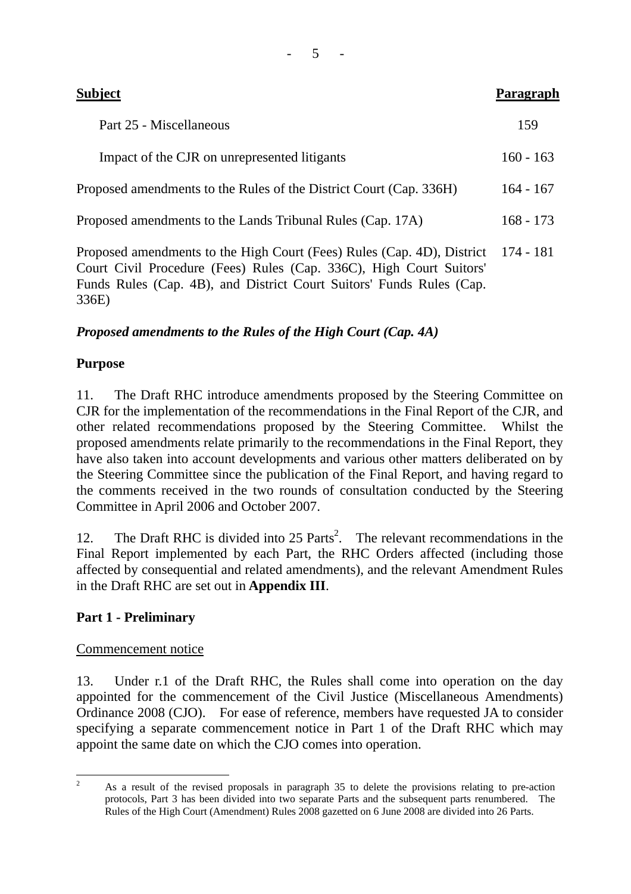| Subject | Paragraph |
|---|---|
| Part 25 - Miscellaneous | 159 |
| Impact of the CJR on unrepresented litigants | 160 - 163 |
| Proposed amendments to the Rules of the District Court (Cap. 336H) | 164 - 167 |
| Proposed amendments to the Lands Tribunal Rules (Cap. 17A) | 168 - 173 |
| Proposed amendments to the High Court (Fees) Rules (Cap. 4D), District Court Civil Procedure (Fees) Rules (Cap. 336C), High Court Suitors' Funds Rules (Cap. 4B), and District Court Suitors' Funds Rules (Cap. 336E) | 174 - 181 |

***Proposed amendments to the Rules of the High Court (Cap. 4A)***

**Purpose**

11. The Draft RHC introduce amendments proposed by the Steering Committee on CJR for the implementation of the recommendations in the Final Report of the CJR, and other related recommendations proposed by the Steering Committee. Whilst the proposed amendments relate primarily to the recommendations in the Final Report, they have also taken into account developments and various other matters deliberated on by the Steering Committee since the publication of the Final Report, and having regard to the comments received in the two rounds of consultation conducted by the Steering Committee in April 2006 and October 2007.

12. The Draft RHC is divided into 25 Parts[2]. The relevant recommendations in the Final Report implemented by each Part, the RHC Orders affected (including those affected by consequential and related amendments), and the relevant Amendment Rules in the Draft RHC are set out in **Appendix III**.

**Part 1 - Preliminary**

Commencement notice

13. Under r.1 of the Draft RHC, the Rules shall come into operation on the day appointed for the commencement of the Civil Justice (Miscellaneous Amendments) Ordinance 2008 (CJO). For ease of reference, members have requested JA to consider specifying a separate commencement notice in Part 1 of the Draft RHC which may appoint the same date on which the CJO comes into operation.

---

[2] As a result of the revised proposals in paragraph 35 to delete the provisions relating to pre-action protocols, Part 3 has been divided into two separate Parts and the subsequent parts renumbered. The Rules of the High Court (Amendment) Rules 2008 gazetted on 6 June 2008 are divided into 26 Parts.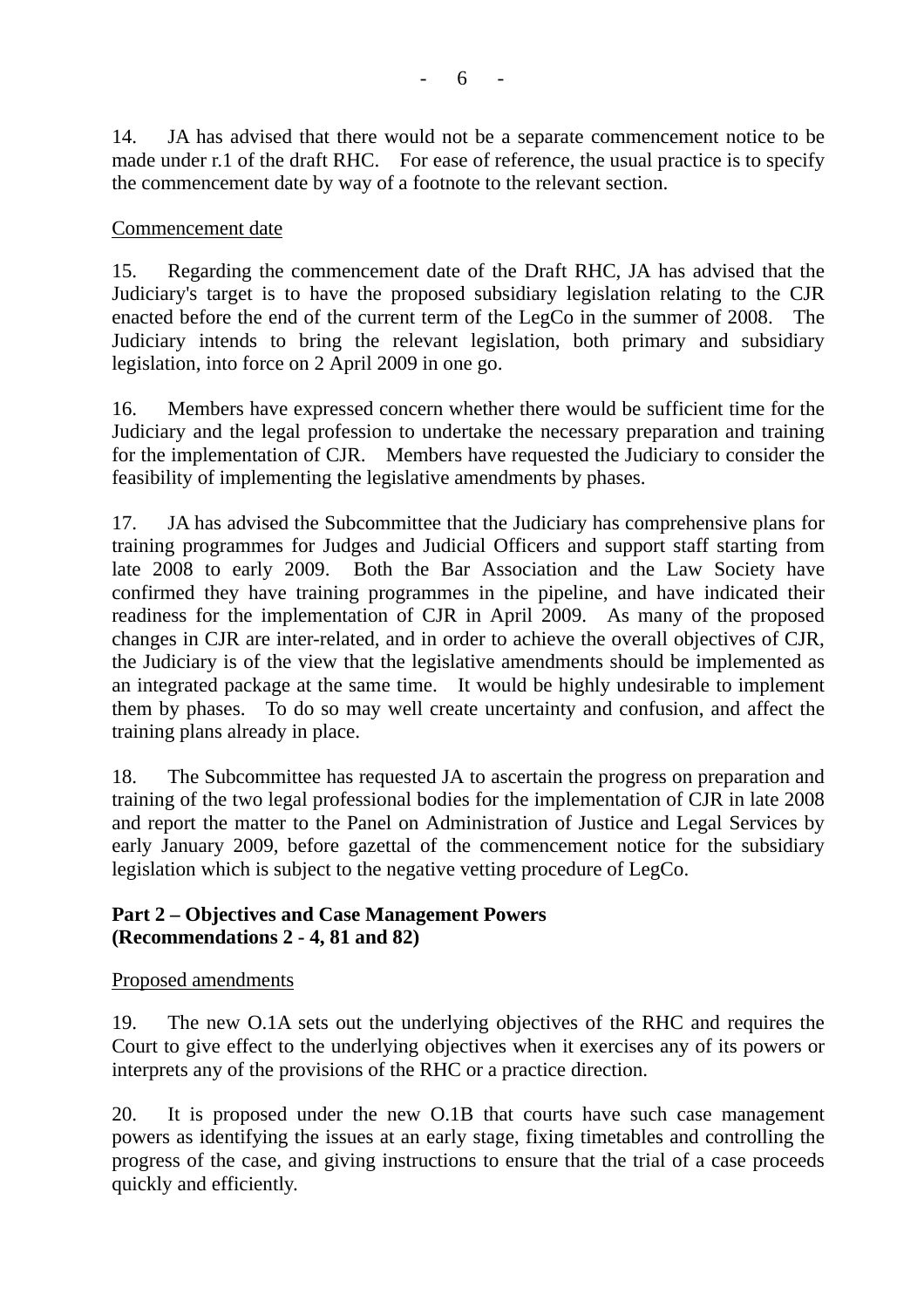14. JA has advised that there would not be a separate commencement notice to be made under r.1 of the draft RHC. For ease of reference, the usual practice is to specify the commencement date by way of a footnote to the relevant section.

<u>Commencement date</u>

15. Regarding the commencement date of the Draft RHC, JA has advised that the Judiciary's target is to have the proposed subsidiary legislation relating to the CJR enacted before the end of the current term of the LegCo in the summer of 2008. The Judiciary intends to bring the relevant legislation, both primary and subsidiary legislation, into force on 2 April 2009 in one go.

16. Members have expressed concern whether there would be sufficient time for the Judiciary and the legal profession to undertake the necessary preparation and training for the implementation of CJR. Members have requested the Judiciary to consider the feasibility of implementing the legislative amendments by phases.

17. JA has advised the Subcommittee that the Judiciary has comprehensive plans for training programmes for Judges and Judicial Officers and support staff starting from late 2008 to early 2009. Both the Bar Association and the Law Society have confirmed they have training programmes in the pipeline, and have indicated their readiness for the implementation of CJR in April 2009. As many of the proposed changes in CJR are inter-related, and in order to achieve the overall objectives of CJR, the Judiciary is of the view that the legislative amendments should be implemented as an integrated package at the same time. It would be highly undesirable to implement them by phases. To do so may well create uncertainty and confusion, and affect the training plans already in place.

18. The Subcommittee has requested JA to ascertain the progress on preparation and training of the two legal professional bodies for the implementation of CJR in late 2008 and report the matter to the Panel on Administration of Justice and Legal Services by early January 2009, before gazettal of the commencement notice for the subsidiary legislation which is subject to the negative vetting procedure of LegCo.

**Part 2 – Objectives and Case Management Powers (Recommendations 2 - 4, 81 and 82)**

<u>Proposed amendments</u>

19. The new O.1A sets out the underlying objectives of the RHC and requires the Court to give effect to the underlying objectives when it exercises any of its powers or interprets any of the provisions of the RHC or a practice direction.

20. It is proposed under the new O.1B that courts have such case management powers as identifying the issues at an early stage, fixing timetables and controlling the progress of the case, and giving instructions to ensure that the trial of a case proceeds quickly and efficiently.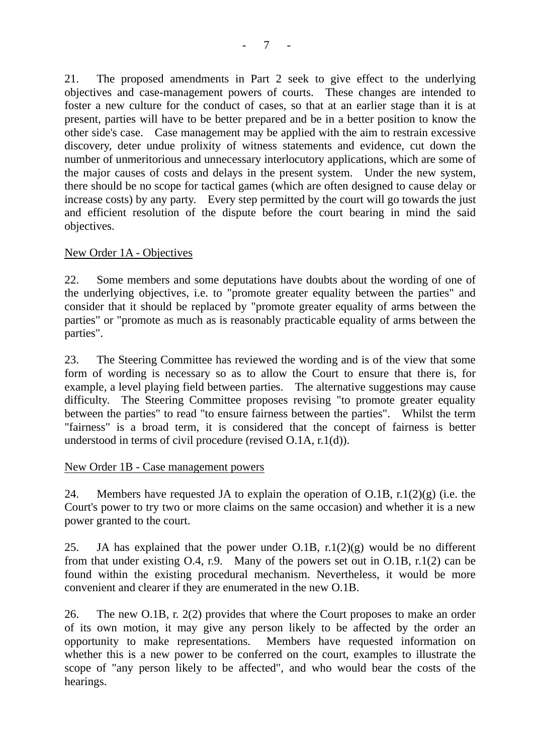21. The proposed amendments in Part 2 seek to give effect to the underlying objectives and case-management powers of courts. These changes are intended to foster a new culture for the conduct of cases, so that at an earlier stage than it is at present, parties will have to be better prepared and be in a better position to know the other side's case. Case management may be applied with the aim to restrain excessive discovery, deter undue prolixity of witness statements and evidence, cut down the number of unmeritorious and unnecessary interlocutory applications, which are some of the major causes of costs and delays in the present system. Under the new system, there should be no scope for tactical games (which are often designed to cause delay or increase costs) by any party. Every step permitted by the court will go towards the just and efficient resolution of the dispute before the court bearing in mind the said objectives.

<u>New Order 1A - Objectives</u>

22. Some members and some deputations have doubts about the wording of one of the underlying objectives, i.e. to "promote greater equality between the parties" and consider that it should be replaced by "promote greater equality of arms between the parties" or "promote as much as is reasonably practicable equality of arms between the parties".

23. The Steering Committee has reviewed the wording and is of the view that some form of wording is necessary so as to allow the Court to ensure that there is, for example, a level playing field between parties. The alternative suggestions may cause difficulty. The Steering Committee proposes revising "to promote greater equality between the parties" to read "to ensure fairness between the parties". Whilst the term "fairness" is a broad term, it is considered that the concept of fairness is better understood in terms of civil procedure (revised O.1A, r.1(d)).

<u>New Order 1B - Case management powers</u>

24. Members have requested JA to explain the operation of O.1B, r.1(2)(g) (i.e. the Court's power to try two or more claims on the same occasion) and whether it is a new power granted to the court.

25. JA has explained that the power under O.1B, r.1(2)(g) would be no different from that under existing O.4, r.9. Many of the powers set out in O.1B, r.1(2) can be found within the existing procedural mechanism. Nevertheless, it would be more convenient and clearer if they are enumerated in the new O.1B.

26. The new O.1B, r. 2(2) provides that where the Court proposes to make an order of its own motion, it may give any person likely to be affected by the order an opportunity to make representations. Members have requested information on whether this is a new power to be conferred on the court, examples to illustrate the scope of "any person likely to be affected", and who would bear the costs of the hearings.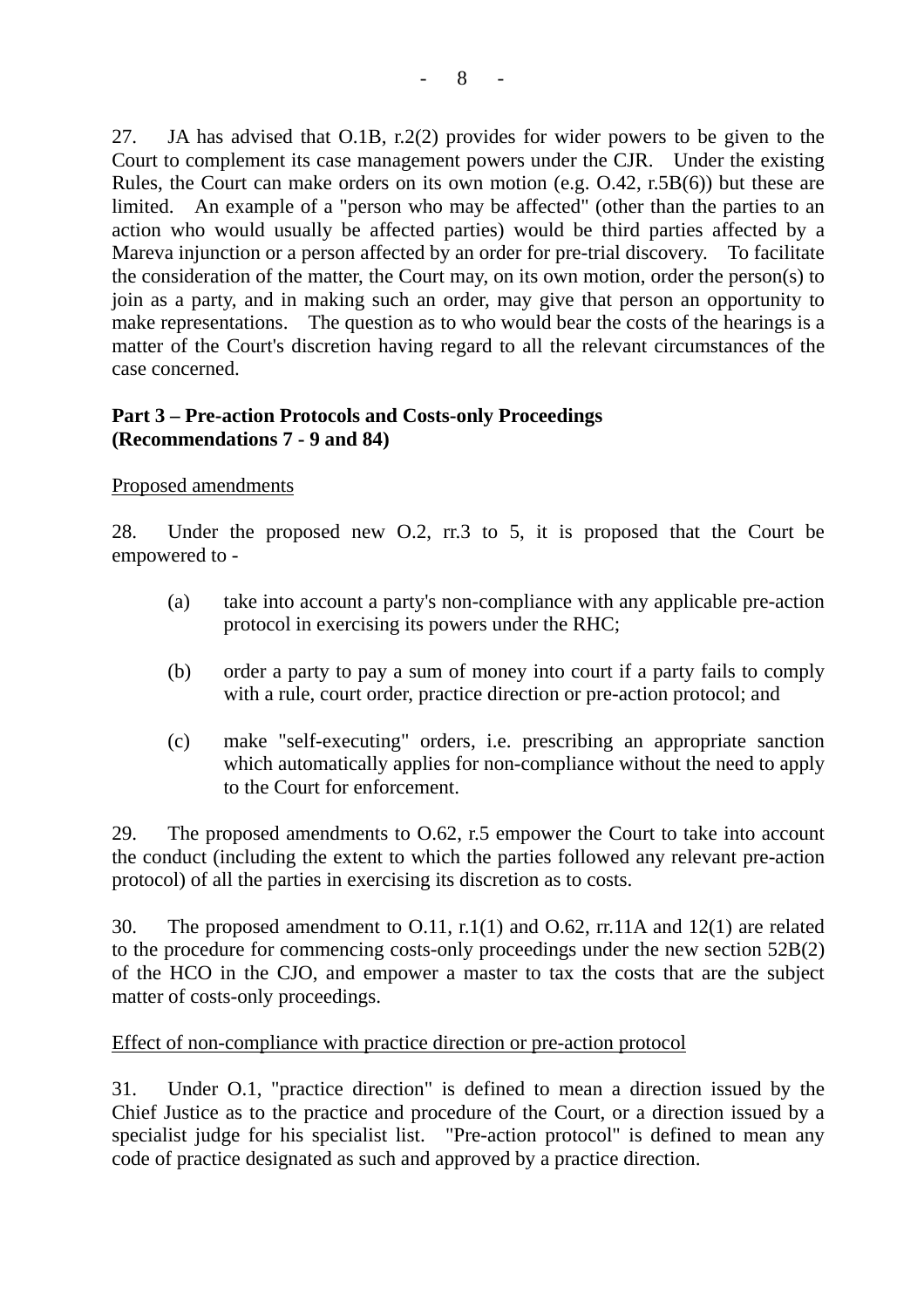27. JA has advised that O.1B, r.2(2) provides for wider powers to be given to the Court to complement its case management powers under the CJR. Under the existing Rules, the Court can make orders on its own motion (e.g. O.42, r.5B(6)) but these are limited. An example of a "person who may be affected" (other than the parties to an action who would usually be affected parties) would be third parties affected by a Mareva injunction or a person affected by an order for pre-trial discovery. To facilitate the consideration of the matter, the Court may, on its own motion, order the person(s) to join as a party, and in making such an order, may give that person an opportunity to make representations. The question as to who would bear the costs of the hearings is a matter of the Court's discretion having regard to all the relevant circumstances of the case concerned.

**Part 3 – Pre-action Protocols and Costs-only Proceedings (Recommendations 7 - 9 and 84)**

<u>Proposed amendments</u>

28. Under the proposed new O.2, rr.3 to 5, it is proposed that the Court be empowered to -

(a) take into account a party's non-compliance with any applicable pre-action protocol in exercising its powers under the RHC;

(b) order a party to pay a sum of money into court if a party fails to comply with a rule, court order, practice direction or pre-action protocol; and

(c) make "self-executing" orders, i.e. prescribing an appropriate sanction which automatically applies for non-compliance without the need to apply to the Court for enforcement.

29. The proposed amendments to O.62, r.5 empower the Court to take into account the conduct (including the extent to which the parties followed any relevant pre-action protocol) of all the parties in exercising its discretion as to costs.

30. The proposed amendment to O.11, r.1(1) and O.62, rr.11A and 12(1) are related to the procedure for commencing costs-only proceedings under the new section 52B(2) of the HCO in the CJO, and empower a master to tax the costs that are the subject matter of costs-only proceedings.

<u>Effect of non-compliance with practice direction or pre-action protocol</u>

31. Under O.1, "practice direction" is defined to mean a direction issued by the Chief Justice as to the practice and procedure of the Court, or a direction issued by a specialist judge for his specialist list. "Pre-action protocol" is defined to mean any code of practice designated as such and approved by a practice direction.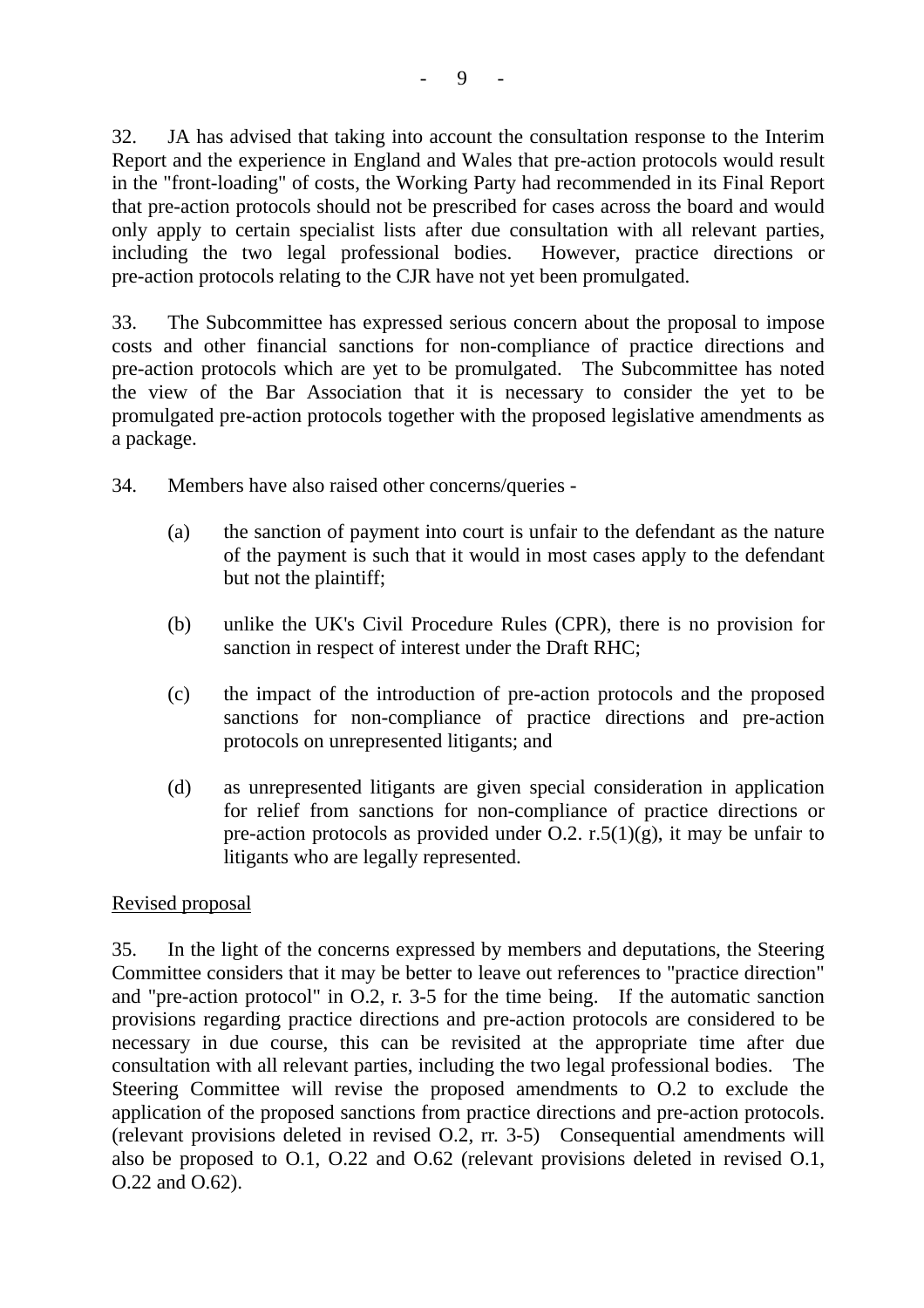32. JA has advised that taking into account the consultation response to the Interim Report and the experience in England and Wales that pre-action protocols would result in the "front-loading" of costs, the Working Party had recommended in its Final Report that pre-action protocols should not be prescribed for cases across the board and would only apply to certain specialist lists after due consultation with all relevant parties, including the two legal professional bodies. However, practice directions or pre-action protocols relating to the CJR have not yet been promulgated.

33. The Subcommittee has expressed serious concern about the proposal to impose costs and other financial sanctions for non-compliance of practice directions and pre-action protocols which are yet to be promulgated. The Subcommittee has noted the view of the Bar Association that it is necessary to consider the yet to be promulgated pre-action protocols together with the proposed legislative amendments as a package.

34. Members have also raised other concerns/queries -

(a) the sanction of payment into court is unfair to the defendant as the nature of the payment is such that it would in most cases apply to the defendant but not the plaintiff;

(b) unlike the UK's Civil Procedure Rules (CPR), there is no provision for sanction in respect of interest under the Draft RHC;

(c) the impact of the introduction of pre-action protocols and the proposed sanctions for non-compliance of practice directions and pre-action protocols on unrepresented litigants; and

(d) as unrepresented litigants are given special consideration in application for relief from sanctions for non-compliance of practice directions or pre-action protocols as provided under O.2. r.5(1)(g), it may be unfair to litigants who are legally represented.

<u>Revised proposal</u>

35. In the light of the concerns expressed by members and deputations, the Steering Committee considers that it may be better to leave out references to "practice direction" and "pre-action protocol" in O.2, r. 3-5 for the time being. If the automatic sanction provisions regarding practice directions and pre-action protocols are considered to be necessary in due course, this can be revisited at the appropriate time after due consultation with all relevant parties, including the two legal professional bodies. The Steering Committee will revise the proposed amendments to O.2 to exclude the application of the proposed sanctions from practice directions and pre-action protocols. (relevant provisions deleted in revised O.2, rr. 3-5) Consequential amendments will also be proposed to O.1, O.22 and O.62 (relevant provisions deleted in revised O.1, O.22 and O.62).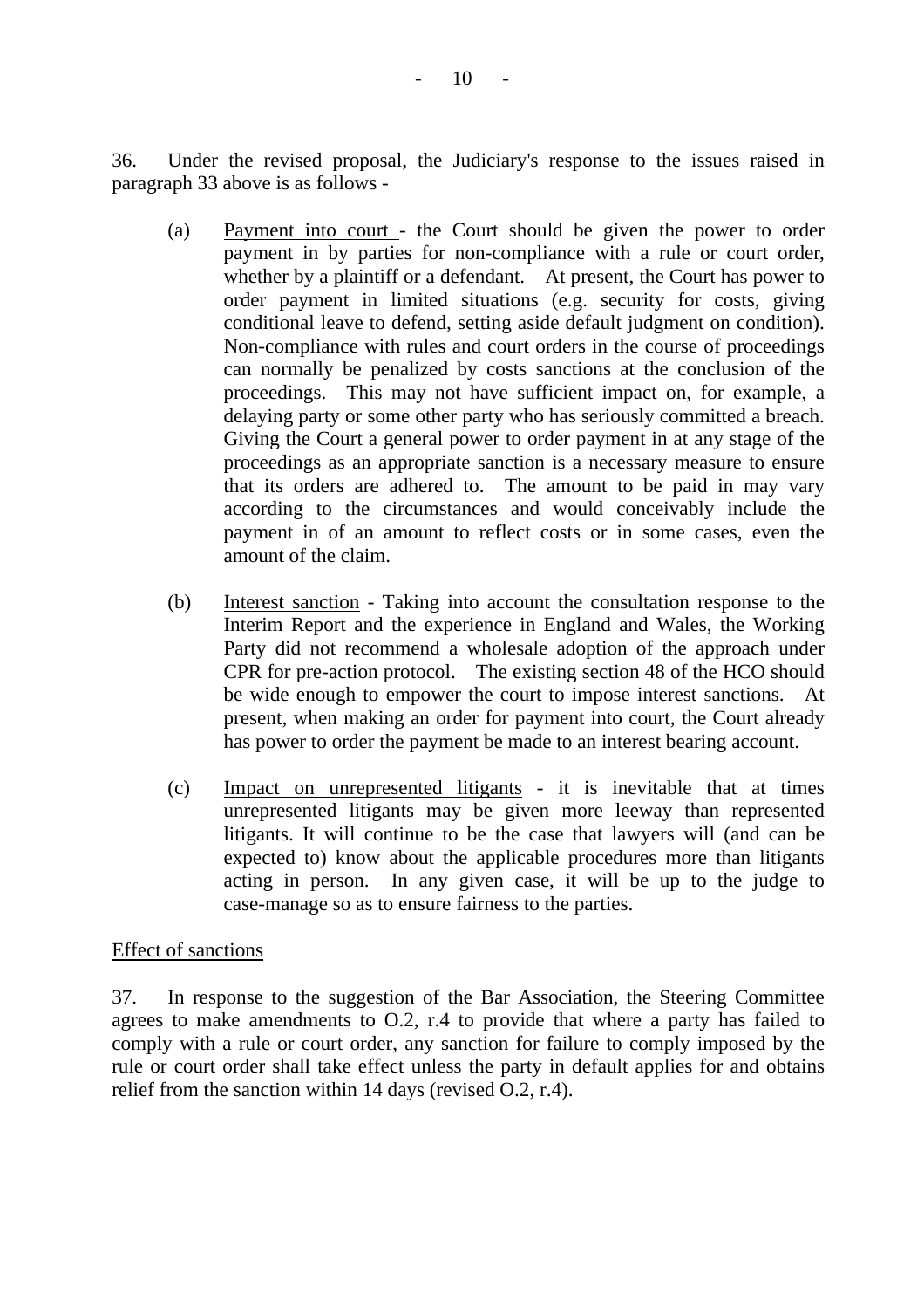36. Under the revised proposal, the Judiciary's response to the issues raised in paragraph 33 above is as follows -

(a) Payment into court - the Court should be given the power to order payment in by parties for non-compliance with a rule or court order, whether by a plaintiff or a defendant. At present, the Court has power to order payment in limited situations (e.g. security for costs, giving conditional leave to defend, setting aside default judgment on condition). Non-compliance with rules and court orders in the course of proceedings can normally be penalized by costs sanctions at the conclusion of the proceedings. This may not have sufficient impact on, for example, a delaying party or some other party who has seriously committed a breach. Giving the Court a general power to order payment in at any stage of the proceedings as an appropriate sanction is a necessary measure to ensure that its orders are adhered to. The amount to be paid in may vary according to the circumstances and would conceivably include the payment in of an amount to reflect costs or in some cases, even the amount of the claim.

(b) Interest sanction - Taking into account the consultation response to the Interim Report and the experience in England and Wales, the Working Party did not recommend a wholesale adoption of the approach under CPR for pre-action protocol. The existing section 48 of the HCO should be wide enough to empower the court to impose interest sanctions. At present, when making an order for payment into court, the Court already has power to order the payment be made to an interest bearing account.

(c) Impact on unrepresented litigants - it is inevitable that at times unrepresented litigants may be given more leeway than represented litigants. It will continue to be the case that lawyers will (and can be expected to) know about the applicable procedures more than litigants acting in person. In any given case, it will be up to the judge to case-manage so as to ensure fairness to the parties.

Effect of sanctions

37. In response to the suggestion of the Bar Association, the Steering Committee agrees to make amendments to O.2, r.4 to provide that where a party has failed to comply with a rule or court order, any sanction for failure to comply imposed by the rule or court order shall take effect unless the party in default applies for and obtains relief from the sanction within 14 days (revised O.2, r.4).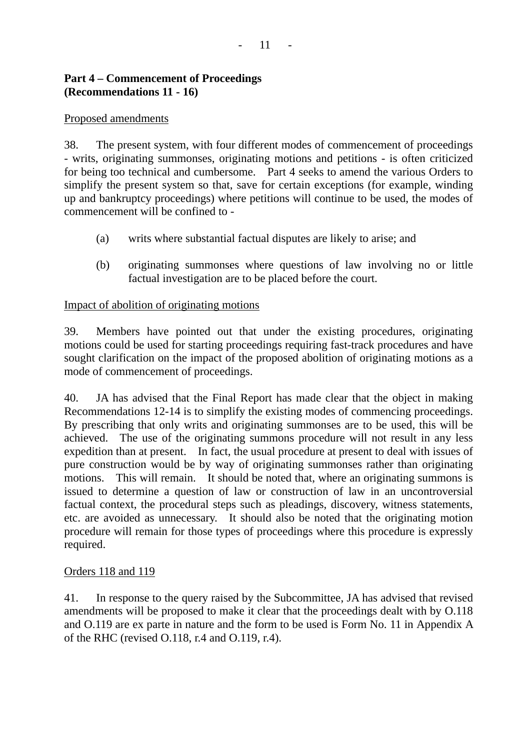**Part 4 – Commencement of Proceedings (Recommendations 11 - 16)**

Proposed amendments

38. The present system, with four different modes of commencement of proceedings - writs, originating summonses, originating motions and petitions - is often criticized for being too technical and cumbersome. Part 4 seeks to amend the various Orders to simplify the present system so that, save for certain exceptions (for example, winding up and bankruptcy proceedings) where petitions will continue to be used, the modes of commencement will be confined to -

(a) writs where substantial factual disputes are likely to arise; and

(b) originating summonses where questions of law involving no or little factual investigation are to be placed before the court.

Impact of abolition of originating motions

39. Members have pointed out that under the existing procedures, originating motions could be used for starting proceedings requiring fast-track procedures and have sought clarification on the impact of the proposed abolition of originating motions as a mode of commencement of proceedings.

40. JA has advised that the Final Report has made clear that the object in making Recommendations 12-14 is to simplify the existing modes of commencing proceedings. By prescribing that only writs and originating summonses are to be used, this will be achieved. The use of the originating summons procedure will not result in any less expedition than at present. In fact, the usual procedure at present to deal with issues of pure construction would be by way of originating summonses rather than originating motions. This will remain. It should be noted that, where an originating summons is issued to determine a question of law or construction of law in an uncontroversial factual context, the procedural steps such as pleadings, discovery, witness statements, etc. are avoided as unnecessary. It should also be noted that the originating motion procedure will remain for those types of proceedings where this procedure is expressly required.

Orders 118 and 119

41. In response to the query raised by the Subcommittee, JA has advised that revised amendments will be proposed to make it clear that the proceedings dealt with by O.118 and O.119 are ex parte in nature and the form to be used is Form No. 11 in Appendix A of the RHC (revised O.118, r.4 and O.119, r.4).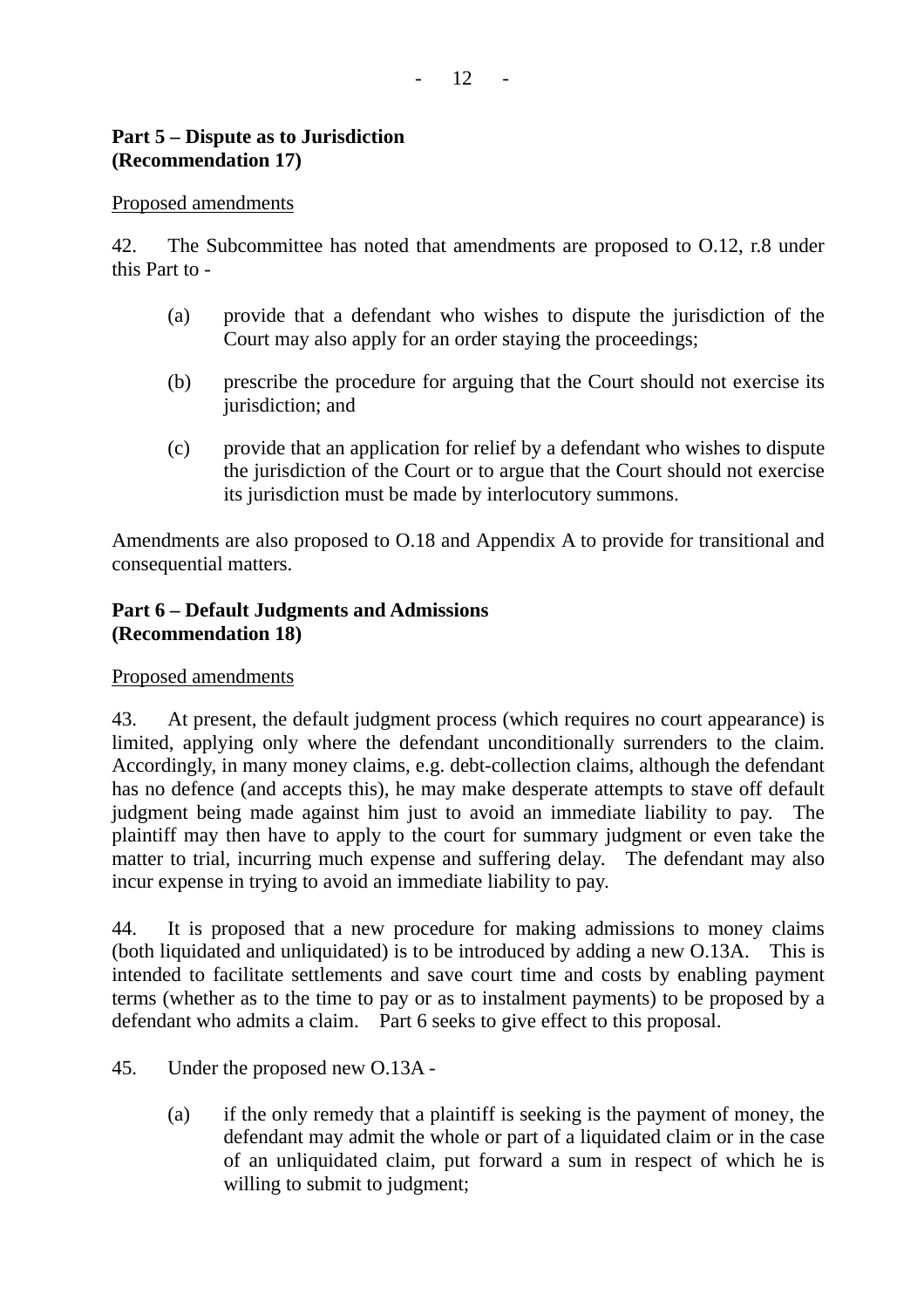**Part 5 – Dispute as to Jurisdiction**
**(Recommendation 17)**

<u>Proposed amendments</u>

42. The Subcommittee has noted that amendments are proposed to O.12, r.8 under this Part to -

(a) provide that a defendant who wishes to dispute the jurisdiction of the Court may also apply for an order staying the proceedings;

(b) prescribe the procedure for arguing that the Court should not exercise its jurisdiction; and

(c) provide that an application for relief by a defendant who wishes to dispute the jurisdiction of the Court or to argue that the Court should not exercise its jurisdiction must be made by interlocutory summons.

Amendments are also proposed to O.18 and Appendix A to provide for transitional and consequential matters.

**Part 6 – Default Judgments and Admissions**
**(Recommendation 18)**

<u>Proposed amendments</u>

43. At present, the default judgment process (which requires no court appearance) is limited, applying only where the defendant unconditionally surrenders to the claim. Accordingly, in many money claims, e.g. debt-collection claims, although the defendant has no defence (and accepts this), he may make desperate attempts to stave off default judgment being made against him just to avoid an immediate liability to pay. The plaintiff may then have to apply to the court for summary judgment or even take the matter to trial, incurring much expense and suffering delay. The defendant may also incur expense in trying to avoid an immediate liability to pay.

44. It is proposed that a new procedure for making admissions to money claims (both liquidated and unliquidated) is to be introduced by adding a new O.13A. This is intended to facilitate settlements and save court time and costs by enabling payment terms (whether as to the time to pay or as to instalment payments) to be proposed by a defendant who admits a claim. Part 6 seeks to give effect to this proposal.

45. Under the proposed new O.13A -

(a) if the only remedy that a plaintiff is seeking is the payment of money, the defendant may admit the whole or part of a liquidated claim or in the case of an unliquidated claim, put forward a sum in respect of which he is willing to submit to judgment;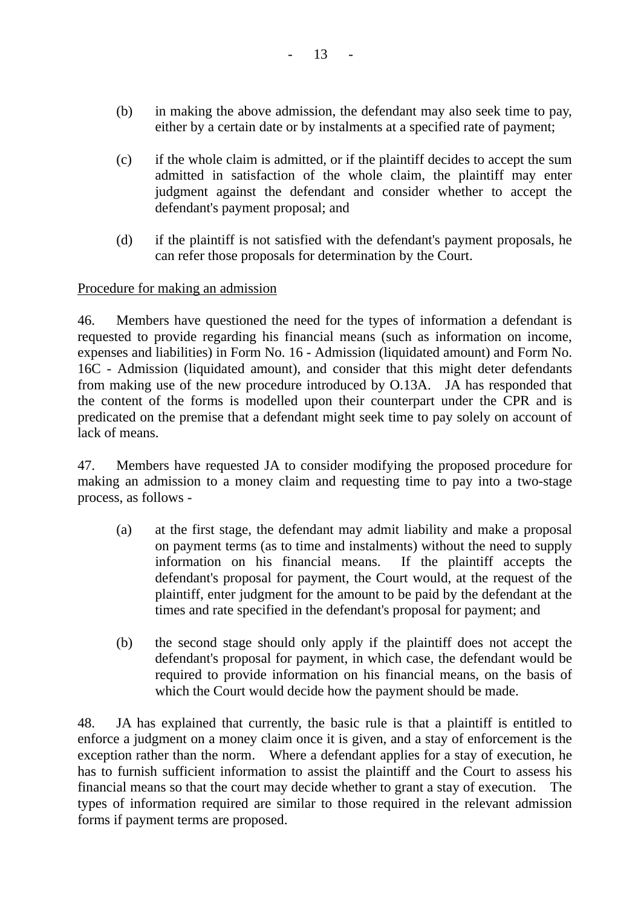(b) in making the above admission, the defendant may also seek time to pay, either by a certain date or by instalments at a specified rate of payment;

(c) if the whole claim is admitted, or if the plaintiff decides to accept the sum admitted in satisfaction of the whole claim, the plaintiff may enter judgment against the defendant and consider whether to accept the defendant's payment proposal; and

(d) if the plaintiff is not satisfied with the defendant's payment proposals, he can refer those proposals for determination by the Court.

<u>Procedure for making an admission</u>

46. Members have questioned the need for the types of information a defendant is requested to provide regarding his financial means (such as information on income, expenses and liabilities) in Form No. 16 - Admission (liquidated amount) and Form No. 16C - Admission (liquidated amount), and consider that this might deter defendants from making use of the new procedure introduced by O.13A. JA has responded that the content of the forms is modelled upon their counterpart under the CPR and is predicated on the premise that a defendant might seek time to pay solely on account of lack of means.

47. Members have requested JA to consider modifying the proposed procedure for making an admission to a money claim and requesting time to pay into a two-stage process, as follows -

(a) at the first stage, the defendant may admit liability and make a proposal on payment terms (as to time and instalments) without the need to supply information on his financial means. If the plaintiff accepts the defendant's proposal for payment, the Court would, at the request of the plaintiff, enter judgment for the amount to be paid by the defendant at the times and rate specified in the defendant's proposal for payment; and

(b) the second stage should only apply if the plaintiff does not accept the defendant's proposal for payment, in which case, the defendant would be required to provide information on his financial means, on the basis of which the Court would decide how the payment should be made.

48. JA has explained that currently, the basic rule is that a plaintiff is entitled to enforce a judgment on a money claim once it is given, and a stay of enforcement is the exception rather than the norm. Where a defendant applies for a stay of execution, he has to furnish sufficient information to assist the plaintiff and the Court to assess his financial means so that the court may decide whether to grant a stay of execution. The types of information required are similar to those required in the relevant admission forms if payment terms are proposed.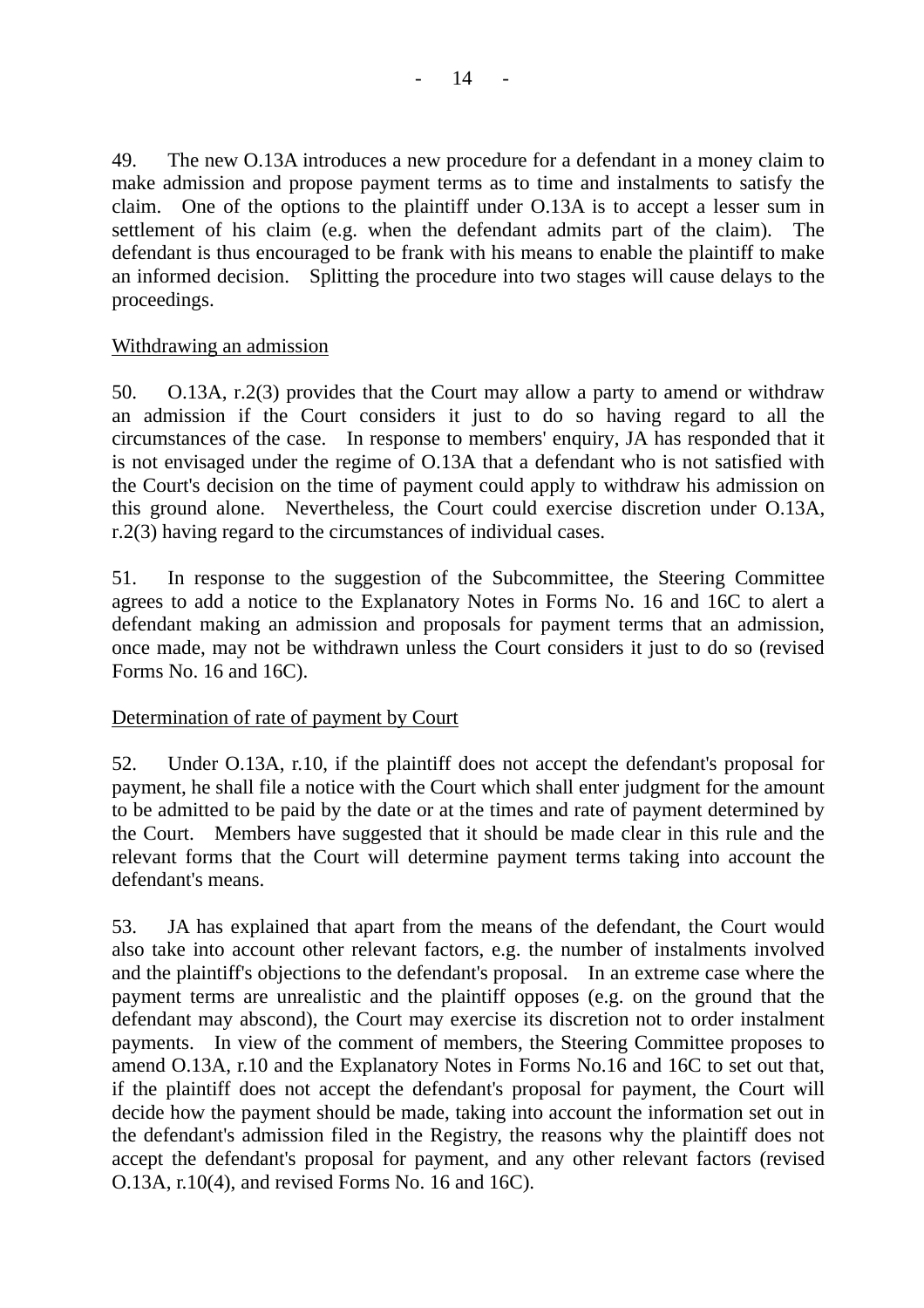49. The new O.13A introduces a new procedure for a defendant in a money claim to make admission and propose payment terms as to time and instalments to satisfy the claim. One of the options to the plaintiff under O.13A is to accept a lesser sum in settlement of his claim (e.g. when the defendant admits part of the claim). The defendant is thus encouraged to be frank with his means to enable the plaintiff to make an informed decision. Splitting the procedure into two stages will cause delays to the proceedings.

Withdrawing an admission

50. O.13A, r.2(3) provides that the Court may allow a party to amend or withdraw an admission if the Court considers it just to do so having regard to all the circumstances of the case. In response to members' enquiry, JA has responded that it is not envisaged under the regime of O.13A that a defendant who is not satisfied with the Court's decision on the time of payment could apply to withdraw his admission on this ground alone. Nevertheless, the Court could exercise discretion under O.13A, r.2(3) having regard to the circumstances of individual cases.

51. In response to the suggestion of the Subcommittee, the Steering Committee agrees to add a notice to the Explanatory Notes in Forms No. 16 and 16C to alert a defendant making an admission and proposals for payment terms that an admission, once made, may not be withdrawn unless the Court considers it just to do so (revised Forms No. 16 and 16C).

Determination of rate of payment by Court

52. Under O.13A, r.10, if the plaintiff does not accept the defendant's proposal for payment, he shall file a notice with the Court which shall enter judgment for the amount to be admitted to be paid by the date or at the times and rate of payment determined by the Court. Members have suggested that it should be made clear in this rule and the relevant forms that the Court will determine payment terms taking into account the defendant's means.

53. JA has explained that apart from the means of the defendant, the Court would also take into account other relevant factors, e.g. the number of instalments involved and the plaintiff's objections to the defendant's proposal. In an extreme case where the payment terms are unrealistic and the plaintiff opposes (e.g. on the ground that the defendant may abscond), the Court may exercise its discretion not to order instalment payments. In view of the comment of members, the Steering Committee proposes to amend O.13A, r.10 and the Explanatory Notes in Forms No.16 and 16C to set out that, if the plaintiff does not accept the defendant's proposal for payment, the Court will decide how the payment should be made, taking into account the information set out in the defendant's admission filed in the Registry, the reasons why the plaintiff does not accept the defendant's proposal for payment, and any other relevant factors (revised O.13A, r.10(4), and revised Forms No. 16 and 16C).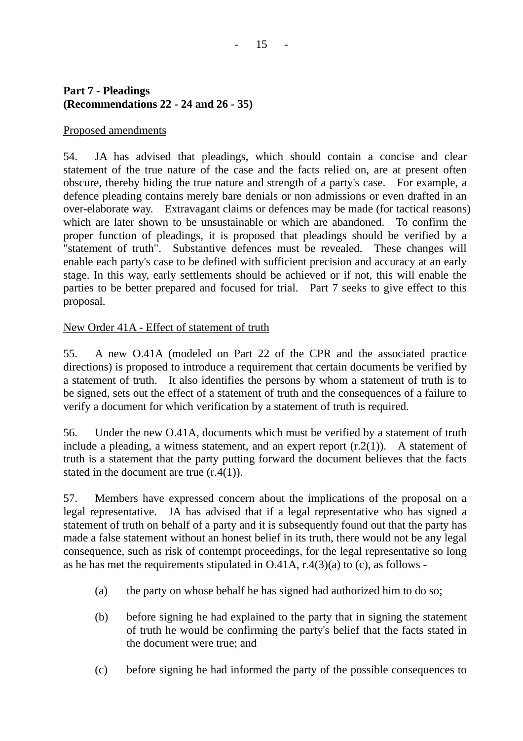**Part 7 - Pleadings**
**(Recommendations 22 - 24 and 26 - 35)**

Proposed amendments

54. JA has advised that pleadings, which should contain a concise and clear statement of the true nature of the case and the facts relied on, are at present often obscure, thereby hiding the true nature and strength of a party's case. For example, a defence pleading contains merely bare denials or non admissions or even drafted in an over-elaborate way. Extravagant claims or defences may be made (for tactical reasons) which are later shown to be unsustainable or which are abandoned. To confirm the proper function of pleadings, it is proposed that pleadings should be verified by a "statement of truth". Substantive defences must be revealed. These changes will enable each party's case to be defined with sufficient precision and accuracy at an early stage. In this way, early settlements should be achieved or if not, this will enable the parties to be better prepared and focused for trial. Part 7 seeks to give effect to this proposal.

New Order 41A - Effect of statement of truth

55. A new O.41A (modeled on Part 22 of the CPR and the associated practice directions) is proposed to introduce a requirement that certain documents be verified by a statement of truth. It also identifies the persons by whom a statement of truth is to be signed, sets out the effect of a statement of truth and the consequences of a failure to verify a document for which verification by a statement of truth is required.

56. Under the new O.41A, documents which must be verified by a statement of truth include a pleading, a witness statement, and an expert report (r.2(1)). A statement of truth is a statement that the party putting forward the document believes that the facts stated in the document are true (r.4(1)).

57. Members have expressed concern about the implications of the proposal on a legal representative. JA has advised that if a legal representative who has signed a statement of truth on behalf of a party and it is subsequently found out that the party has made a false statement without an honest belief in its truth, there would not be any legal consequence, such as risk of contempt proceedings, for the legal representative so long as he has met the requirements stipulated in O.41A, r.4(3)(a) to (c), as follows -

(a) the party on whose behalf he has signed had authorized him to do so;

(b) before signing he had explained to the party that in signing the statement of truth he would be confirming the party's belief that the facts stated in the document were true; and

(c) before signing he had informed the party of the possible consequences to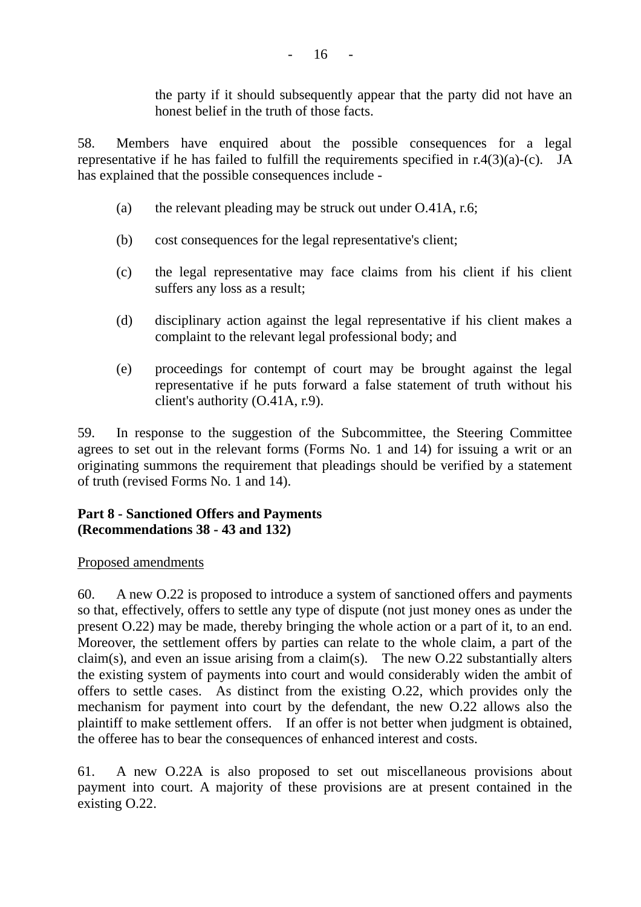the party if it should subsequently appear that the party did not have an honest belief in the truth of those facts.

58. Members have enquired about the possible consequences for a legal representative if he has failed to fulfill the requirements specified in r.4(3)(a)-(c). JA has explained that the possible consequences include -

(a) the relevant pleading may be struck out under O.41A, r.6;

(b) cost consequences for the legal representative's client;

(c) the legal representative may face claims from his client if his client suffers any loss as a result;

(d) disciplinary action against the legal representative if his client makes a complaint to the relevant legal professional body; and

(e) proceedings for contempt of court may be brought against the legal representative if he puts forward a false statement of truth without his client's authority (O.41A, r.9).

59. In response to the suggestion of the Subcommittee, the Steering Committee agrees to set out in the relevant forms (Forms No. 1 and 14) for issuing a writ or an originating summons the requirement that pleadings should be verified by a statement of truth (revised Forms No. 1 and 14).

**Part 8 - Sanctioned Offers and Payments**
**(Recommendations 38 - 43 and 132)**

Proposed amendments

60. A new O.22 is proposed to introduce a system of sanctioned offers and payments so that, effectively, offers to settle any type of dispute (not just money ones as under the present O.22) may be made, thereby bringing the whole action or a part of it, to an end. Moreover, the settlement offers by parties can relate to the whole claim, a part of the claim(s), and even an issue arising from a claim(s). The new O.22 substantially alters the existing system of payments into court and would considerably widen the ambit of offers to settle cases. As distinct from the existing O.22, which provides only the mechanism for payment into court by the defendant, the new O.22 allows also the plaintiff to make settlement offers. If an offer is not better when judgment is obtained, the offeree has to bear the consequences of enhanced interest and costs.

61. A new O.22A is also proposed to set out miscellaneous provisions about payment into court. A majority of these provisions are at present contained in the existing O.22.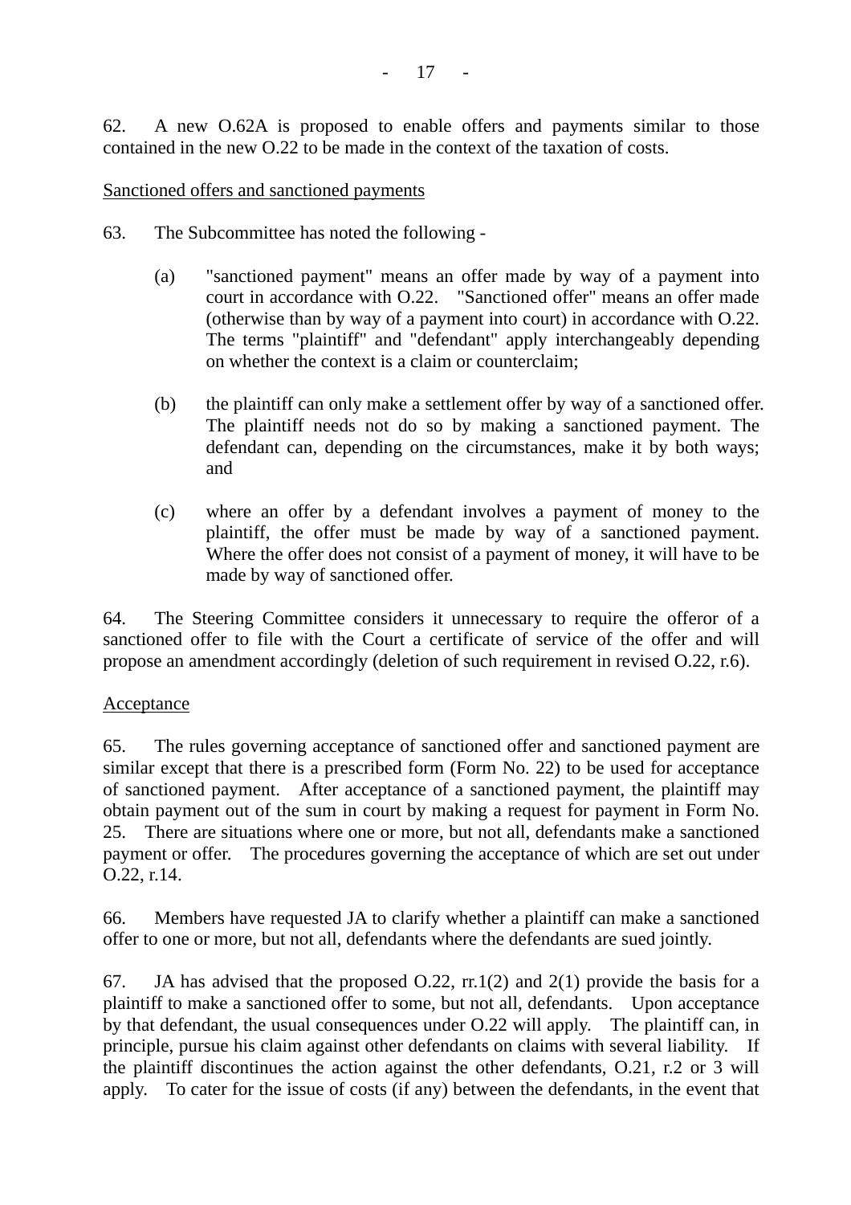62. A new O.62A is proposed to enable offers and payments similar to those contained in the new O.22 to be made in the context of the taxation of costs.

Sanctioned offers and sanctioned payments

63. The Subcommittee has noted the following -

(a) "sanctioned payment" means an offer made by way of a payment into court in accordance with O.22. "Sanctioned offer" means an offer made (otherwise than by way of a payment into court) in accordance with O.22. The terms "plaintiff" and "defendant" apply interchangeably depending on whether the context is a claim or counterclaim;

(b) the plaintiff can only make a settlement offer by way of a sanctioned offer. The plaintiff needs not do so by making a sanctioned payment. The defendant can, depending on the circumstances, make it by both ways; and

(c) where an offer by a defendant involves a payment of money to the plaintiff, the offer must be made by way of a sanctioned payment. Where the offer does not consist of a payment of money, it will have to be made by way of sanctioned offer.

64. The Steering Committee considers it unnecessary to require the offeror of a sanctioned offer to file with the Court a certificate of service of the offer and will propose an amendment accordingly (deletion of such requirement in revised O.22, r.6).

Acceptance

65. The rules governing acceptance of sanctioned offer and sanctioned payment are similar except that there is a prescribed form (Form No. 22) to be used for acceptance of sanctioned payment. After acceptance of a sanctioned payment, the plaintiff may obtain payment out of the sum in court by making a request for payment in Form No. 25. There are situations where one or more, but not all, defendants make a sanctioned payment or offer. The procedures governing the acceptance of which are set out under O.22, r.14.

66. Members have requested JA to clarify whether a plaintiff can make a sanctioned offer to one or more, but not all, defendants where the defendants are sued jointly.

67. JA has advised that the proposed O.22, rr.1(2) and 2(1) provide the basis for a plaintiff to make a sanctioned offer to some, but not all, defendants. Upon acceptance by that defendant, the usual consequences under O.22 will apply. The plaintiff can, in principle, pursue his claim against other defendants on claims with several liability. If the plaintiff discontinues the action against the other defendants, O.21, r.2 or 3 will apply. To cater for the issue of costs (if any) between the defendants, in the event that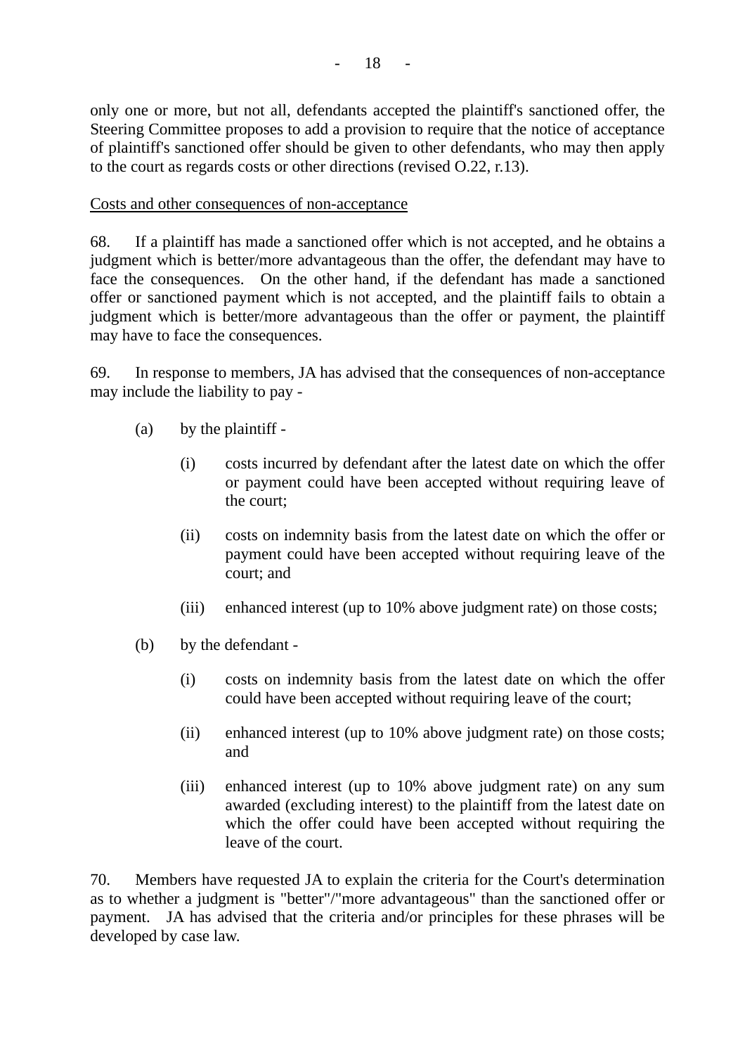only one or more, but not all, defendants accepted the plaintiff's sanctioned offer, the Steering Committee proposes to add a provision to require that the notice of acceptance of plaintiff's sanctioned offer should be given to other defendants, who may then apply to the court as regards costs or other directions (revised O.22, r.13).

<u>Costs and other consequences of non-acceptance</u>

68. If a plaintiff has made a sanctioned offer which is not accepted, and he obtains a judgment which is better/more advantageous than the offer, the defendant may have to face the consequences. On the other hand, if the defendant has made a sanctioned offer or sanctioned payment which is not accepted, and the plaintiff fails to obtain a judgment which is better/more advantageous than the offer or payment, the plaintiff may have to face the consequences.

69. In response to members, JA has advised that the consequences of non-acceptance may include the liability to pay -

- (a) by the plaintiff -
  - (i) costs incurred by defendant after the latest date on which the offer or payment could have been accepted without requiring leave of the court;
  - (ii) costs on indemnity basis from the latest date on which the offer or payment could have been accepted without requiring leave of the court; and
  - (iii) enhanced interest (up to 10% above judgment rate) on those costs;
- (b) by the defendant -
  - (i) costs on indemnity basis from the latest date on which the offer could have been accepted without requiring leave of the court;
  - (ii) enhanced interest (up to 10% above judgment rate) on those costs; and
  - (iii) enhanced interest (up to 10% above judgment rate) on any sum awarded (excluding interest) to the plaintiff from the latest date on which the offer could have been accepted without requiring the leave of the court.

70. Members have requested JA to explain the criteria for the Court's determination as to whether a judgment is "better"/"more advantageous" than the sanctioned offer or payment. JA has advised that the criteria and/or principles for these phrases will be developed by case law.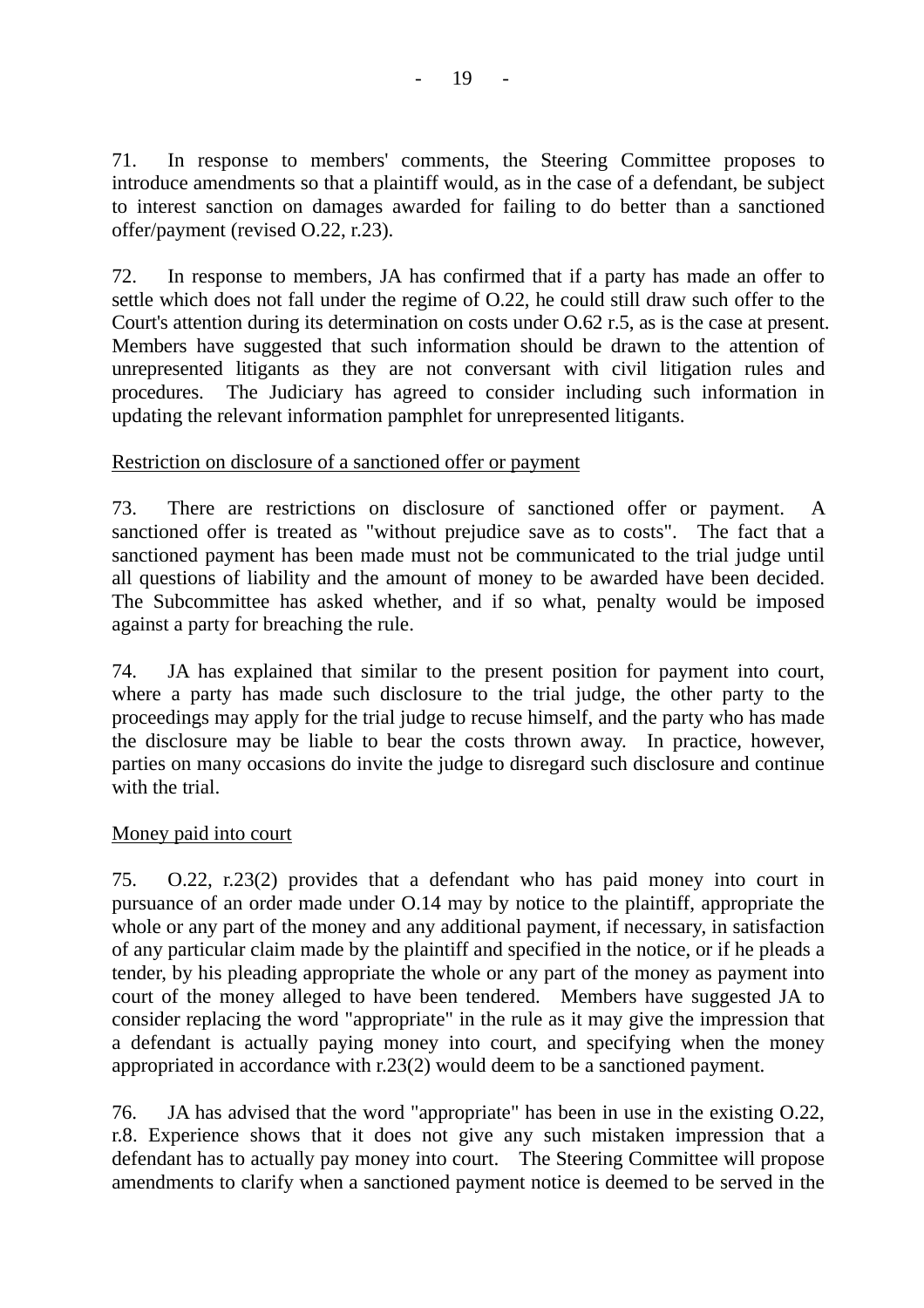71. In response to members' comments, the Steering Committee proposes to introduce amendments so that a plaintiff would, as in the case of a defendant, be subject to interest sanction on damages awarded for failing to do better than a sanctioned offer/payment (revised O.22, r.23).

72. In response to members, JA has confirmed that if a party has made an offer to settle which does not fall under the regime of O.22, he could still draw such offer to the Court's attention during its determination on costs under O.62 r.5, as is the case at present. Members have suggested that such information should be drawn to the attention of unrepresented litigants as they are not conversant with civil litigation rules and procedures. The Judiciary has agreed to consider including such information in updating the relevant information pamphlet for unrepresented litigants.

Restriction on disclosure of a sanctioned offer or payment

73. There are restrictions on disclosure of sanctioned offer or payment. A sanctioned offer is treated as "without prejudice save as to costs". The fact that a sanctioned payment has been made must not be communicated to the trial judge until all questions of liability and the amount of money to be awarded have been decided. The Subcommittee has asked whether, and if so what, penalty would be imposed against a party for breaching the rule.

74. JA has explained that similar to the present position for payment into court, where a party has made such disclosure to the trial judge, the other party to the proceedings may apply for the trial judge to recuse himself, and the party who has made the disclosure may be liable to bear the costs thrown away. In practice, however, parties on many occasions do invite the judge to disregard such disclosure and continue with the trial.

Money paid into court

75. O.22, r.23(2) provides that a defendant who has paid money into court in pursuance of an order made under O.14 may by notice to the plaintiff, appropriate the whole or any part of the money and any additional payment, if necessary, in satisfaction of any particular claim made by the plaintiff and specified in the notice, or if he pleads a tender, by his pleading appropriate the whole or any part of the money as payment into court of the money alleged to have been tendered. Members have suggested JA to consider replacing the word "appropriate" in the rule as it may give the impression that a defendant is actually paying money into court, and specifying when the money appropriated in accordance with r.23(2) would deem to be a sanctioned payment.

76. JA has advised that the word "appropriate" has been in use in the existing O.22, r.8. Experience shows that it does not give any such mistaken impression that a defendant has to actually pay money into court. The Steering Committee will propose amendments to clarify when a sanctioned payment notice is deemed to be served in the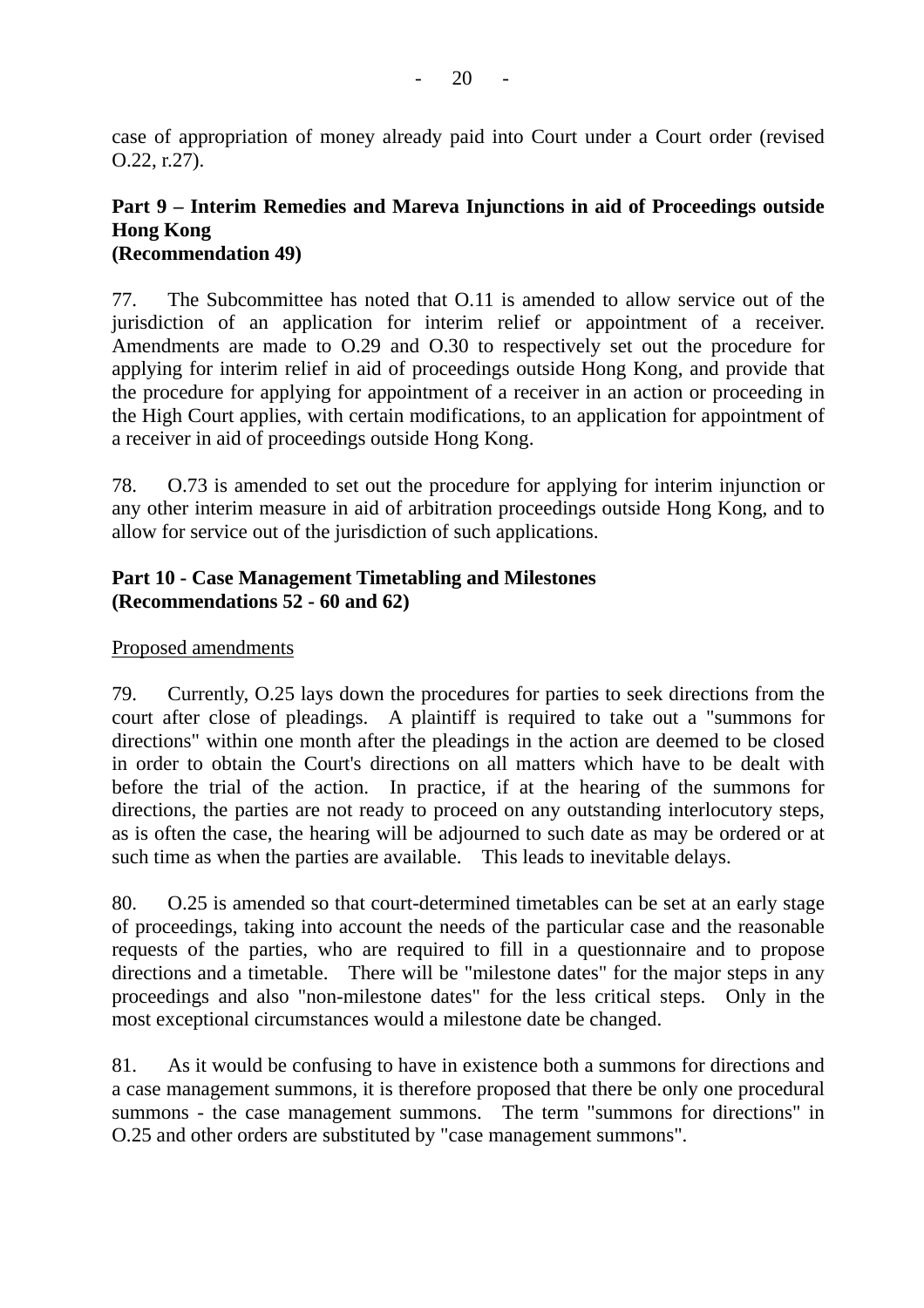case of appropriation of money already paid into Court under a Court order (revised O.22, r.27).

**Part 9 – Interim Remedies and Mareva Injunctions in aid of Proceedings outside Hong Kong**
**(Recommendation 49)**

77. The Subcommittee has noted that O.11 is amended to allow service out of the jurisdiction of an application for interim relief or appointment of a receiver. Amendments are made to O.29 and O.30 to respectively set out the procedure for applying for interim relief in aid of proceedings outside Hong Kong, and provide that the procedure for applying for appointment of a receiver in an action or proceeding in the High Court applies, with certain modifications, to an application for appointment of a receiver in aid of proceedings outside Hong Kong.

78. O.73 is amended to set out the procedure for applying for interim injunction or any other interim measure in aid of arbitration proceedings outside Hong Kong, and to allow for service out of the jurisdiction of such applications.

**Part 10 - Case Management Timetabling and Milestones**
**(Recommendations 52 - 60 and 62)**

<u>Proposed amendments</u>

79. Currently, O.25 lays down the procedures for parties to seek directions from the court after close of pleadings. A plaintiff is required to take out a "summons for directions" within one month after the pleadings in the action are deemed to be closed in order to obtain the Court's directions on all matters which have to be dealt with before the trial of the action. In practice, if at the hearing of the summons for directions, the parties are not ready to proceed on any outstanding interlocutory steps, as is often the case, the hearing will be adjourned to such date as may be ordered or at such time as when the parties are available. This leads to inevitable delays.

80. O.25 is amended so that court-determined timetables can be set at an early stage of proceedings, taking into account the needs of the particular case and the reasonable requests of the parties, who are required to fill in a questionnaire and to propose directions and a timetable. There will be "milestone dates" for the major steps in any proceedings and also "non-milestone dates" for the less critical steps. Only in the most exceptional circumstances would a milestone date be changed.

81. As it would be confusing to have in existence both a summons for directions and a case management summons, it is therefore proposed that there be only one procedural summons - the case management summons. The term "summons for directions" in O.25 and other orders are substituted by "case management summons".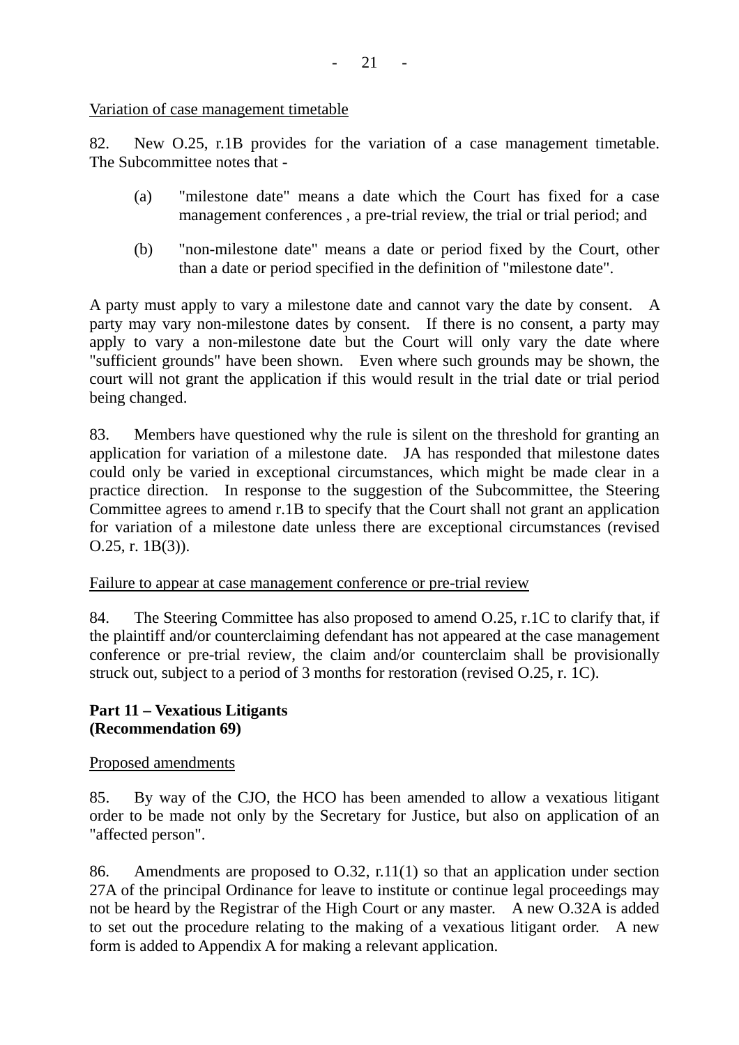Variation of case management timetable

82. New O.25, r.1B provides for the variation of a case management timetable. The Subcommittee notes that -

(a) "milestone date" means a date which the Court has fixed for a case management conferences , a pre-trial review, the trial or trial period; and

(b) "non-milestone date" means a date or period fixed by the Court, other than a date or period specified in the definition of "milestone date".

A party must apply to vary a milestone date and cannot vary the date by consent. A party may vary non-milestone dates by consent. If there is no consent, a party may apply to vary a non-milestone date but the Court will only vary the date where "sufficient grounds" have been shown. Even where such grounds may be shown, the court will not grant the application if this would result in the trial date or trial period being changed.

83. Members have questioned why the rule is silent on the threshold for granting an application for variation of a milestone date. JA has responded that milestone dates could only be varied in exceptional circumstances, which might be made clear in a practice direction. In response to the suggestion of the Subcommittee, the Steering Committee agrees to amend r.1B to specify that the Court shall not grant an application for variation of a milestone date unless there are exceptional circumstances (revised O.25, r. 1B(3)).

Failure to appear at case management conference or pre-trial review

84. The Steering Committee has also proposed to amend O.25, r.1C to clarify that, if the plaintiff and/or counterclaiming defendant has not appeared at the case management conference or pre-trial review, the claim and/or counterclaim shall be provisionally struck out, subject to a period of 3 months for restoration (revised O.25, r. 1C).

**Part 11 – Vexatious Litigants**
**(Recommendation 69)**

Proposed amendments

85. By way of the CJO, the HCO has been amended to allow a vexatious litigant order to be made not only by the Secretary for Justice, but also on application of an "affected person".

86. Amendments are proposed to O.32, r.11(1) so that an application under section 27A of the principal Ordinance for leave to institute or continue legal proceedings may not be heard by the Registrar of the High Court or any master. A new O.32A is added to set out the procedure relating to the making of a vexatious litigant order. A new form is added to Appendix A for making a relevant application.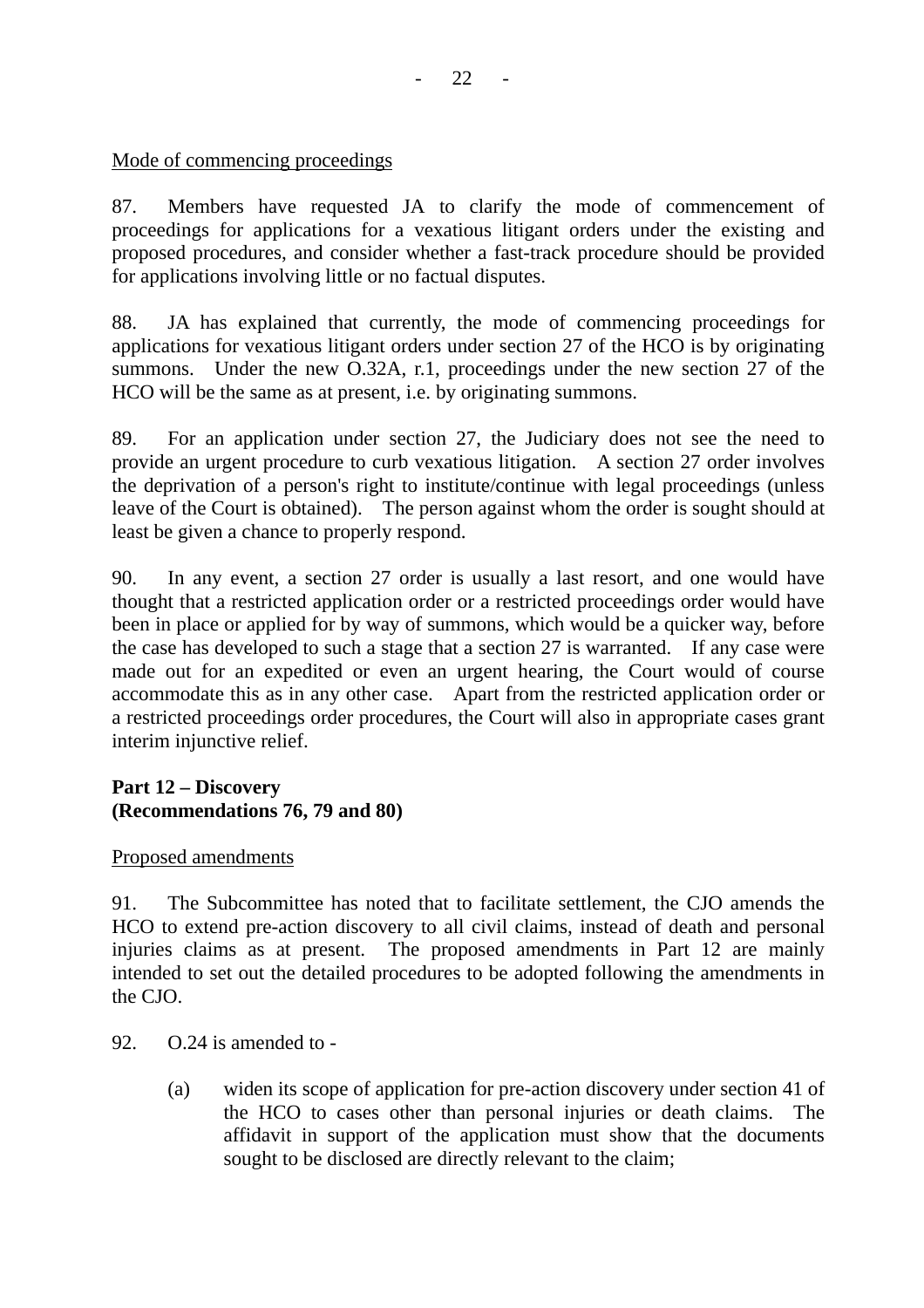Mode of commencing proceedings

87. Members have requested JA to clarify the mode of commencement of proceedings for applications for a vexatious litigant orders under the existing and proposed procedures, and consider whether a fast-track procedure should be provided for applications involving little or no factual disputes.

88. JA has explained that currently, the mode of commencing proceedings for applications for vexatious litigant orders under section 27 of the HCO is by originating summons. Under the new O.32A, r.1, proceedings under the new section 27 of the HCO will be the same as at present, i.e. by originating summons.

89. For an application under section 27, the Judiciary does not see the need to provide an urgent procedure to curb vexatious litigation. A section 27 order involves the deprivation of a person's right to institute/continue with legal proceedings (unless leave of the Court is obtained). The person against whom the order is sought should at least be given a chance to properly respond.

90. In any event, a section 27 order is usually a last resort, and one would have thought that a restricted application order or a restricted proceedings order would have been in place or applied for by way of summons, which would be a quicker way, before the case has developed to such a stage that a section 27 is warranted. If any case were made out for an expedited or even an urgent hearing, the Court would of course accommodate this as in any other case. Apart from the restricted application order or a restricted proceedings order procedures, the Court will also in appropriate cases grant interim injunctive relief.

**Part 12 – Discovery**
**(Recommendations 76, 79 and 80)**

Proposed amendments

91. The Subcommittee has noted that to facilitate settlement, the CJO amends the HCO to extend pre-action discovery to all civil claims, instead of death and personal injuries claims as at present. The proposed amendments in Part 12 are mainly intended to set out the detailed procedures to be adopted following the amendments in the CJO.

92. O.24 is amended to -

(a) widen its scope of application for pre-action discovery under section 41 of the HCO to cases other than personal injuries or death claims. The affidavit in support of the application must show that the documents sought to be disclosed are directly relevant to the claim;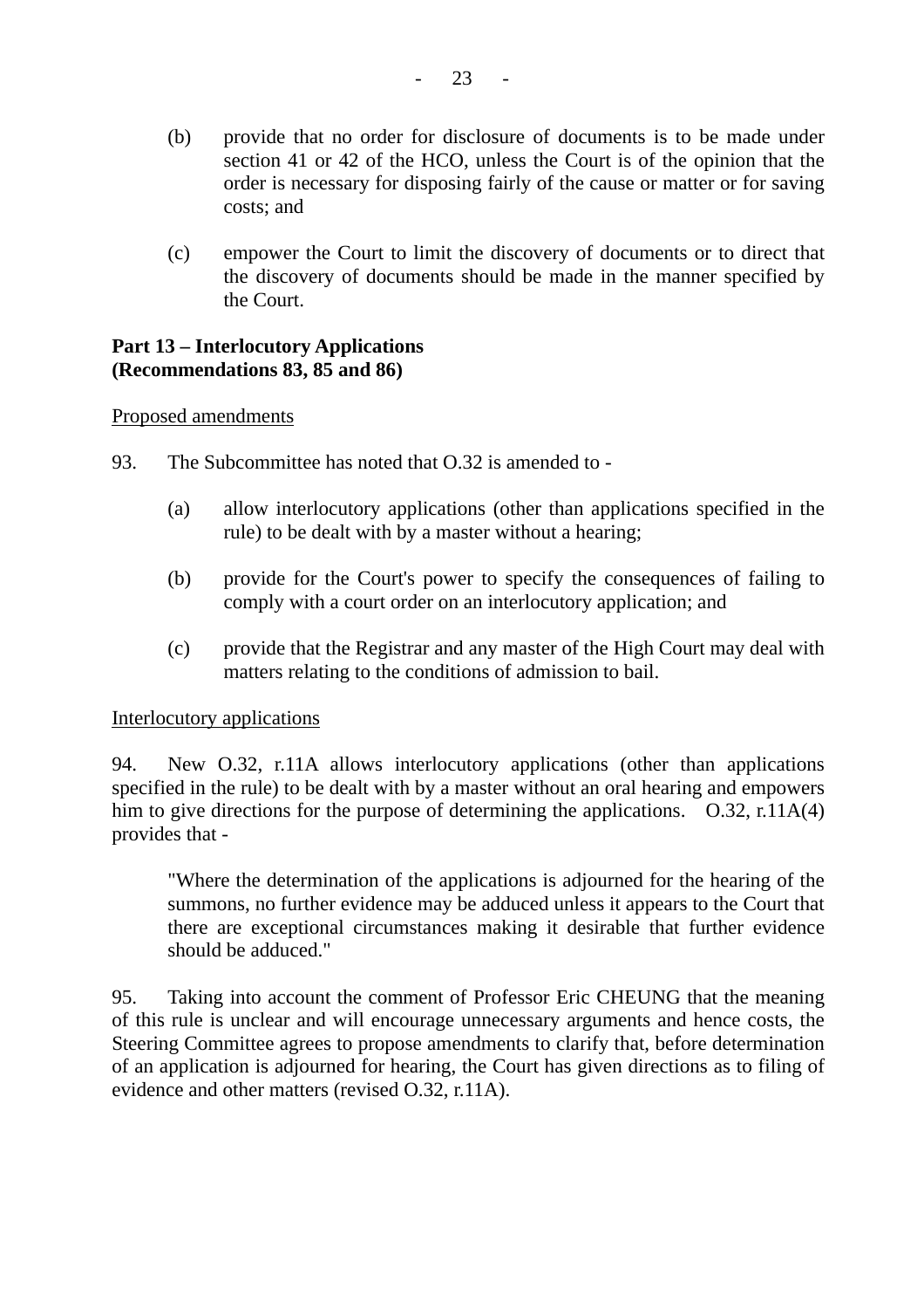(b) provide that no order for disclosure of documents is to be made under section 41 or 42 of the HCO, unless the Court is of the opinion that the order is necessary for disposing fairly of the cause or matter or for saving costs; and

(c) empower the Court to limit the discovery of documents or to direct that the discovery of documents should be made in the manner specified by the Court.

**Part 13 – Interlocutory Applications (Recommendations 83, 85 and 86)**

Proposed amendments

93. The Subcommittee has noted that O.32 is amended to -

(a) allow interlocutory applications (other than applications specified in the rule) to be dealt with by a master without a hearing;

(b) provide for the Court's power to specify the consequences of failing to comply with a court order on an interlocutory application; and

(c) provide that the Registrar and any master of the High Court may deal with matters relating to the conditions of admission to bail.

Interlocutory applications

94. New O.32, r.11A allows interlocutory applications (other than applications specified in the rule) to be dealt with by a master without an oral hearing and empowers him to give directions for the purpose of determining the applications. O.32, r.11A(4) provides that -

> "Where the determination of the applications is adjourned for the hearing of the summons, no further evidence may be adduced unless it appears to the Court that there are exceptional circumstances making it desirable that further evidence should be adduced."

95. Taking into account the comment of Professor Eric CHEUNG that the meaning of this rule is unclear and will encourage unnecessary arguments and hence costs, the Steering Committee agrees to propose amendments to clarify that, before determination of an application is adjourned for hearing, the Court has given directions as to filing of evidence and other matters (revised O.32, r.11A).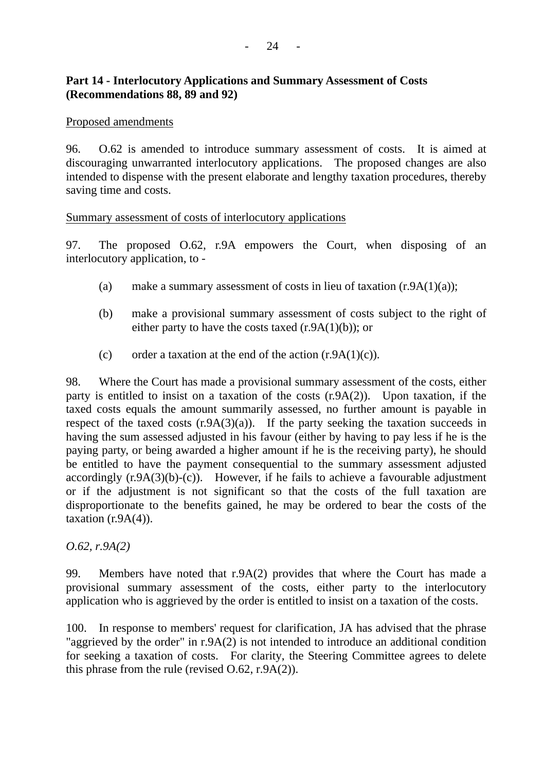## Part 14 - Interlocutory Applications and Summary Assessment of Costs (Recommendations 88, 89 and 92)

Proposed amendments

96. O.62 is amended to introduce summary assessment of costs. It is aimed at discouraging unwarranted interlocutory applications. The proposed changes are also intended to dispense with the present elaborate and lengthy taxation procedures, thereby saving time and costs.

Summary assessment of costs of interlocutory applications

97. The proposed O.62, r.9A empowers the Court, when disposing of an interlocutory application, to -

(a) make a summary assessment of costs in lieu of taxation (r.9A(1)(a));

(b) make a provisional summary assessment of costs subject to the right of either party to have the costs taxed (r.9A(1)(b)); or

(c) order a taxation at the end of the action (r.9A(1)(c)).

98. Where the Court has made a provisional summary assessment of the costs, either party is entitled to insist on a taxation of the costs (r.9A(2)). Upon taxation, if the taxed costs equals the amount summarily assessed, no further amount is payable in respect of the taxed costs (r.9A(3)(a)). If the party seeking the taxation succeeds in having the sum assessed adjusted in his favour (either by having to pay less if he is the paying party, or being awarded a higher amount if he is the receiving party), he should be entitled to have the payment consequential to the summary assessment adjusted accordingly (r.9A(3)(b)-(c)). However, if he fails to achieve a favourable adjustment or if the adjustment is not significant so that the costs of the full taxation are disproportionate to the benefits gained, he may be ordered to bear the costs of the taxation (r.9A(4)).

*O.62, r.9A(2)*

99. Members have noted that r.9A(2) provides that where the Court has made a provisional summary assessment of the costs, either party to the interlocutory application who is aggrieved by the order is entitled to insist on a taxation of the costs.

100. In response to members' request for clarification, JA has advised that the phrase "aggrieved by the order" in r.9A(2) is not intended to introduce an additional condition for seeking a taxation of costs. For clarity, the Steering Committee agrees to delete this phrase from the rule (revised O.62, r.9A(2)).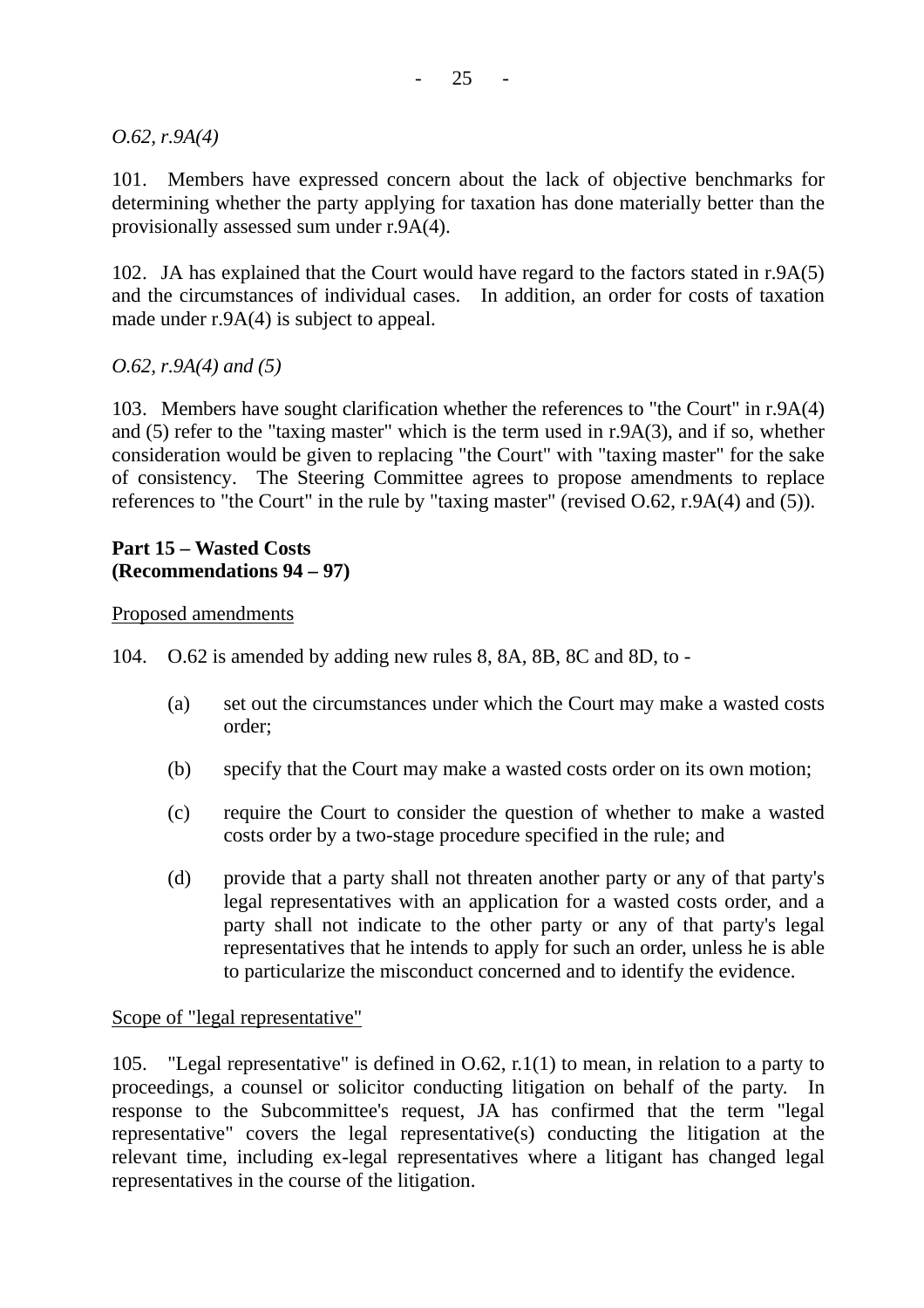*O.62, r.9A(4)*

101. Members have expressed concern about the lack of objective benchmarks for determining whether the party applying for taxation has done materially better than the provisionally assessed sum under r.9A(4).

102. JA has explained that the Court would have regard to the factors stated in r.9A(5) and the circumstances of individual cases. In addition, an order for costs of taxation made under r.9A(4) is subject to appeal.

*O.62, r.9A(4) and (5)*

103. Members have sought clarification whether the references to "the Court" in r.9A(4) and (5) refer to the "taxing master" which is the term used in r.9A(3), and if so, whether consideration would be given to replacing "the Court" with "taxing master" for the sake of consistency. The Steering Committee agrees to propose amendments to replace references to "the Court" in the rule by "taxing master" (revised O.62, r.9A(4) and (5)).

**Part 15 – Wasted Costs**
**(Recommendations 94 – 97)**

Proposed amendments

104. O.62 is amended by adding new rules 8, 8A, 8B, 8C and 8D, to -

(a) set out the circumstances under which the Court may make a wasted costs order;

(b) specify that the Court may make a wasted costs order on its own motion;

(c) require the Court to consider the question of whether to make a wasted costs order by a two-stage procedure specified in the rule; and

(d) provide that a party shall not threaten another party or any of that party's legal representatives with an application for a wasted costs order, and a party shall not indicate to the other party or any of that party's legal representatives that he intends to apply for such an order, unless he is able to particularize the misconduct concerned and to identify the evidence.

Scope of "legal representative"

105. "Legal representative" is defined in O.62, r.1(1) to mean, in relation to a party to proceedings, a counsel or solicitor conducting litigation on behalf of the party. In response to the Subcommittee's request, JA has confirmed that the term "legal representative" covers the legal representative(s) conducting the litigation at the relevant time, including ex-legal representatives where a litigant has changed legal representatives in the course of the litigation.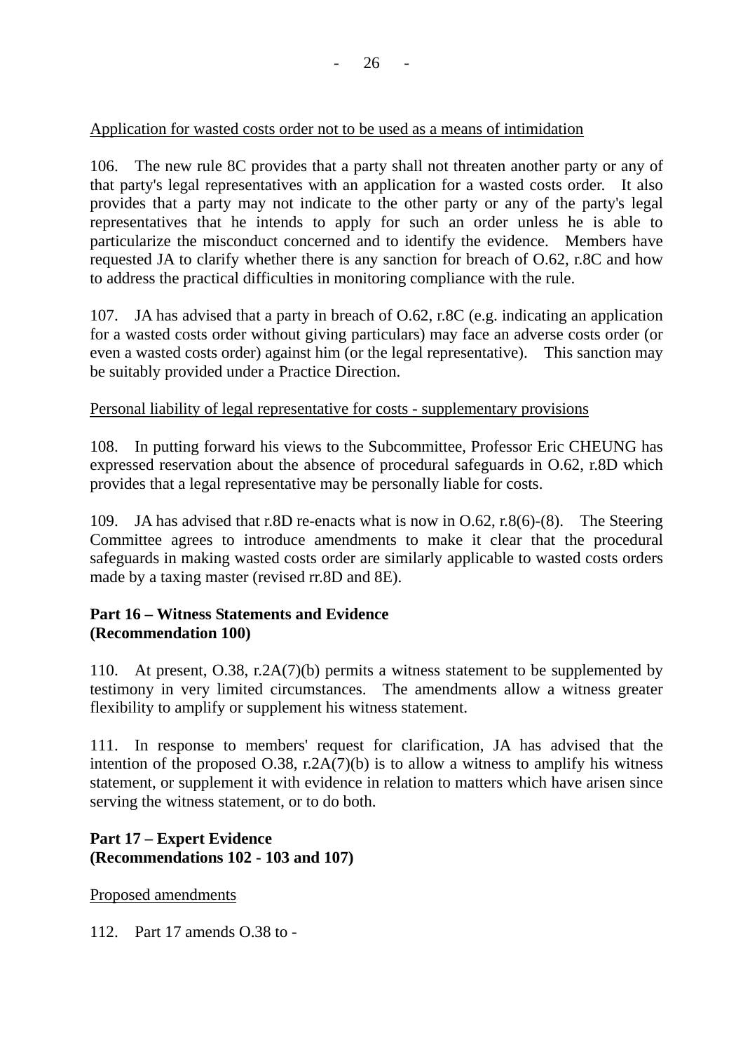<u>Application for wasted costs order not to be used as a means of intimidation</u>

106. The new rule 8C provides that a party shall not threaten another party or any of that party's legal representatives with an application for a wasted costs order. It also provides that a party may not indicate to the other party or any of the party's legal representatives that he intends to apply for such an order unless he is able to particularize the misconduct concerned and to identify the evidence. Members have requested JA to clarify whether there is any sanction for breach of O.62, r.8C and how to address the practical difficulties in monitoring compliance with the rule.

107. JA has advised that a party in breach of O.62, r.8C (e.g. indicating an application for a wasted costs order without giving particulars) may face an adverse costs order (or even a wasted costs order) against him (or the legal representative). This sanction may be suitably provided under a Practice Direction.

<u>Personal liability of legal representative for costs - supplementary provisions</u>

108. In putting forward his views to the Subcommittee, Professor Eric CHEUNG has expressed reservation about the absence of procedural safeguards in O.62, r.8D which provides that a legal representative may be personally liable for costs.

109. JA has advised that r.8D re-enacts what is now in O.62, r.8(6)-(8). The Steering Committee agrees to introduce amendments to make it clear that the procedural safeguards in making wasted costs order are similarly applicable to wasted costs orders made by a taxing master (revised rr.8D and 8E).

**Part 16 – Witness Statements and Evidence (Recommendation 100)**

110. At present, O.38, r.2A(7)(b) permits a witness statement to be supplemented by testimony in very limited circumstances. The amendments allow a witness greater flexibility to amplify or supplement his witness statement.

111. In response to members' request for clarification, JA has advised that the intention of the proposed O.38, r.2A(7)(b) is to allow a witness to amplify his witness statement, or supplement it with evidence in relation to matters which have arisen since serving the witness statement, or to do both.

**Part 17 – Expert Evidence (Recommendations 102 - 103 and 107)**

<u>Proposed amendments</u>

112. Part 17 amends O.38 to -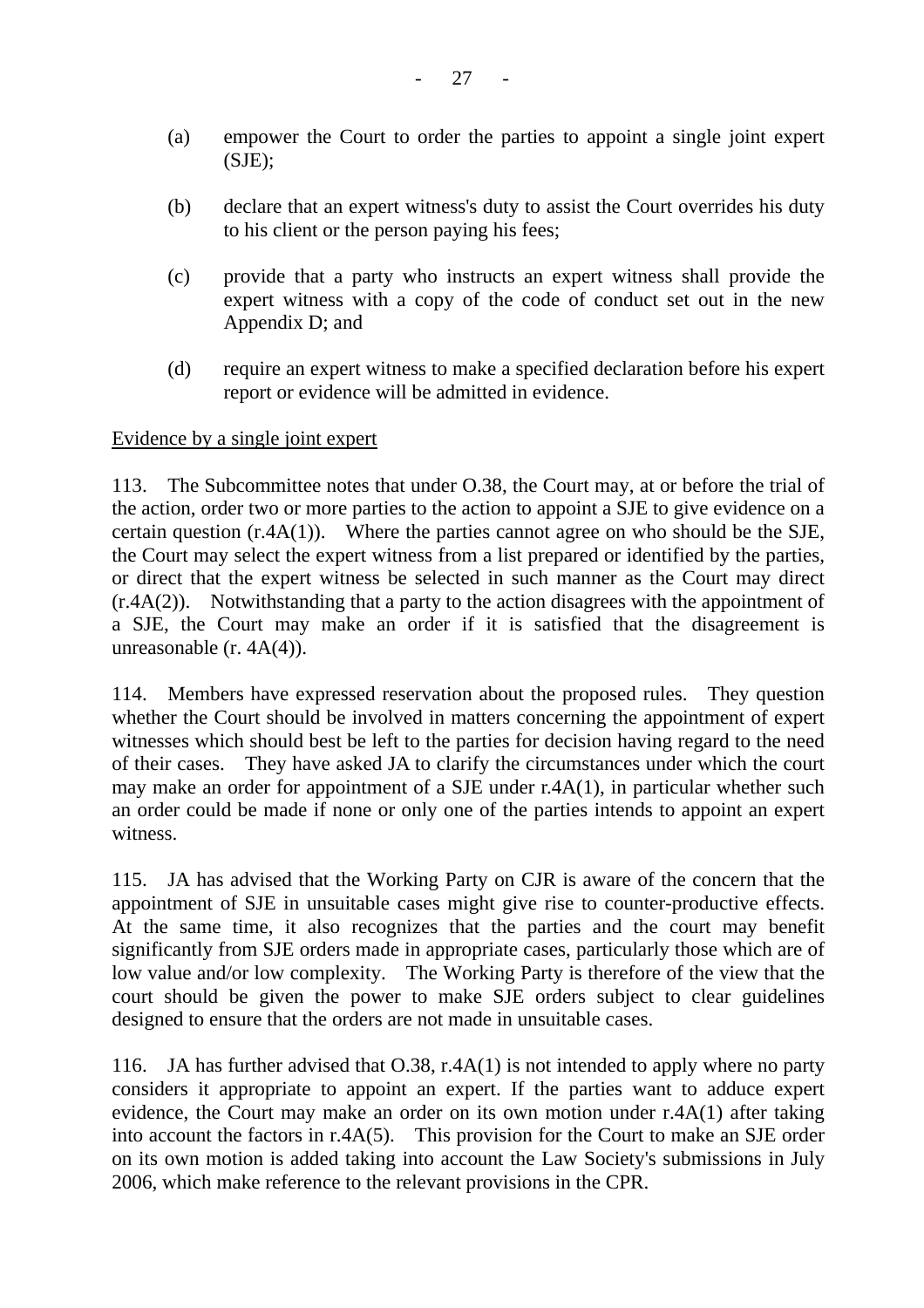(a) empower the Court to order the parties to appoint a single joint expert (SJE);

(b) declare that an expert witness's duty to assist the Court overrides his duty to his client or the person paying his fees;

(c) provide that a party who instructs an expert witness shall provide the expert witness with a copy of the code of conduct set out in the new Appendix D; and

(d) require an expert witness to make a specified declaration before his expert report or evidence will be admitted in evidence.

<u>Evidence by a single joint expert</u>

113. The Subcommittee notes that under O.38, the Court may, at or before the trial of the action, order two or more parties to the action to appoint a SJE to give evidence on a certain question (r.4A(1)). Where the parties cannot agree on who should be the SJE, the Court may select the expert witness from a list prepared or identified by the parties, or direct that the expert witness be selected in such manner as the Court may direct (r.4A(2)). Notwithstanding that a party to the action disagrees with the appointment of a SJE, the Court may make an order if it is satisfied that the disagreement is unreasonable (r. 4A(4)).

114. Members have expressed reservation about the proposed rules. They question whether the Court should be involved in matters concerning the appointment of expert witnesses which should best be left to the parties for decision having regard to the need of their cases. They have asked JA to clarify the circumstances under which the court may make an order for appointment of a SJE under r.4A(1), in particular whether such an order could be made if none or only one of the parties intends to appoint an expert witness.

115. JA has advised that the Working Party on CJR is aware of the concern that the appointment of SJE in unsuitable cases might give rise to counter-productive effects. At the same time, it also recognizes that the parties and the court may benefit significantly from SJE orders made in appropriate cases, particularly those which are of low value and/or low complexity. The Working Party is therefore of the view that the court should be given the power to make SJE orders subject to clear guidelines designed to ensure that the orders are not made in unsuitable cases.

116. JA has further advised that O.38, r.4A(1) is not intended to apply where no party considers it appropriate to appoint an expert. If the parties want to adduce expert evidence, the Court may make an order on its own motion under r.4A(1) after taking into account the factors in r.4A(5). This provision for the Court to make an SJE order on its own motion is added taking into account the Law Society's submissions in July 2006, which make reference to the relevant provisions in the CPR.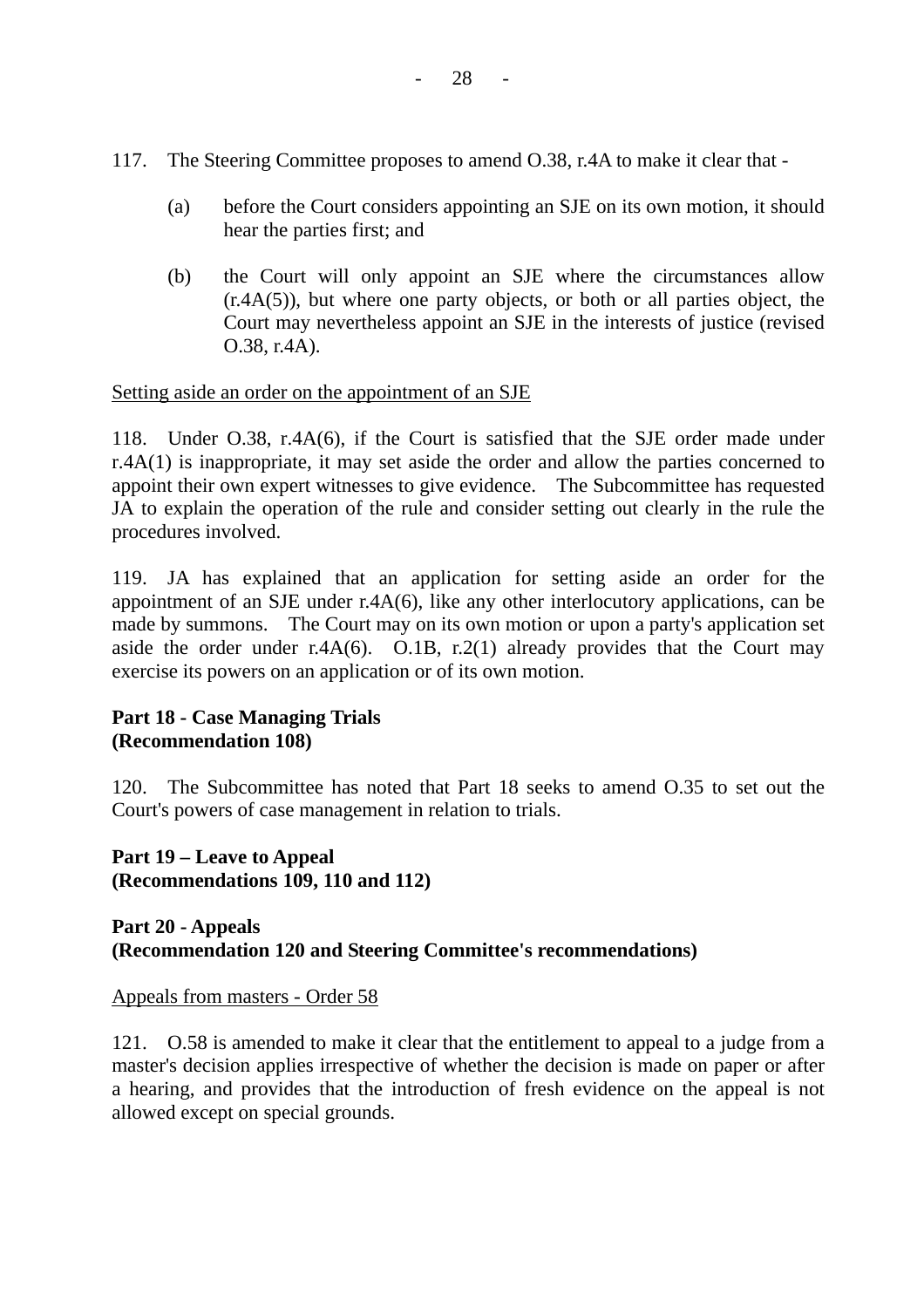117. The Steering Committee proposes to amend O.38, r.4A to make it clear that -

(a) before the Court considers appointing an SJE on its own motion, it should hear the parties first; and

(b) the Court will only appoint an SJE where the circumstances allow (r.4A(5)), but where one party objects, or both or all parties object, the Court may nevertheless appoint an SJE in the interests of justice (revised O.38, r.4A).

<u>Setting aside an order on the appointment of an SJE</u>

118. Under O.38, r.4A(6), if the Court is satisfied that the SJE order made under r.4A(1) is inappropriate, it may set aside the order and allow the parties concerned to appoint their own expert witnesses to give evidence. The Subcommittee has requested JA to explain the operation of the rule and consider setting out clearly in the rule the procedures involved.

119. JA has explained that an application for setting aside an order for the appointment of an SJE under r.4A(6), like any other interlocutory applications, can be made by summons. The Court may on its own motion or upon a party's application set aside the order under r.4A(6). O.1B, r.2(1) already provides that the Court may exercise its powers on an application or of its own motion.

**Part 18 - Case Managing Trials**
**(Recommendation 108)**

120. The Subcommittee has noted that Part 18 seeks to amend O.35 to set out the Court's powers of case management in relation to trials.

**Part 19 – Leave to Appeal**
**(Recommendations 109, 110 and 112)**

**Part 20 - Appeals**
**(Recommendation 120 and Steering Committee's recommendations)**

<u>Appeals from masters - Order 58</u>

121. O.58 is amended to make it clear that the entitlement to appeal to a judge from a master's decision applies irrespective of whether the decision is made on paper or after a hearing, and provides that the introduction of fresh evidence on the appeal is not allowed except on special grounds.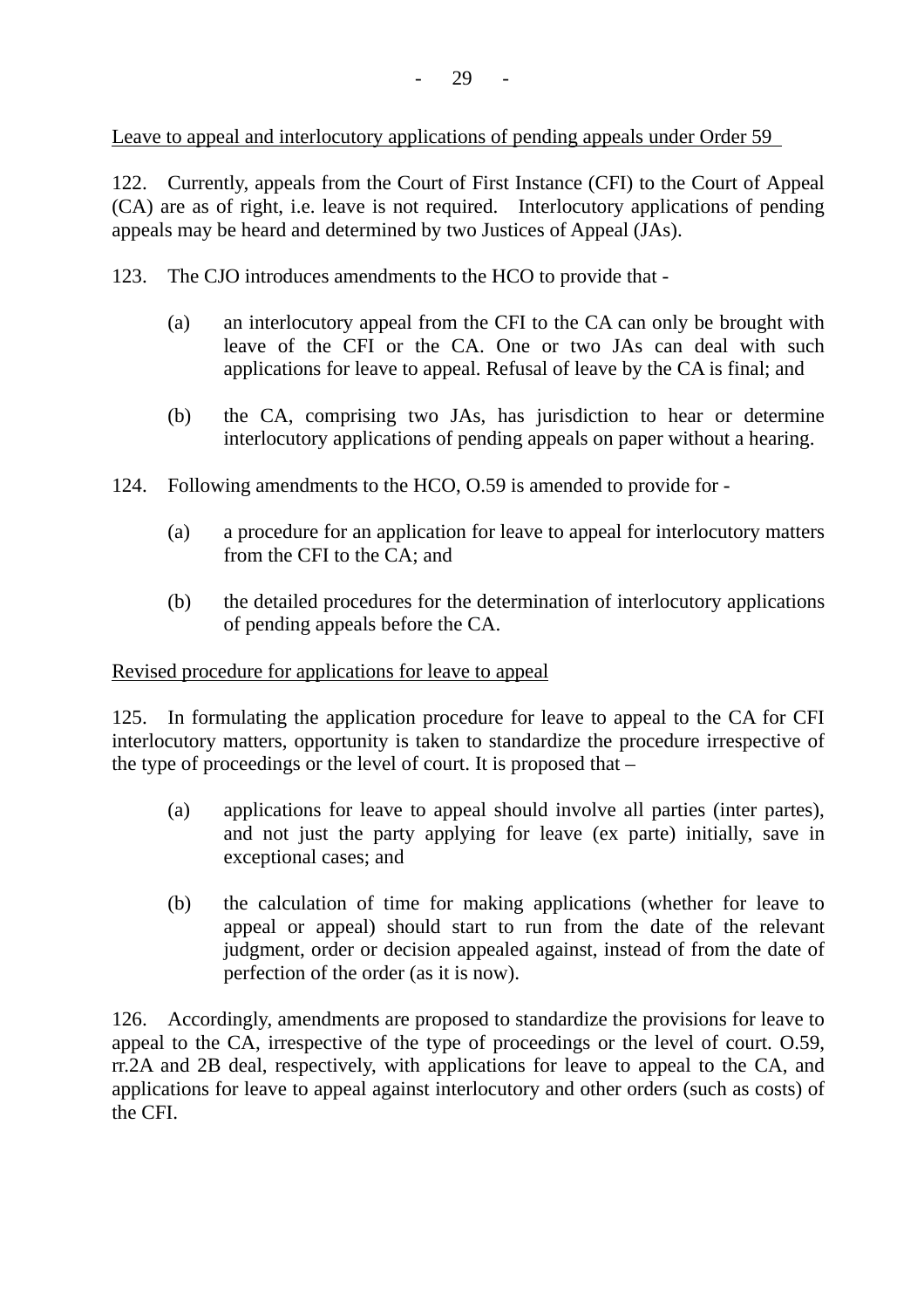<u>Leave to appeal and interlocutory applications of pending appeals under Order 59</u>

122. Currently, appeals from the Court of First Instance (CFI) to the Court of Appeal (CA) are as of right, i.e. leave is not required. Interlocutory applications of pending appeals may be heard and determined by two Justices of Appeal (JAs).

123. The CJO introduces amendments to the HCO to provide that -

(a) an interlocutory appeal from the CFI to the CA can only be brought with leave of the CFI or the CA. One or two JAs can deal with such applications for leave to appeal. Refusal of leave by the CA is final; and

(b) the CA, comprising two JAs, has jurisdiction to hear or determine interlocutory applications of pending appeals on paper without a hearing.

124. Following amendments to the HCO, O.59 is amended to provide for -

(a) a procedure for an application for leave to appeal for interlocutory matters from the CFI to the CA; and

(b) the detailed procedures for the determination of interlocutory applications of pending appeals before the CA.

<u>Revised procedure for applications for leave to appeal</u>

125. In formulating the application procedure for leave to appeal to the CA for CFI interlocutory matters, opportunity is taken to standardize the procedure irrespective of the type of proceedings or the level of court. It is proposed that –

(a) applications for leave to appeal should involve all parties (inter partes), and not just the party applying for leave (ex parte) initially, save in exceptional cases; and

(b) the calculation of time for making applications (whether for leave to appeal or appeal) should start to run from the date of the relevant judgment, order or decision appealed against, instead of from the date of perfection of the order (as it is now).

126. Accordingly, amendments are proposed to standardize the provisions for leave to appeal to the CA, irrespective of the type of proceedings or the level of court. O.59, rr.2A and 2B deal, respectively, with applications for leave to appeal to the CA, and applications for leave to appeal against interlocutory and other orders (such as costs) of the CFI.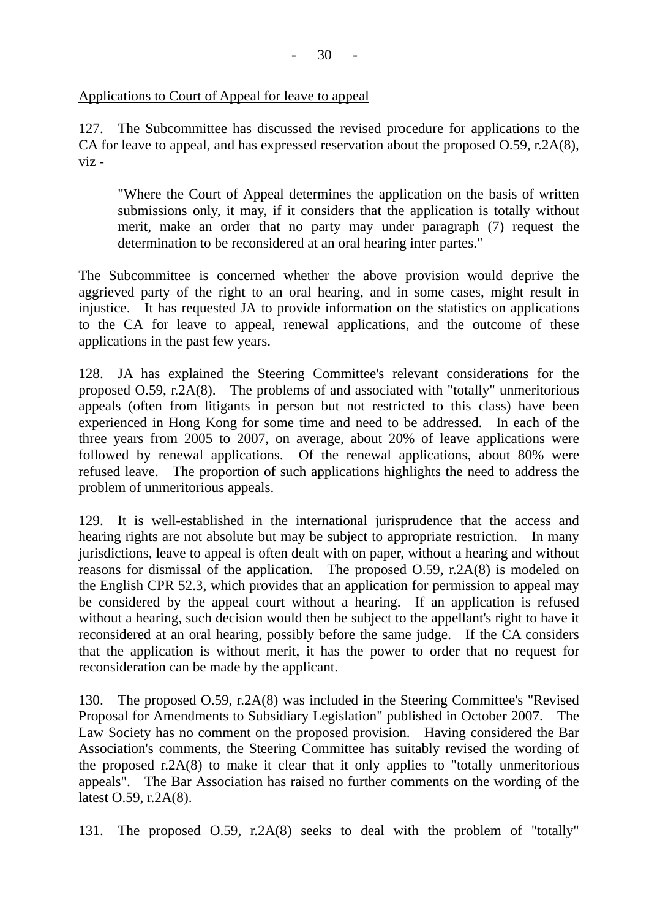<u>Applications to Court of Appeal for leave to appeal</u>

127. The Subcommittee has discussed the revised procedure for applications to the CA for leave to appeal, and has expressed reservation about the proposed O.59, r.2A(8), viz -

> "Where the Court of Appeal determines the application on the basis of written submissions only, it may, if it considers that the application is totally without merit, make an order that no party may under paragraph (7) request the determination to be reconsidered at an oral hearing inter partes."

The Subcommittee is concerned whether the above provision would deprive the aggrieved party of the right to an oral hearing, and in some cases, might result in injustice. It has requested JA to provide information on the statistics on applications to the CA for leave to appeal, renewal applications, and the outcome of these applications in the past few years.

128. JA has explained the Steering Committee's relevant considerations for the proposed O.59, r.2A(8). The problems of and associated with "totally" unmeritorious appeals (often from litigants in person but not restricted to this class) have been experienced in Hong Kong for some time and need to be addressed. In each of the three years from 2005 to 2007, on average, about 20% of leave applications were followed by renewal applications. Of the renewal applications, about 80% were refused leave. The proportion of such applications highlights the need to address the problem of unmeritorious appeals.

129. It is well-established in the international jurisprudence that the access and hearing rights are not absolute but may be subject to appropriate restriction. In many jurisdictions, leave to appeal is often dealt with on paper, without a hearing and without reasons for dismissal of the application. The proposed O.59, r.2A(8) is modeled on the English CPR 52.3, which provides that an application for permission to appeal may be considered by the appeal court without a hearing. If an application is refused without a hearing, such decision would then be subject to the appellant's right to have it reconsidered at an oral hearing, possibly before the same judge. If the CA considers that the application is without merit, it has the power to order that no request for reconsideration can be made by the applicant.

130. The proposed O.59, r.2A(8) was included in the Steering Committee's "Revised Proposal for Amendments to Subsidiary Legislation" published in October 2007. The Law Society has no comment on the proposed provision. Having considered the Bar Association's comments, the Steering Committee has suitably revised the wording of the proposed r.2A(8) to make it clear that it only applies to "totally unmeritorious appeals". The Bar Association has raised no further comments on the wording of the latest O.59, r.2A(8).

131. The proposed O.59, r.2A(8) seeks to deal with the problem of "totally"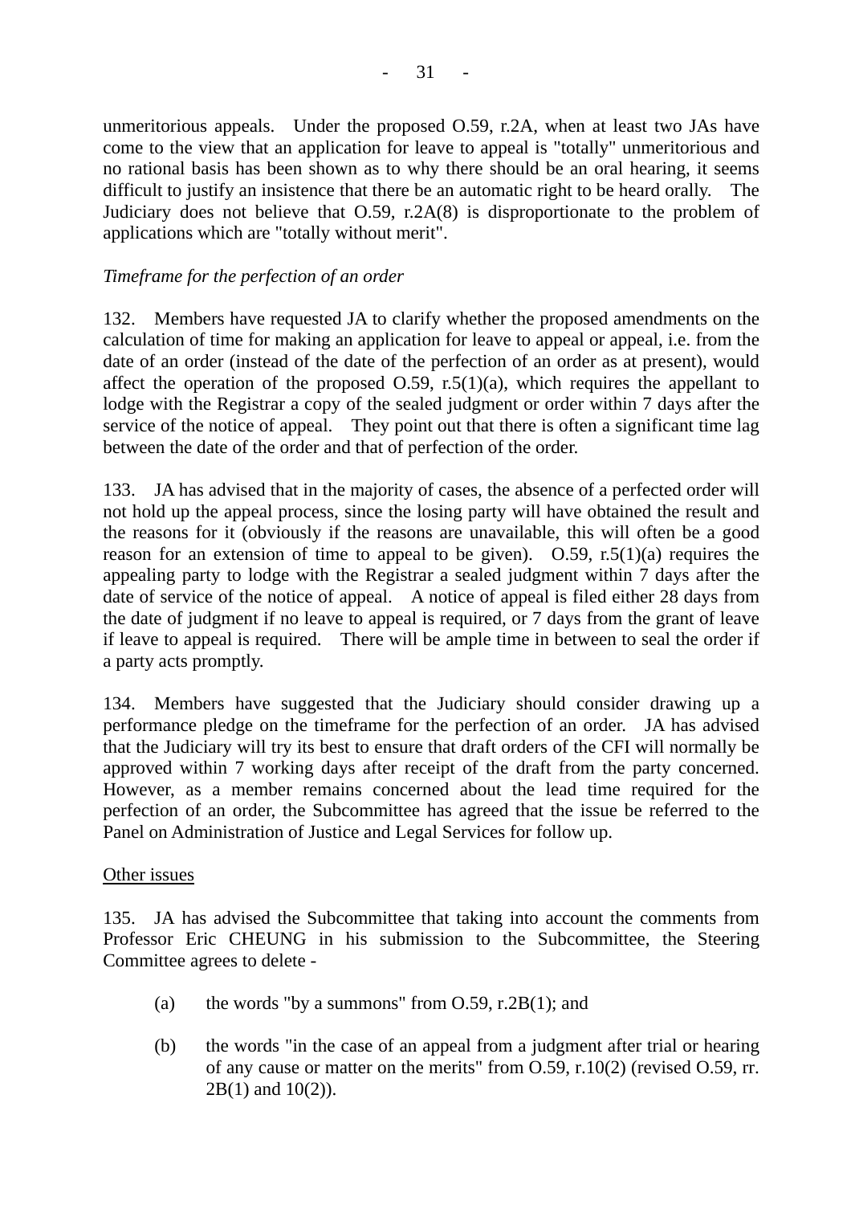unmeritorious appeals. Under the proposed O.59, r.2A, when at least two JAs have come to the view that an application for leave to appeal is "totally" unmeritorious and no rational basis has been shown as to why there should be an oral hearing, it seems difficult to justify an insistence that there be an automatic right to be heard orally. The Judiciary does not believe that O.59, r.2A(8) is disproportionate to the problem of applications which are "totally without merit".

*Timeframe for the perfection of an order*

132. Members have requested JA to clarify whether the proposed amendments on the calculation of time for making an application for leave to appeal or appeal, i.e. from the date of an order (instead of the date of the perfection of an order as at present), would affect the operation of the proposed O.59, r.5(1)(a), which requires the appellant to lodge with the Registrar a copy of the sealed judgment or order within 7 days after the service of the notice of appeal. They point out that there is often a significant time lag between the date of the order and that of perfection of the order.

133. JA has advised that in the majority of cases, the absence of a perfected order will not hold up the appeal process, since the losing party will have obtained the result and the reasons for it (obviously if the reasons are unavailable, this will often be a good reason for an extension of time to appeal to be given). O.59, r.5(1)(a) requires the appealing party to lodge with the Registrar a sealed judgment within 7 days after the date of service of the notice of appeal. A notice of appeal is filed either 28 days from the date of judgment if no leave to appeal is required, or 7 days from the grant of leave if leave to appeal is required. There will be ample time in between to seal the order if a party acts promptly.

134. Members have suggested that the Judiciary should consider drawing up a performance pledge on the timeframe for the perfection of an order. JA has advised that the Judiciary will try its best to ensure that draft orders of the CFI will normally be approved within 7 working days after receipt of the draft from the party concerned. However, as a member remains concerned about the lead time required for the perfection of an order, the Subcommittee has agreed that the issue be referred to the Panel on Administration of Justice and Legal Services for follow up.

Other issues

135. JA has advised the Subcommittee that taking into account the comments from Professor Eric CHEUNG in his submission to the Subcommittee, the Steering Committee agrees to delete -

(a) the words "by a summons" from O.59, r.2B(1); and

(b) the words "in the case of an appeal from a judgment after trial or hearing of any cause or matter on the merits" from O.59, r.10(2) (revised O.59, rr. 2B(1) and 10(2)).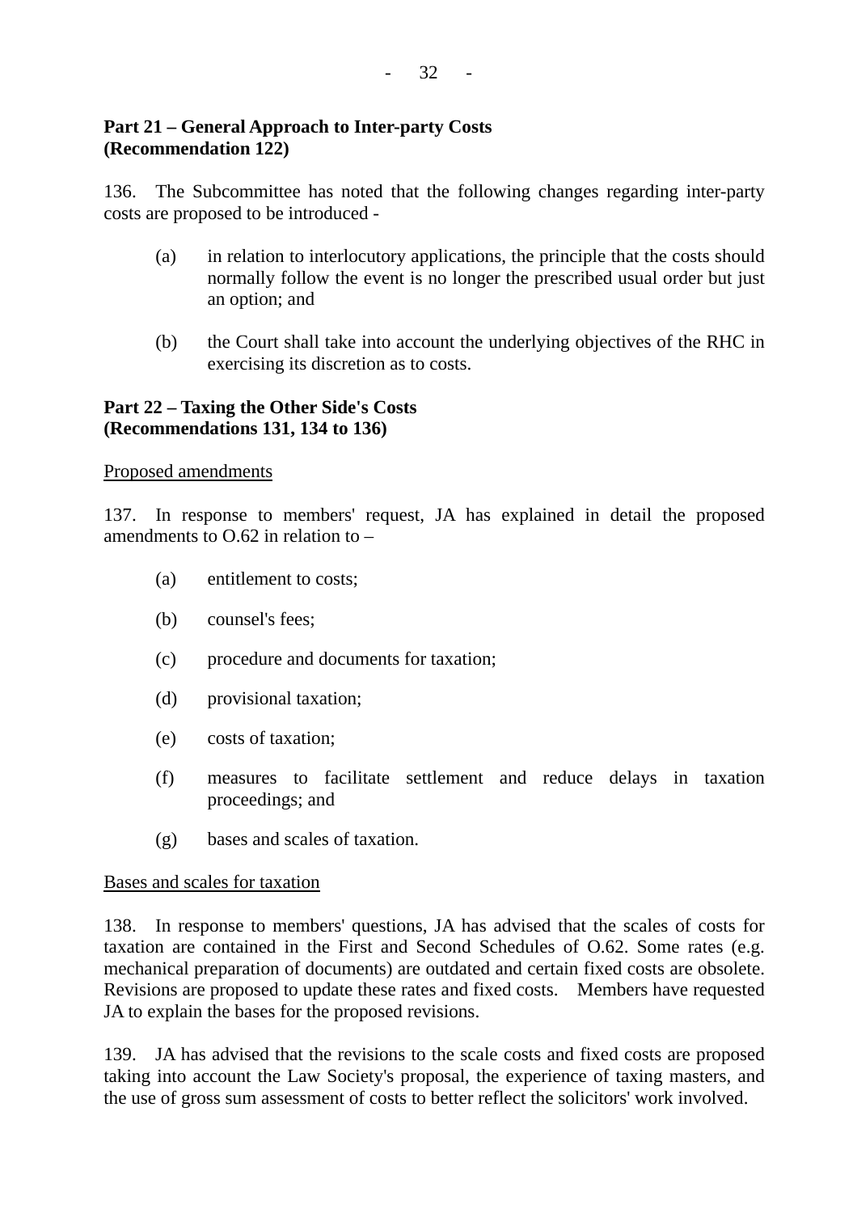**Part 21 – General Approach to Inter-party Costs**
**(Recommendation 122)**

136. The Subcommittee has noted that the following changes regarding inter-party costs are proposed to be introduced -

(a) in relation to interlocutory applications, the principle that the costs should normally follow the event is no longer the prescribed usual order but just an option; and

(b) the Court shall take into account the underlying objectives of the RHC in exercising its discretion as to costs.

**Part 22 – Taxing the Other Side's Costs**
**(Recommendations 131, 134 to 136)**

<u>Proposed amendments</u>

137. In response to members' request, JA has explained in detail the proposed amendments to O.62 in relation to –

(a) entitlement to costs;

(b) counsel's fees;

(c) procedure and documents for taxation;

(d) provisional taxation;

(e) costs of taxation;

(f) measures to facilitate settlement and reduce delays in taxation proceedings; and

(g) bases and scales of taxation.

<u>Bases and scales for taxation</u>

138. In response to members' questions, JA has advised that the scales of costs for taxation are contained in the First and Second Schedules of O.62. Some rates (e.g. mechanical preparation of documents) are outdated and certain fixed costs are obsolete. Revisions are proposed to update these rates and fixed costs. Members have requested JA to explain the bases for the proposed revisions.

139. JA has advised that the revisions to the scale costs and fixed costs are proposed taking into account the Law Society's proposal, the experience of taxing masters, and the use of gross sum assessment of costs to better reflect the solicitors' work involved.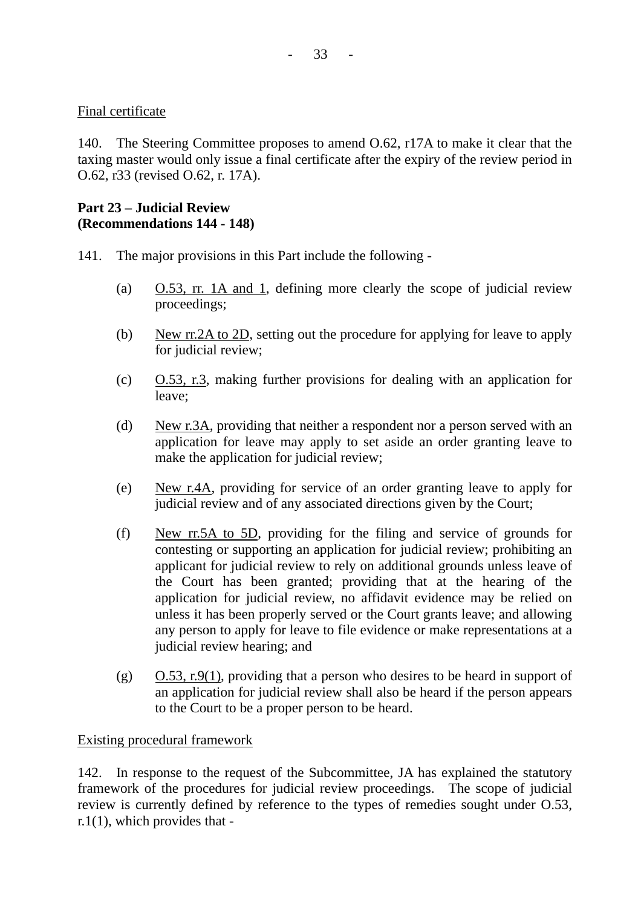Final certificate

140. The Steering Committee proposes to amend O.62, r17A to make it clear that the taxing master would only issue a final certificate after the expiry of the review period in O.62, r33 (revised O.62, r. 17A).

**Part 23 – Judicial Review**
**(Recommendations 144 - 148)**

141. The major provisions in this Part include the following -

(a) O.53, rr. 1A and 1, defining more clearly the scope of judicial review proceedings;

(b) New rr.2A to 2D, setting out the procedure for applying for leave to apply for judicial review;

(c) O.53, r.3, making further provisions for dealing with an application for leave;

(d) New r.3A, providing that neither a respondent nor a person served with an application for leave may apply to set aside an order granting leave to make the application for judicial review;

(e) New r.4A, providing for service of an order granting leave to apply for judicial review and of any associated directions given by the Court;

(f) New rr.5A to 5D, providing for the filing and service of grounds for contesting or supporting an application for judicial review; prohibiting an applicant for judicial review to rely on additional grounds unless leave of the Court has been granted; providing that at the hearing of the application for judicial review, no affidavit evidence may be relied on unless it has been properly served or the Court grants leave; and allowing any person to apply for leave to file evidence or make representations at a judicial review hearing; and

(g) O.53, r.9(1), providing that a person who desires to be heard in support of an application for judicial review shall also be heard if the person appears to the Court to be a proper person to be heard.

Existing procedural framework

142. In response to the request of the Subcommittee, JA has explained the statutory framework of the procedures for judicial review proceedings. The scope of judicial review is currently defined by reference to the types of remedies sought under O.53, r.1(1), which provides that -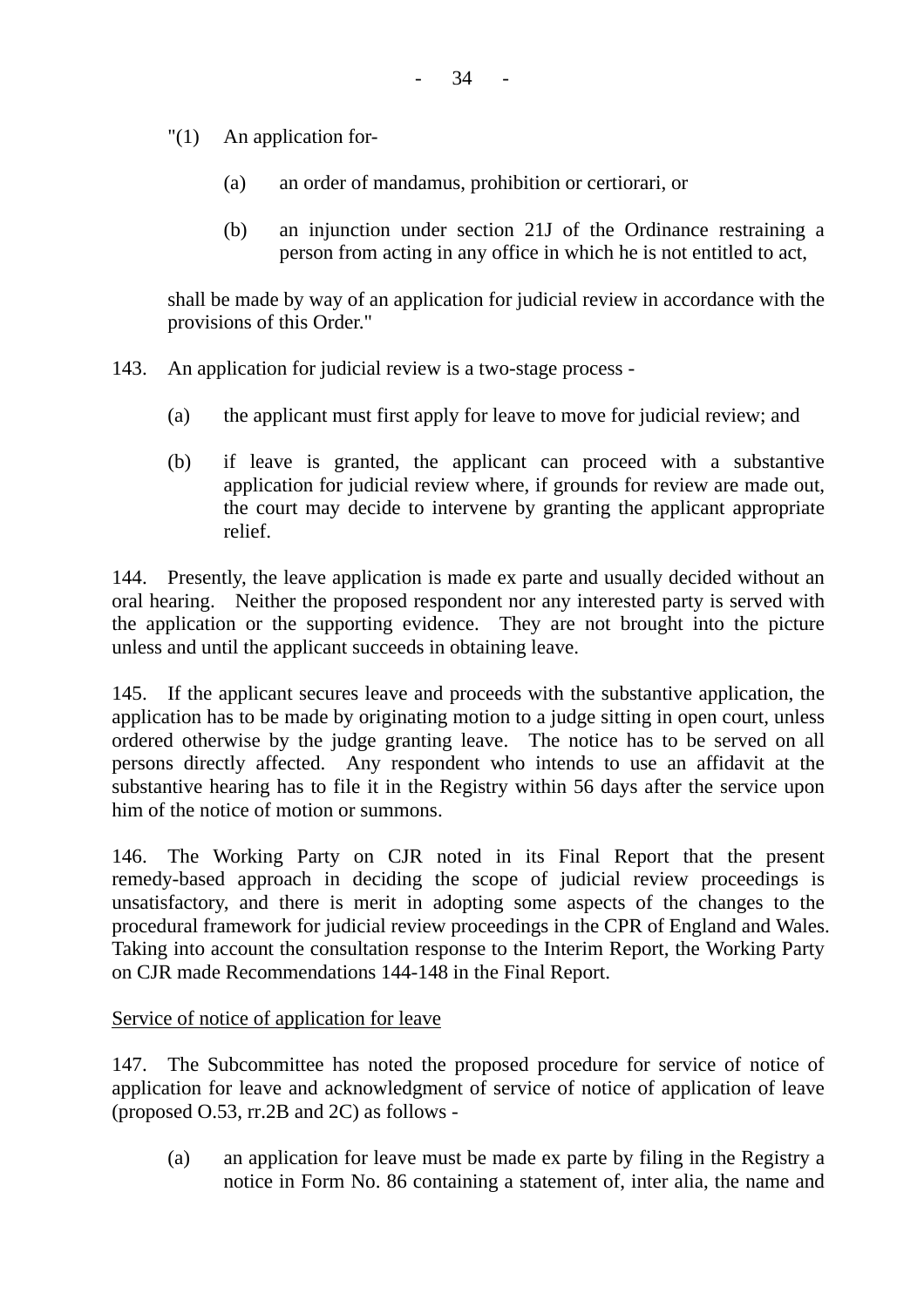"(1) An application for-

> (a) an order of mandamus, prohibition or certiorari, or
>
> (b) an injunction under section 21J of the Ordinance restraining a person from acting in any office in which he is not entitled to act,

shall be made by way of an application for judicial review in accordance with the provisions of this Order."

143. An application for judicial review is a two-stage process -

> (a) the applicant must first apply for leave to move for judicial review; and
>
> (b) if leave is granted, the applicant can proceed with a substantive application for judicial review where, if grounds for review are made out, the court may decide to intervene by granting the applicant appropriate relief.

144. Presently, the leave application is made ex parte and usually decided without an oral hearing. Neither the proposed respondent nor any interested party is served with the application or the supporting evidence. They are not brought into the picture unless and until the applicant succeeds in obtaining leave.

145. If the applicant secures leave and proceeds with the substantive application, the application has to be made by originating motion to a judge sitting in open court, unless ordered otherwise by the judge granting leave. The notice has to be served on all persons directly affected. Any respondent who intends to use an affidavit at the substantive hearing has to file it in the Registry within 56 days after the service upon him of the notice of motion or summons.

146. The Working Party on CJR noted in its Final Report that the present remedy-based approach in deciding the scope of judicial review proceedings is unsatisfactory, and there is merit in adopting some aspects of the changes to the procedural framework for judicial review proceedings in the CPR of England and Wales. Taking into account the consultation response to the Interim Report, the Working Party on CJR made Recommendations 144-148 in the Final Report.

<u>Service of notice of application for leave</u>

147. The Subcommittee has noted the proposed procedure for service of notice of application for leave and acknowledgment of service of notice of application of leave (proposed O.53, rr.2B and 2C) as follows -

> (a) an application for leave must be made ex parte by filing in the Registry a notice in Form No. 86 containing a statement of, inter alia, the name and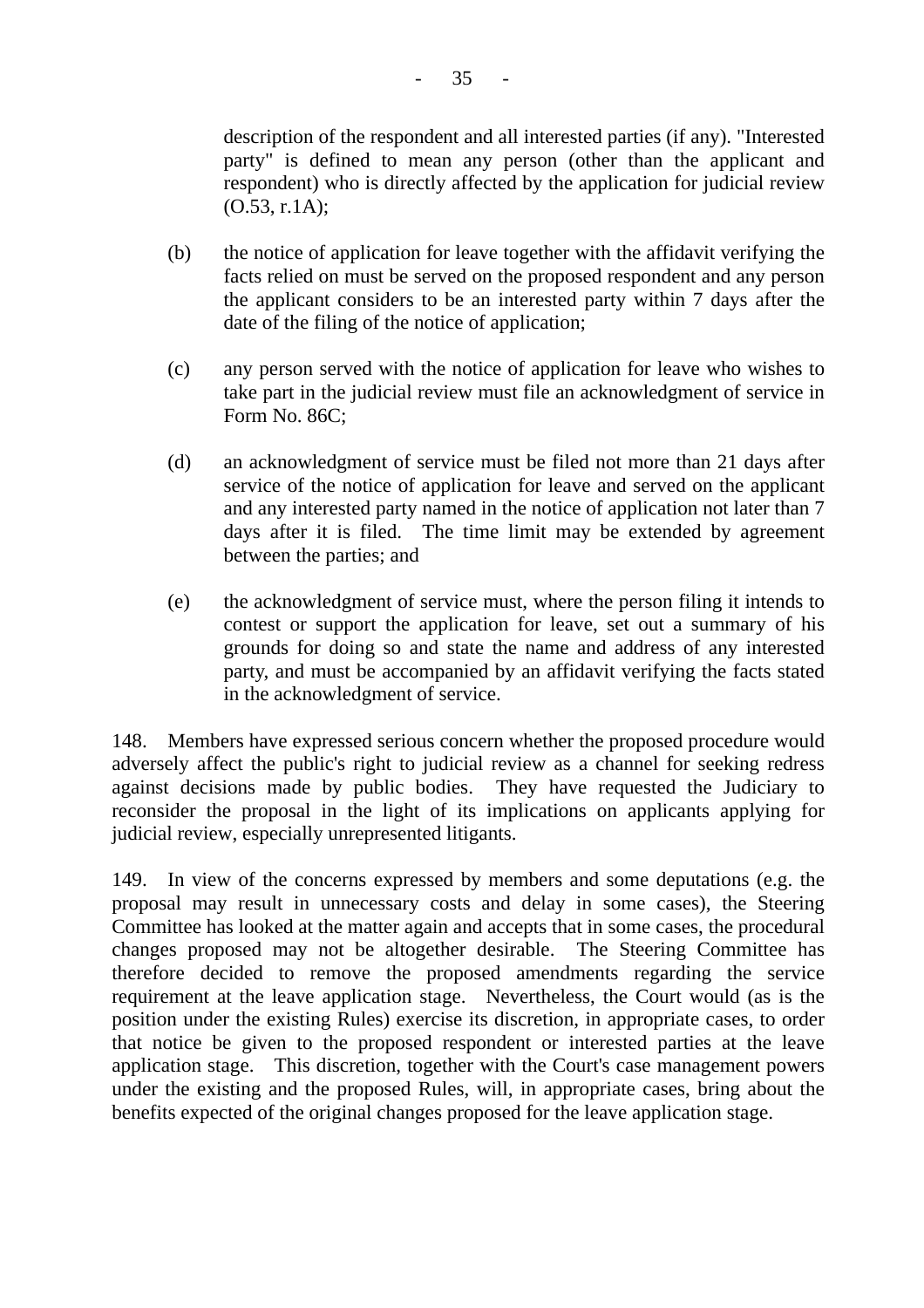description of the respondent and all interested parties (if any). "Interested party" is defined to mean any person (other than the applicant and respondent) who is directly affected by the application for judicial review (O.53, r.1A);

(b) the notice of application for leave together with the affidavit verifying the facts relied on must be served on the proposed respondent and any person the applicant considers to be an interested party within 7 days after the date of the filing of the notice of application;

(c) any person served with the notice of application for leave who wishes to take part in the judicial review must file an acknowledgment of service in Form No. 86C;

(d) an acknowledgment of service must be filed not more than 21 days after service of the notice of application for leave and served on the applicant and any interested party named in the notice of application not later than 7 days after it is filed. The time limit may be extended by agreement between the parties; and

(e) the acknowledgment of service must, where the person filing it intends to contest or support the application for leave, set out a summary of his grounds for doing so and state the name and address of any interested party, and must be accompanied by an affidavit verifying the facts stated in the acknowledgment of service.

148. Members have expressed serious concern whether the proposed procedure would adversely affect the public's right to judicial review as a channel for seeking redress against decisions made by public bodies. They have requested the Judiciary to reconsider the proposal in the light of its implications on applicants applying for judicial review, especially unrepresented litigants.

149. In view of the concerns expressed by members and some deputations (e.g. the proposal may result in unnecessary costs and delay in some cases), the Steering Committee has looked at the matter again and accepts that in some cases, the procedural changes proposed may not be altogether desirable. The Steering Committee has therefore decided to remove the proposed amendments regarding the service requirement at the leave application stage. Nevertheless, the Court would (as is the position under the existing Rules) exercise its discretion, in appropriate cases, to order that notice be given to the proposed respondent or interested parties at the leave application stage. This discretion, together with the Court's case management powers under the existing and the proposed Rules, will, in appropriate cases, bring about the benefits expected of the original changes proposed for the leave application stage.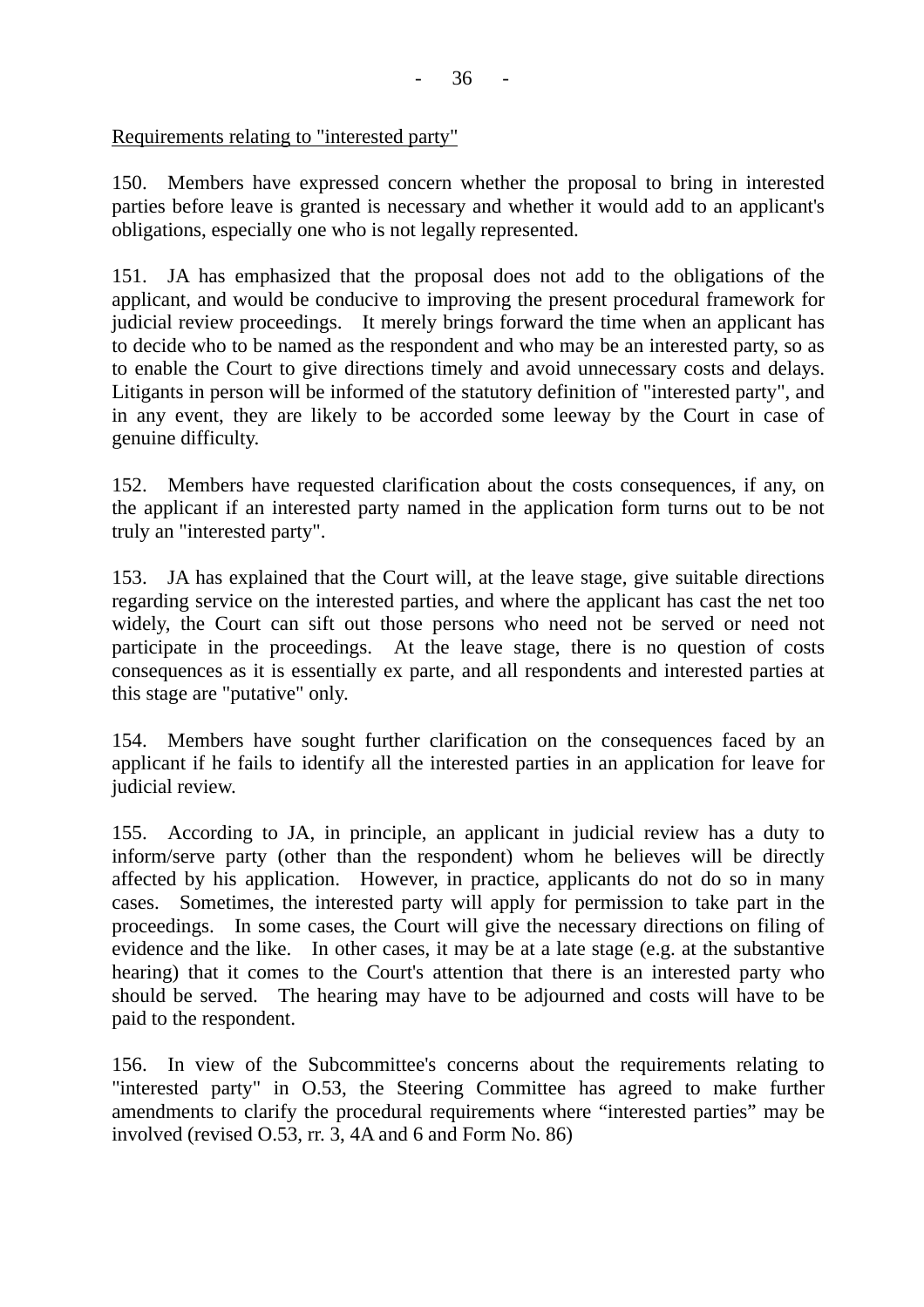Requirements relating to "interested party"

150. Members have expressed concern whether the proposal to bring in interested parties before leave is granted is necessary and whether it would add to an applicant's obligations, especially one who is not legally represented.

151. JA has emphasized that the proposal does not add to the obligations of the applicant, and would be conducive to improving the present procedural framework for judicial review proceedings. It merely brings forward the time when an applicant has to decide who to be named as the respondent and who may be an interested party, so as to enable the Court to give directions timely and avoid unnecessary costs and delays. Litigants in person will be informed of the statutory definition of "interested party", and in any event, they are likely to be accorded some leeway by the Court in case of genuine difficulty.

152. Members have requested clarification about the costs consequences, if any, on the applicant if an interested party named in the application form turns out to be not truly an "interested party".

153. JA has explained that the Court will, at the leave stage, give suitable directions regarding service on the interested parties, and where the applicant has cast the net too widely, the Court can sift out those persons who need not be served or need not participate in the proceedings. At the leave stage, there is no question of costs consequences as it is essentially ex parte, and all respondents and interested parties at this stage are "putative" only.

154. Members have sought further clarification on the consequences faced by an applicant if he fails to identify all the interested parties in an application for leave for judicial review.

155. According to JA, in principle, an applicant in judicial review has a duty to inform/serve party (other than the respondent) whom he believes will be directly affected by his application. However, in practice, applicants do not do so in many cases. Sometimes, the interested party will apply for permission to take part in the proceedings. In some cases, the Court will give the necessary directions on filing of evidence and the like. In other cases, it may be at a late stage (e.g. at the substantive hearing) that it comes to the Court's attention that there is an interested party who should be served. The hearing may have to be adjourned and costs will have to be paid to the respondent.

156. In view of the Subcommittee's concerns about the requirements relating to "interested party" in O.53, the Steering Committee has agreed to make further amendments to clarify the procedural requirements where "interested parties" may be involved (revised O.53, rr. 3, 4A and 6 and Form No. 86)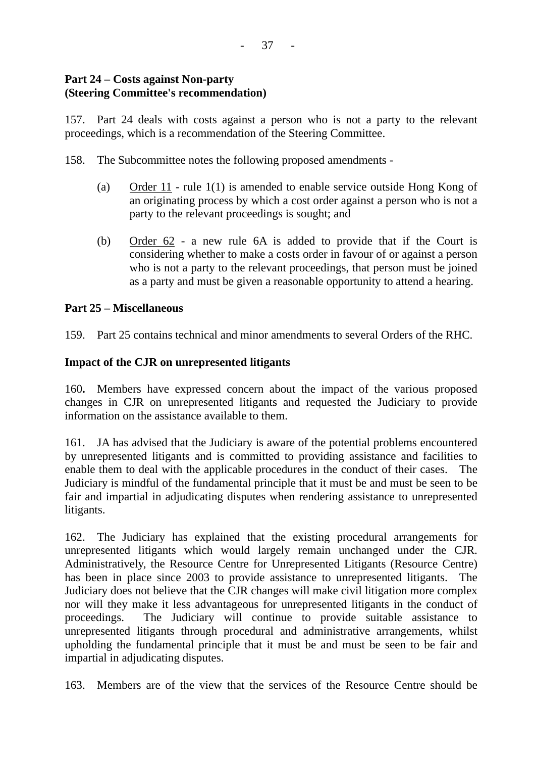**Part 24 – Costs against Non-party**
**(Steering Committee's recommendation)**

157. Part 24 deals with costs against a person who is not a party to the relevant proceedings, which is a recommendation of the Steering Committee.

158. The Subcommittee notes the following proposed amendments -

(a) Order 11 - rule 1(1) is amended to enable service outside Hong Kong of an originating process by which a cost order against a person who is not a party to the relevant proceedings is sought; and

(b) Order 62 - a new rule 6A is added to provide that if the Court is considering whether to make a costs order in favour of or against a person who is not a party to the relevant proceedings, that person must be joined as a party and must be given a reasonable opportunity to attend a hearing.

**Part 25 – Miscellaneous**

159. Part 25 contains technical and minor amendments to several Orders of the RHC.

**Impact of the CJR on unrepresented litigants**

160**.** Members have expressed concern about the impact of the various proposed changes in CJR on unrepresented litigants and requested the Judiciary to provide information on the assistance available to them.

161. JA has advised that the Judiciary is aware of the potential problems encountered by unrepresented litigants and is committed to providing assistance and facilities to enable them to deal with the applicable procedures in the conduct of their cases. The Judiciary is mindful of the fundamental principle that it must be and must be seen to be fair and impartial in adjudicating disputes when rendering assistance to unrepresented litigants.

162. The Judiciary has explained that the existing procedural arrangements for unrepresented litigants which would largely remain unchanged under the CJR. Administratively, the Resource Centre for Unrepresented Litigants (Resource Centre) has been in place since 2003 to provide assistance to unrepresented litigants. The Judiciary does not believe that the CJR changes will make civil litigation more complex nor will they make it less advantageous for unrepresented litigants in the conduct of proceedings. The Judiciary will continue to provide suitable assistance to unrepresented litigants through procedural and administrative arrangements, whilst upholding the fundamental principle that it must be and must be seen to be fair and impartial in adjudicating disputes.

163. Members are of the view that the services of the Resource Centre should be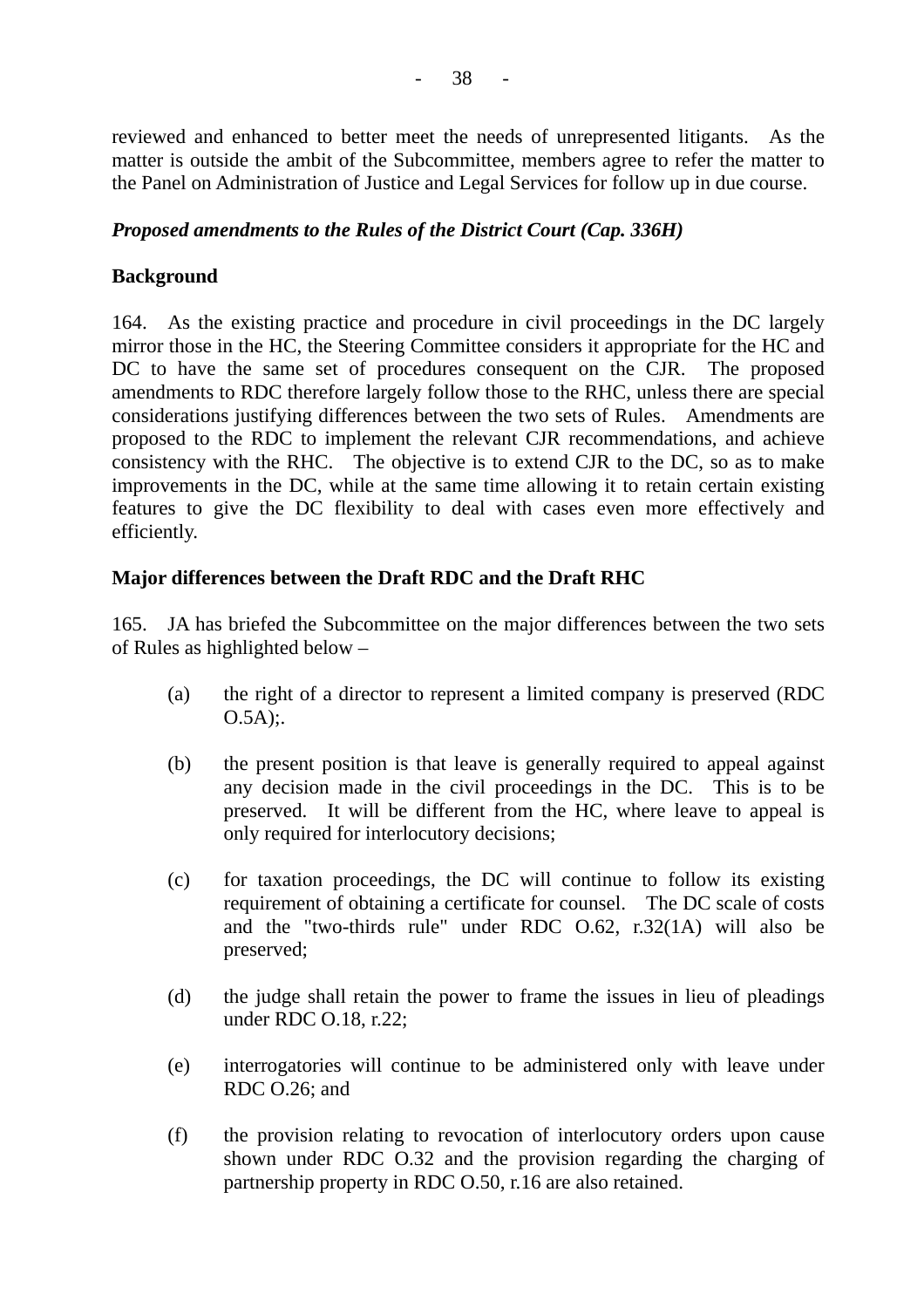reviewed and enhanced to better meet the needs of unrepresented litigants. As the matter is outside the ambit of the Subcommittee, members agree to refer the matter to the Panel on Administration of Justice and Legal Services for follow up in due course.

***Proposed amendments to the Rules of the District Court (Cap. 336H)***

**Background**

164. As the existing practice and procedure in civil proceedings in the DC largely mirror those in the HC, the Steering Committee considers it appropriate for the HC and DC to have the same set of procedures consequent on the CJR. The proposed amendments to RDC therefore largely follow those to the RHC, unless there are special considerations justifying differences between the two sets of Rules. Amendments are proposed to the RDC to implement the relevant CJR recommendations, and achieve consistency with the RHC. The objective is to extend CJR to the DC, so as to make improvements in the DC, while at the same time allowing it to retain certain existing features to give the DC flexibility to deal with cases even more effectively and efficiently.

**Major differences between the Draft RDC and the Draft RHC**

165. JA has briefed the Subcommittee on the major differences between the two sets of Rules as highlighted below –

(a) the right of a director to represent a limited company is preserved (RDC O.5A);.

(b) the present position is that leave is generally required to appeal against any decision made in the civil proceedings in the DC. This is to be preserved. It will be different from the HC, where leave to appeal is only required for interlocutory decisions;

(c) for taxation proceedings, the DC will continue to follow its existing requirement of obtaining a certificate for counsel. The DC scale of costs and the "two-thirds rule" under RDC O.62, r.32(1A) will also be preserved;

(d) the judge shall retain the power to frame the issues in lieu of pleadings under RDC O.18, r.22;

(e) interrogatories will continue to be administered only with leave under RDC O.26; and

(f) the provision relating to revocation of interlocutory orders upon cause shown under RDC O.32 and the provision regarding the charging of partnership property in RDC O.50, r.16 are also retained.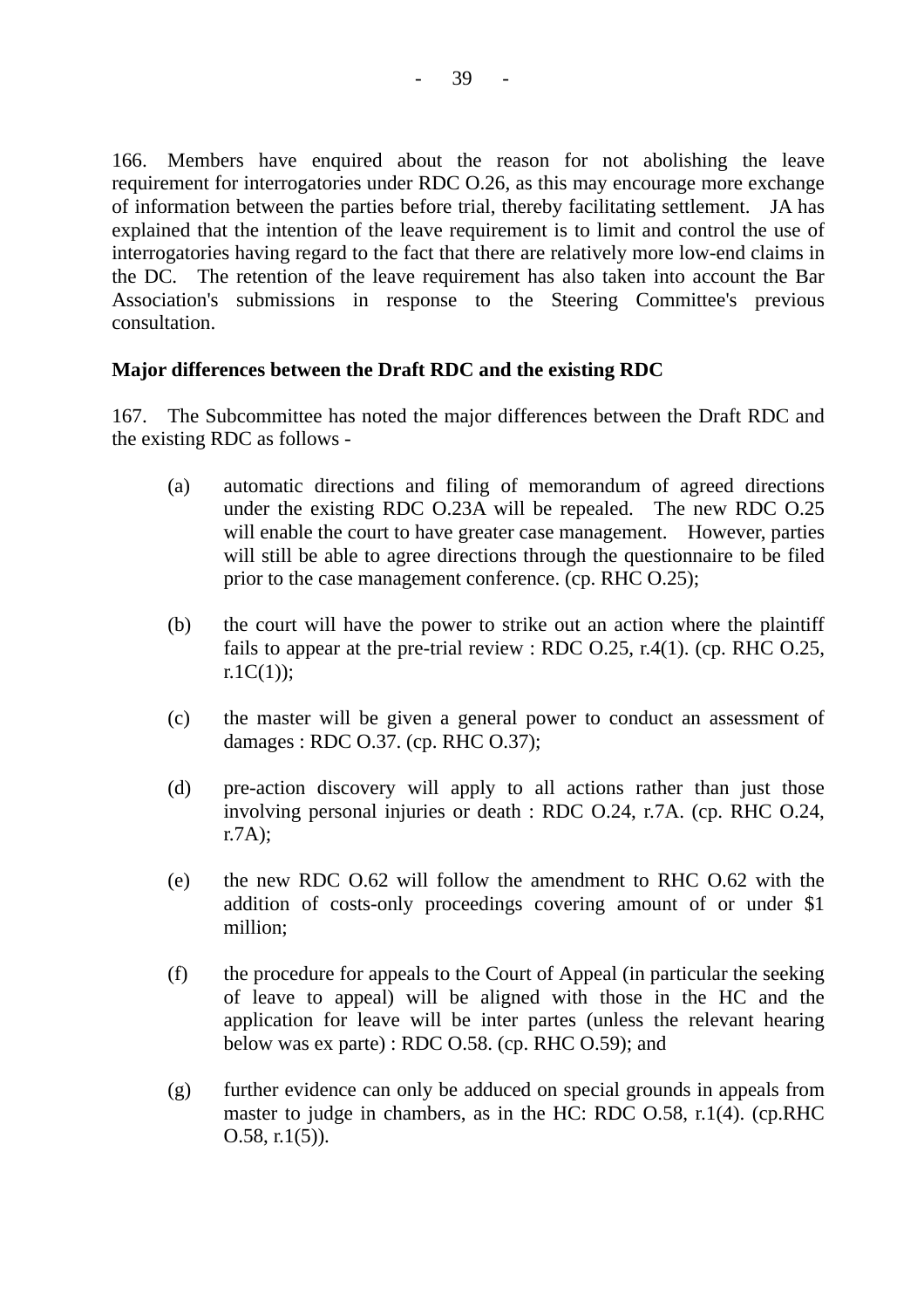166. Members have enquired about the reason for not abolishing the leave requirement for interrogatories under RDC O.26, as this may encourage more exchange of information between the parties before trial, thereby facilitating settlement. JA has explained that the intention of the leave requirement is to limit and control the use of interrogatories having regard to the fact that there are relatively more low-end claims in the DC. The retention of the leave requirement has also taken into account the Bar Association's submissions in response to the Steering Committee's previous consultation.

**Major differences between the Draft RDC and the existing RDC**

167. The Subcommittee has noted the major differences between the Draft RDC and the existing RDC as follows -

(a) automatic directions and filing of memorandum of agreed directions under the existing RDC O.23A will be repealed. The new RDC O.25 will enable the court to have greater case management. However, parties will still be able to agree directions through the questionnaire to be filed prior to the case management conference. (cp. RHC O.25);

(b) the court will have the power to strike out an action where the plaintiff fails to appear at the pre-trial review : RDC O.25, r.4(1). (cp. RHC O.25, r.1C(1));

(c) the master will be given a general power to conduct an assessment of damages : RDC O.37. (cp. RHC O.37);

(d) pre-action discovery will apply to all actions rather than just those involving personal injuries or death : RDC O.24, r.7A. (cp. RHC O.24, r.7A);

(e) the new RDC O.62 will follow the amendment to RHC O.62 with the addition of costs-only proceedings covering amount of or under $1 million;

(f) the procedure for appeals to the Court of Appeal (in particular the seeking of leave to appeal) will be aligned with those in the HC and the application for leave will be inter partes (unless the relevant hearing below was ex parte) : RDC O.58. (cp. RHC O.59); and

(g) further evidence can only be adduced on special grounds in appeals from master to judge in chambers, as in the HC: RDC O.58, r.1(4). (cp.RHC O.58, r.1(5)).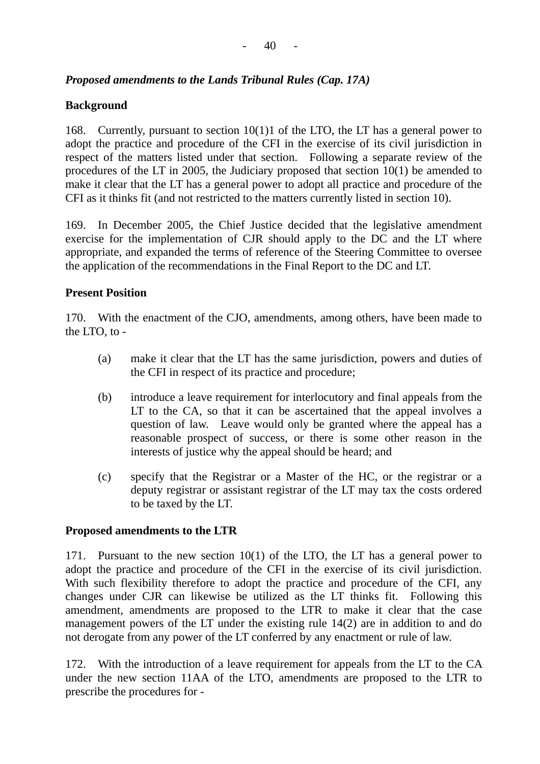*Proposed amendments to the Lands Tribunal Rules (Cap. 17A)*

**Background**

168. Currently, pursuant to section 10(1)1 of the LTO, the LT has a general power to adopt the practice and procedure of the CFI in the exercise of its civil jurisdiction in respect of the matters listed under that section. Following a separate review of the procedures of the LT in 2005, the Judiciary proposed that section 10(1) be amended to make it clear that the LT has a general power to adopt all practice and procedure of the CFI as it thinks fit (and not restricted to the matters currently listed in section 10).

169. In December 2005, the Chief Justice decided that the legislative amendment exercise for the implementation of CJR should apply to the DC and the LT where appropriate, and expanded the terms of reference of the Steering Committee to oversee the application of the recommendations in the Final Report to the DC and LT.

**Present Position**

170. With the enactment of the CJO, amendments, among others, have been made to the LTO, to -

(a) make it clear that the LT has the same jurisdiction, powers and duties of the CFI in respect of its practice and procedure;

(b) introduce a leave requirement for interlocutory and final appeals from the LT to the CA, so that it can be ascertained that the appeal involves a question of law. Leave would only be granted where the appeal has a reasonable prospect of success, or there is some other reason in the interests of justice why the appeal should be heard; and

(c) specify that the Registrar or a Master of the HC, or the registrar or a deputy registrar or assistant registrar of the LT may tax the costs ordered to be taxed by the LT.

**Proposed amendments to the LTR**

171. Pursuant to the new section 10(1) of the LTO, the LT has a general power to adopt the practice and procedure of the CFI in the exercise of its civil jurisdiction. With such flexibility therefore to adopt the practice and procedure of the CFI, any changes under CJR can likewise be utilized as the LT thinks fit. Following this amendment, amendments are proposed to the LTR to make it clear that the case management powers of the LT under the existing rule 14(2) are in addition to and do not derogate from any power of the LT conferred by any enactment or rule of law.

172. With the introduction of a leave requirement for appeals from the LT to the CA under the new section 11AA of the LTO, amendments are proposed to the LTR to prescribe the procedures for -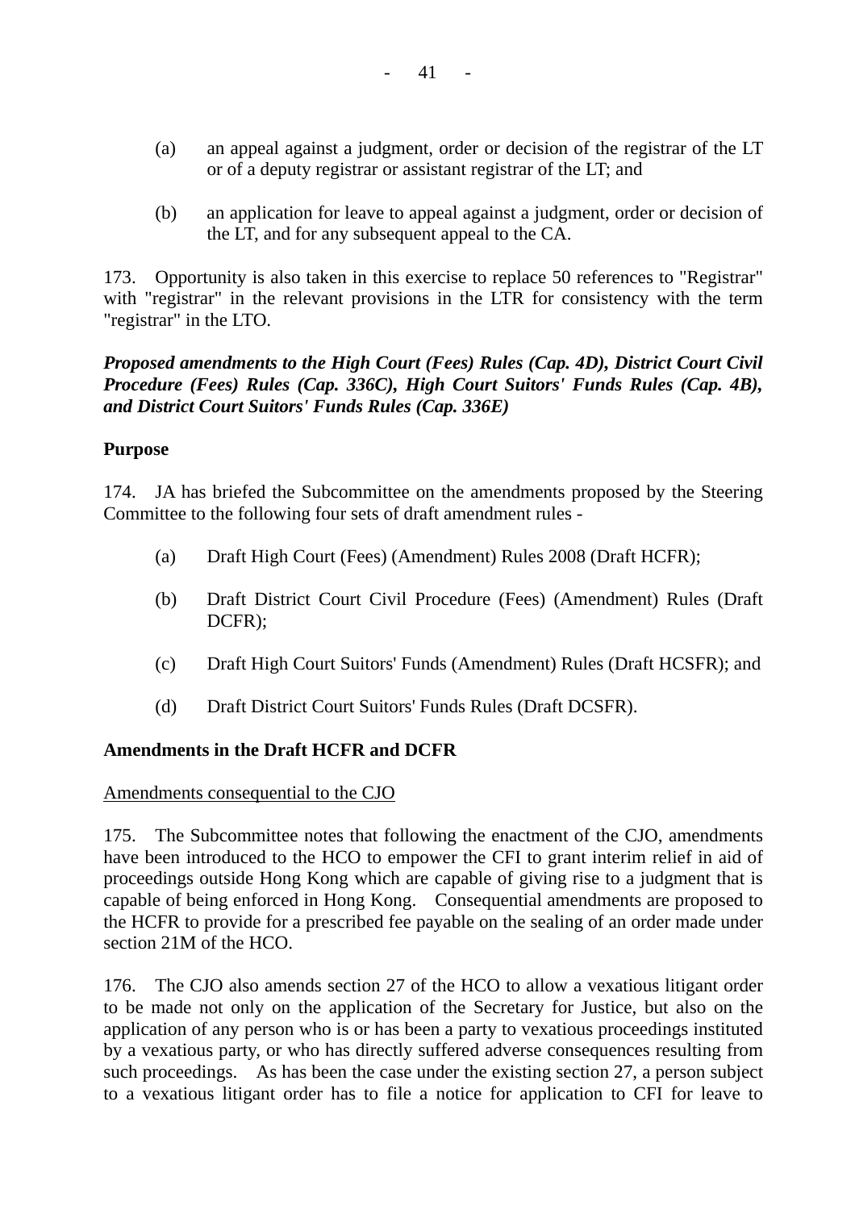(a) an appeal against a judgment, order or decision of the registrar of the LT or of a deputy registrar or assistant registrar of the LT; and

(b) an application for leave to appeal against a judgment, order or decision of the LT, and for any subsequent appeal to the CA.

173. Opportunity is also taken in this exercise to replace 50 references to "Registrar" with "registrar" in the relevant provisions in the LTR for consistency with the term "registrar" in the LTO.

***Proposed amendments to the High Court (Fees) Rules (Cap. 4D), District Court Civil Procedure (Fees) Rules (Cap. 336C), High Court Suitors' Funds Rules (Cap. 4B), and District Court Suitors' Funds Rules (Cap. 336E)***

**Purpose**

174. JA has briefed the Subcommittee on the amendments proposed by the Steering Committee to the following four sets of draft amendment rules -

(a) Draft High Court (Fees) (Amendment) Rules 2008 (Draft HCFR);

(b) Draft District Court Civil Procedure (Fees) (Amendment) Rules (Draft DCFR);

(c) Draft High Court Suitors' Funds (Amendment) Rules (Draft HCSFR); and

(d) Draft District Court Suitors' Funds Rules (Draft DCSFR).

**Amendments in the Draft HCFR and DCFR**

<u>Amendments consequential to the CJO</u>

175. The Subcommittee notes that following the enactment of the CJO, amendments have been introduced to the HCO to empower the CFI to grant interim relief in aid of proceedings outside Hong Kong which are capable of giving rise to a judgment that is capable of being enforced in Hong Kong. Consequential amendments are proposed to the HCFR to provide for a prescribed fee payable on the sealing of an order made under section 21M of the HCO.

176. The CJO also amends section 27 of the HCO to allow a vexatious litigant order to be made not only on the application of the Secretary for Justice, but also on the application of any person who is or has been a party to vexatious proceedings instituted by a vexatious party, or who has directly suffered adverse consequences resulting from such proceedings. As has been the case under the existing section 27, a person subject to a vexatious litigant order has to file a notice for application to CFI for leave to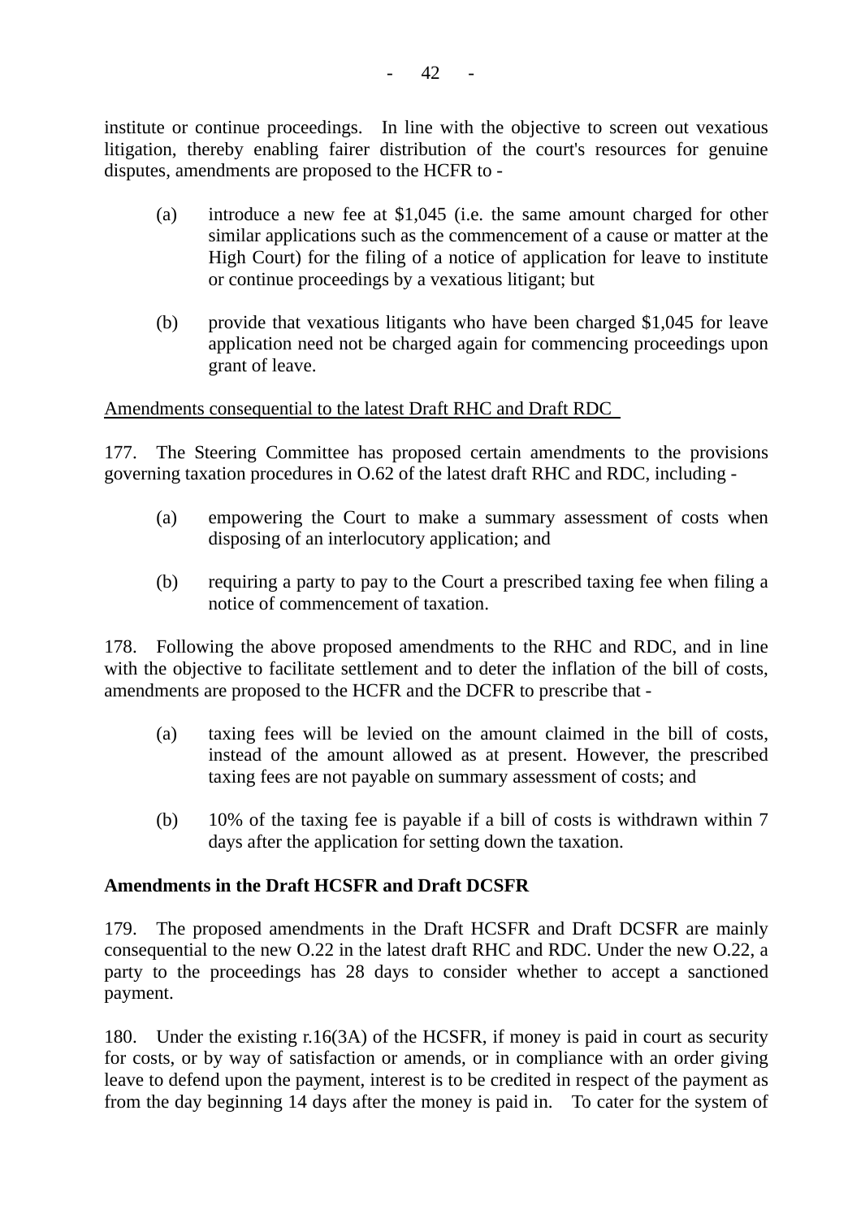institute or continue proceedings. In line with the objective to screen out vexatious litigation, thereby enabling fairer distribution of the court's resources for genuine disputes, amendments are proposed to the HCFR to -

(a) introduce a new fee at $1,045 (i.e. the same amount charged for other similar applications such as the commencement of a cause or matter at the High Court) for the filing of a notice of application for leave to institute or continue proceedings by a vexatious litigant; but

(b) provide that vexatious litigants who have been charged $1,045 for leave application need not be charged again for commencing proceedings upon grant of leave.

<u>Amendments consequential to the latest Draft RHC and Draft RDC</u>

177. The Steering Committee has proposed certain amendments to the provisions governing taxation procedures in O.62 of the latest draft RHC and RDC, including -

(a) empowering the Court to make a summary assessment of costs when disposing of an interlocutory application; and

(b) requiring a party to pay to the Court a prescribed taxing fee when filing a notice of commencement of taxation.

178. Following the above proposed amendments to the RHC and RDC, and in line with the objective to facilitate settlement and to deter the inflation of the bill of costs, amendments are proposed to the HCFR and the DCFR to prescribe that -

(a) taxing fees will be levied on the amount claimed in the bill of costs, instead of the amount allowed as at present. However, the prescribed taxing fees are not payable on summary assessment of costs; and

(b) 10% of the taxing fee is payable if a bill of costs is withdrawn within 7 days after the application for setting down the taxation.

**Amendments in the Draft HCSFR and Draft DCSFR**

179. The proposed amendments in the Draft HCSFR and Draft DCSFR are mainly consequential to the new O.22 in the latest draft RHC and RDC. Under the new O.22, a party to the proceedings has 28 days to consider whether to accept a sanctioned payment.

180. Under the existing r.16(3A) of the HCSFR, if money is paid in court as security for costs, or by way of satisfaction or amends, or in compliance with an order giving leave to defend upon the payment, interest is to be credited in respect of the payment as from the day beginning 14 days after the money is paid in. To cater for the system of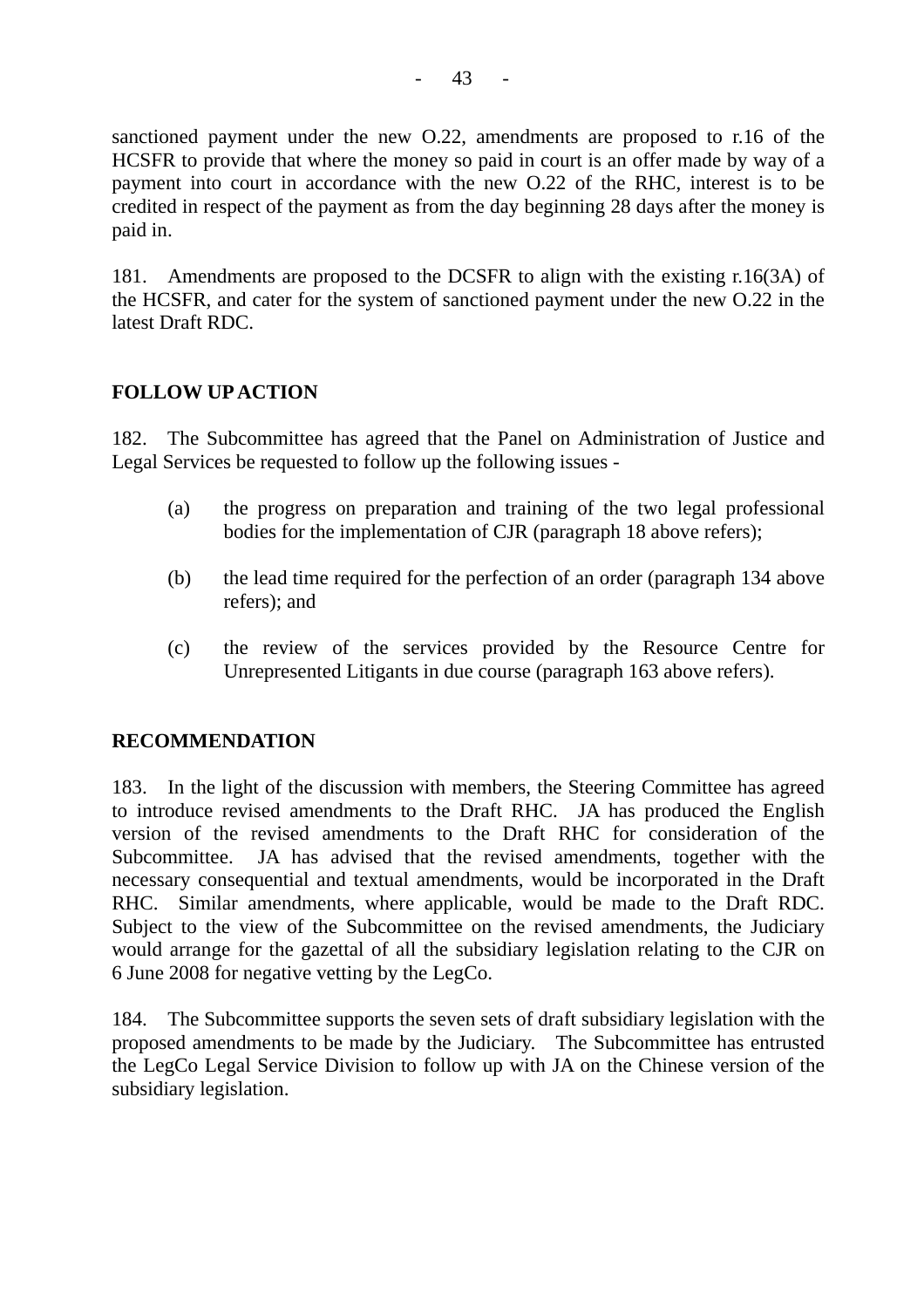sanctioned payment under the new O.22, amendments are proposed to r.16 of the HCSFR to provide that where the money so paid in court is an offer made by way of a payment into court in accordance with the new O.22 of the RHC, interest is to be credited in respect of the payment as from the day beginning 28 days after the money is paid in.

181. Amendments are proposed to the DCSFR to align with the existing r.16(3A) of the HCSFR, and cater for the system of sanctioned payment under the new O.22 in the latest Draft RDC.

## FOLLOW UP ACTION

182. The Subcommittee has agreed that the Panel on Administration of Justice and Legal Services be requested to follow up the following issues -

(a) the progress on preparation and training of the two legal professional bodies for the implementation of CJR (paragraph 18 above refers);

(b) the lead time required for the perfection of an order (paragraph 134 above refers); and

(c) the review of the services provided by the Resource Centre for Unrepresented Litigants in due course (paragraph 163 above refers).

## RECOMMENDATION

183. In the light of the discussion with members, the Steering Committee has agreed to introduce revised amendments to the Draft RHC. JA has produced the English version of the revised amendments to the Draft RHC for consideration of the Subcommittee. JA has advised that the revised amendments, together with the necessary consequential and textual amendments, would be incorporated in the Draft RHC. Similar amendments, where applicable, would be made to the Draft RDC. Subject to the view of the Subcommittee on the revised amendments, the Judiciary would arrange for the gazettal of all the subsidiary legislation relating to the CJR on 6 June 2008 for negative vetting by the LegCo.

184. The Subcommittee supports the seven sets of draft subsidiary legislation with the proposed amendments to be made by the Judiciary. The Subcommittee has entrusted the LegCo Legal Service Division to follow up with JA on the Chinese version of the subsidiary legislation.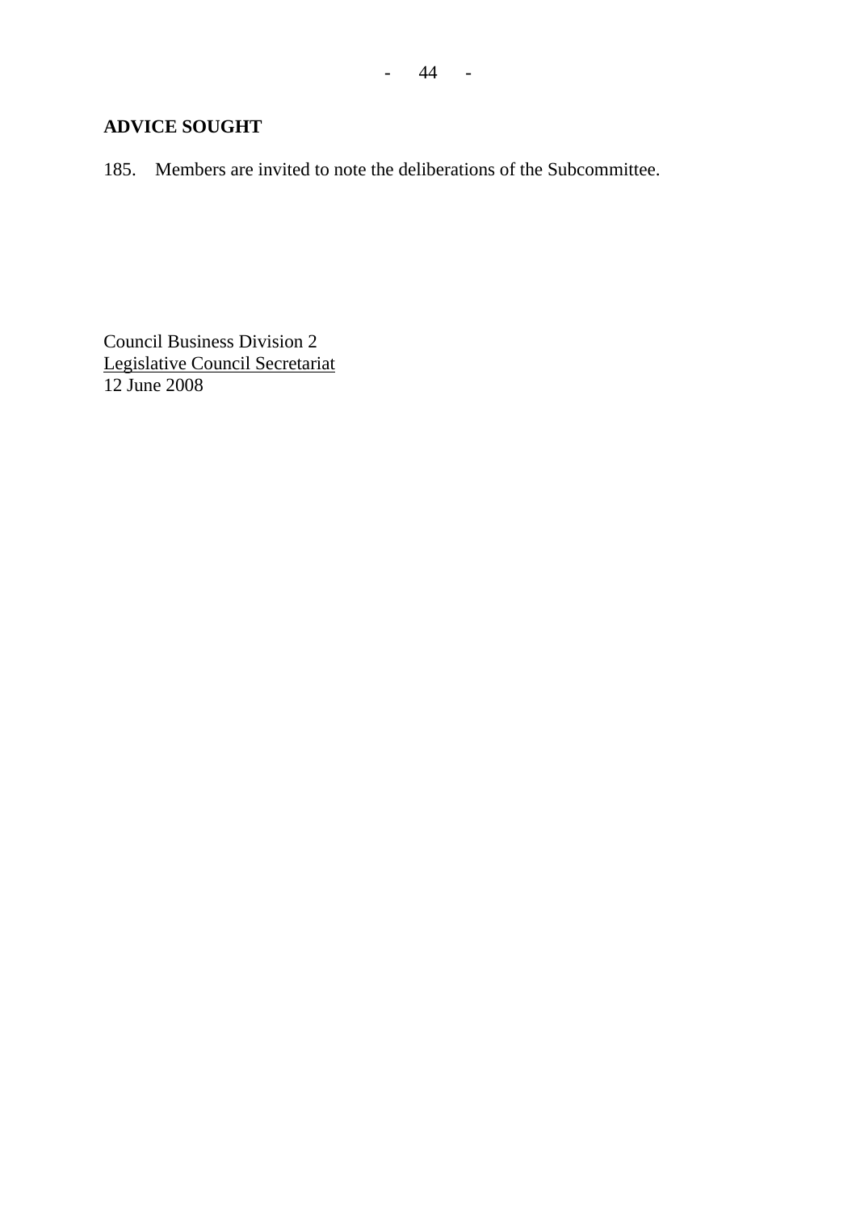**ADVICE SOUGHT**

185. Members are invited to note the deliberations of the Subcommittee.

Council Business Division 2
Legislative Council Secretariat
12 June 2008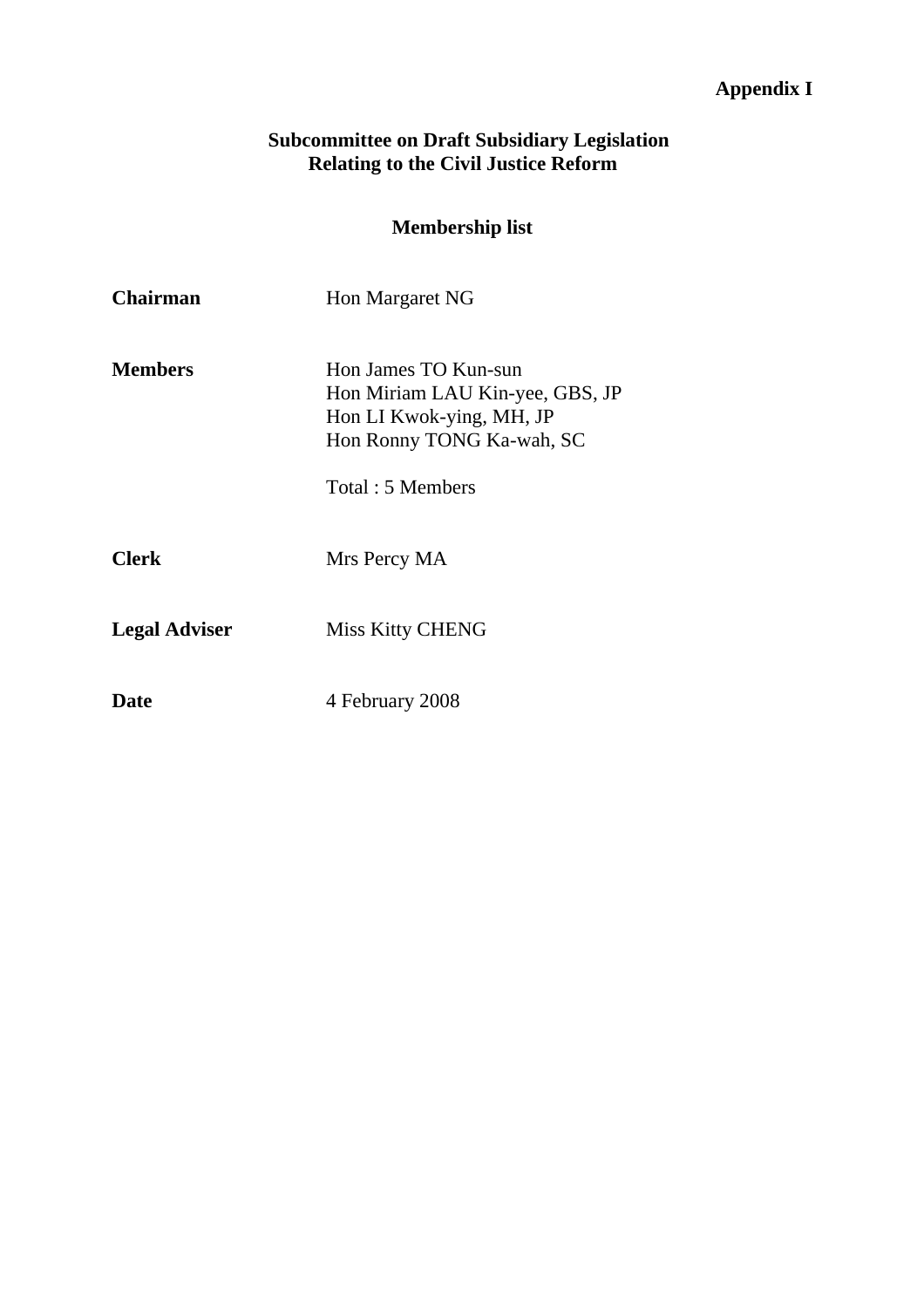**Appendix I**

## Subcommittee on Draft Subsidiary Legislation Relating to the Civil Justice Reform

### Membership list

| | |
|---|---|
| **Chairman** | Hon Margaret NG |
| **Members** | Hon James TO Kun-sun<br>Hon Miriam LAU Kin-yee, GBS, JP<br>Hon LI Kwok-ying, MH, JP<br>Hon Ronny TONG Ka-wah, SC<br><br>Total : 5 Members |
| **Clerk** | Mrs Percy MA |
| **Legal Adviser** | Miss Kitty CHENG |
| **Date** | 4 February 2008 |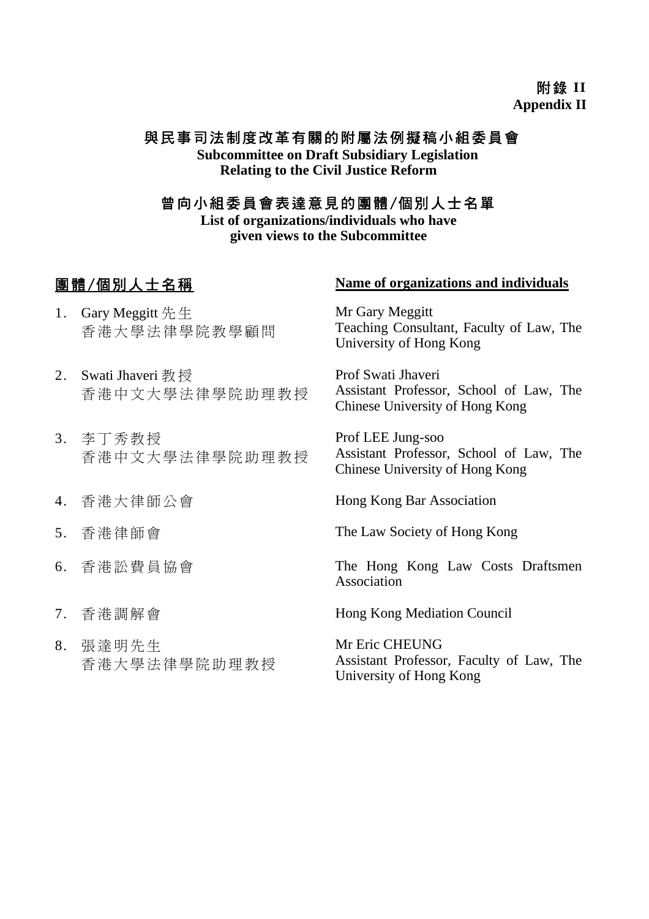**附錄 II**
**Appendix II**

## 與民事司法制度改革有關的附屬法例擬稿小組委員會
## Subcommittee on Draft Subsidiary Legislation Relating to the Civil Justice Reform

## 曾向小組委員會表達意見的團體/個別人士名單
## List of organizations/individuals who have given views to the Subcommittee

| 團體/個別人士名稱 | Name of organizations and individuals |
|---|---|
| 1. Gary Meggitt 先生<br>香港大學法律學院教學顧問 | Mr Gary Meggitt<br>Teaching Consultant, Faculty of Law, The University of Hong Kong |
| 2. Swati Jhaveri 教授<br>香港中文大學法律學院助理教授 | Prof Swati Jhaveri<br>Assistant Professor, School of Law, The Chinese University of Hong Kong |
| 3. 李丁秀教授<br>香港中文大學法律學院助理教授 | Prof LEE Jung-soo<br>Assistant Professor, School of Law, The Chinese University of Hong Kong |
| 4. 香港大律師公會 | Hong Kong Bar Association |
| 5. 香港律師會 | The Law Society of Hong Kong |
| 6. 香港訟費員協會 | The Hong Kong Law Costs Draftsmen Association |
| 7. 香港調解會 | Hong Kong Mediation Council |
| 8. 張達明先生<br>香港大學法律學院助理教授 | Mr Eric CHEUNG<br>Assistant Professor, Faculty of Law, The University of Hong Kong |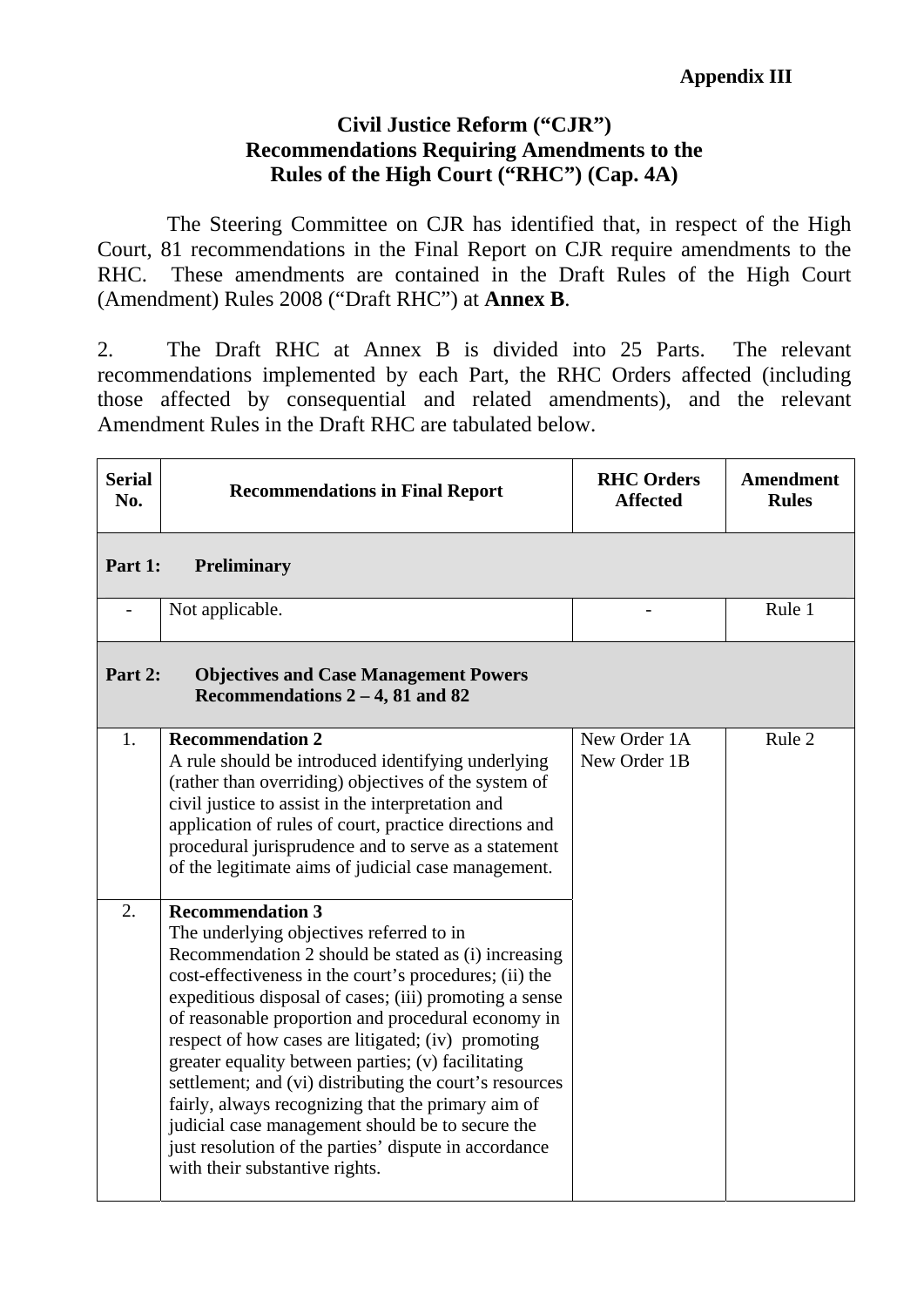**Appendix III**

# Civil Justice Reform ("CJR") Recommendations Requiring Amendments to the Rules of the High Court ("RHC") (Cap. 4A)

The Steering Committee on CJR has identified that, in respect of the High Court, 81 recommendations in the Final Report on CJR require amendments to the RHC. These amendments are contained in the Draft Rules of the High Court (Amendment) Rules 2008 ("Draft RHC") at **Annex B**.

2. The Draft RHC at Annex B is divided into 25 Parts. The relevant recommendations implemented by each Part, the RHC Orders affected (including those affected by consequential and related amendments), and the relevant Amendment Rules in the Draft RHC are tabulated below.

| Serial No. | Recommendations in Final Report | RHC Orders Affected | Amendment Rules |
|---|---|---|---|
| **Part 1:** | **Preliminary** | | |
| - | Not applicable. | - | Rule 1 |
| **Part 2:** | **Objectives and Case Management Powers Recommendations 2 – 4, 81 and 82** | | |
| 1. | **Recommendation 2**<br>A rule should be introduced identifying underlying (rather than overriding) objectives of the system of civil justice to assist in the interpretation and application of rules of court, practice directions and procedural jurisprudence and to serve as a statement of the legitimate aims of judicial case management. | New Order 1A<br>New Order 1B | Rule 2 |
| 2. | **Recommendation 3**<br>The underlying objectives referred to in Recommendation 2 should be stated as (i) increasing cost-effectiveness in the court's procedures; (ii) the expeditious disposal of cases; (iii) promoting a sense of reasonable proportion and procedural economy in respect of how cases are litigated; (iv) promoting greater equality between parties; (v) facilitating settlement; and (vi) distributing the court's resources fairly, always recognizing that the primary aim of judicial case management should be to secure the just resolution of the parties' dispute in accordance with their substantive rights. | | |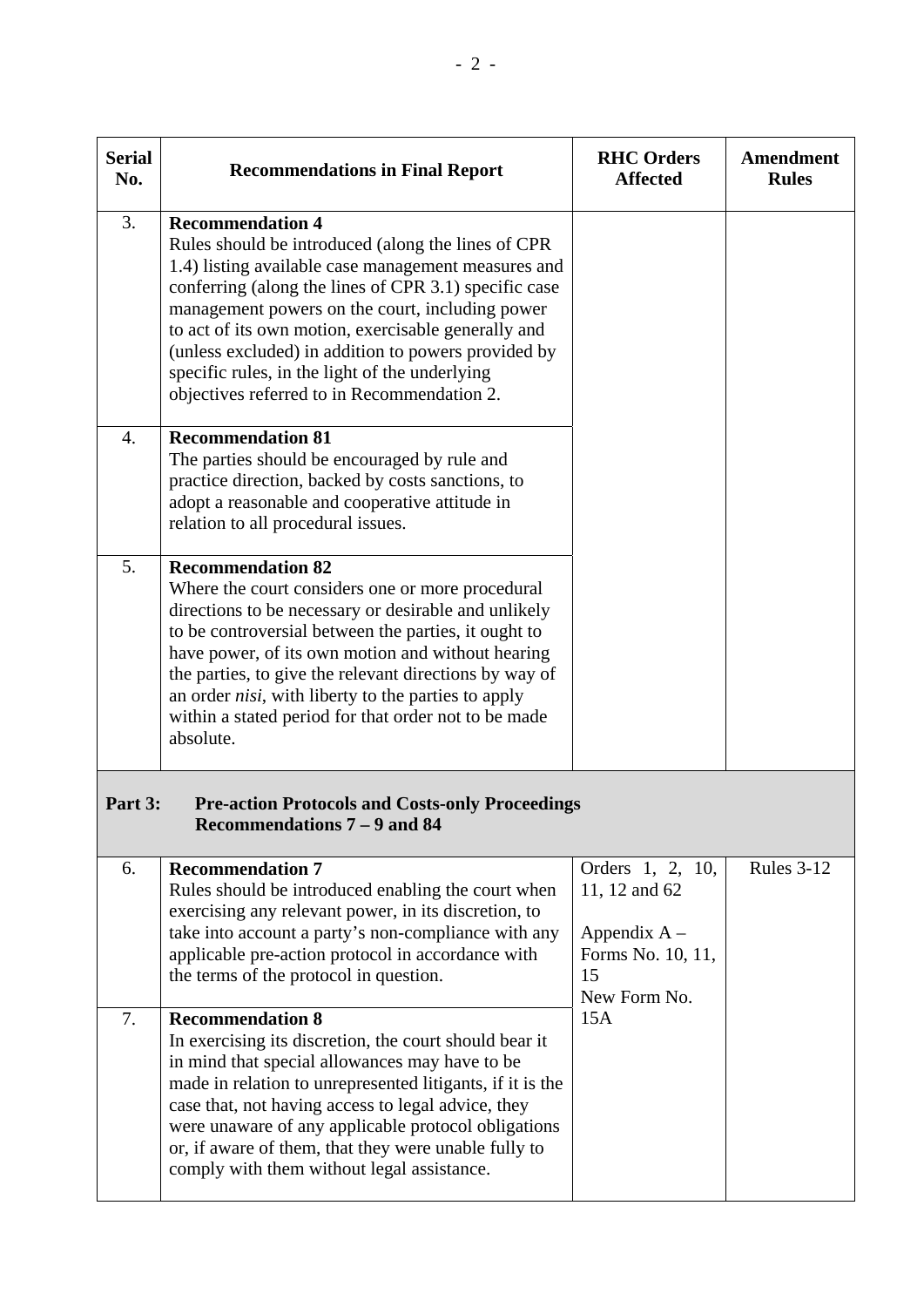| Serial No. | Recommendations in Final Report | RHC Orders Affected | Amendment Rules |
|---|---|---|---|
| 3. | **Recommendation 4**<br>Rules should be introduced (along the lines of CPR 1.4) listing available case management measures and conferring (along the lines of CPR 3.1) specific case management powers on the court, including power to act of its own motion, exercisable generally and (unless excluded) in addition to powers provided by specific rules, in the light of the underlying objectives referred to in Recommendation 2. | | |
| 4. | **Recommendation 81**<br>The parties should be encouraged by rule and practice direction, backed by costs sanctions, to adopt a reasonable and cooperative attitude in relation to all procedural issues. | | |
| 5. | **Recommendation 82**<br>Where the court considers one or more procedural directions to be necessary or desirable and unlikely to be controversial between the parties, it ought to have power, of its own motion and without hearing the parties, to give the relevant directions by way of an order *nisi*, with liberty to the parties to apply within a stated period for that order not to be made absolute. | | |
| **Part 3:** | **Pre-action Protocols and Costs-only Proceedings Recommendations 7 – 9 and 84** | | |
| 6. | **Recommendation 7**<br>Rules should be introduced enabling the court when exercising any relevant power, in its discretion, to take into account a party's non-compliance with any applicable pre-action protocol in accordance with the terms of the protocol in question. | Orders 1, 2, 10, 11, 12 and 62<br><br>Appendix A – Forms No. 10, 11, 15<br>New Form No. 15A | Rules 3-12 |
| 7. | **Recommendation 8**<br>In exercising its discretion, the court should bear it in mind that special allowances may have to be made in relation to unrepresented litigants, if it is the case that, not having access to legal advice, they were unaware of any applicable protocol obligations or, if aware of them, that they were unable fully to comply with them without legal assistance. | | |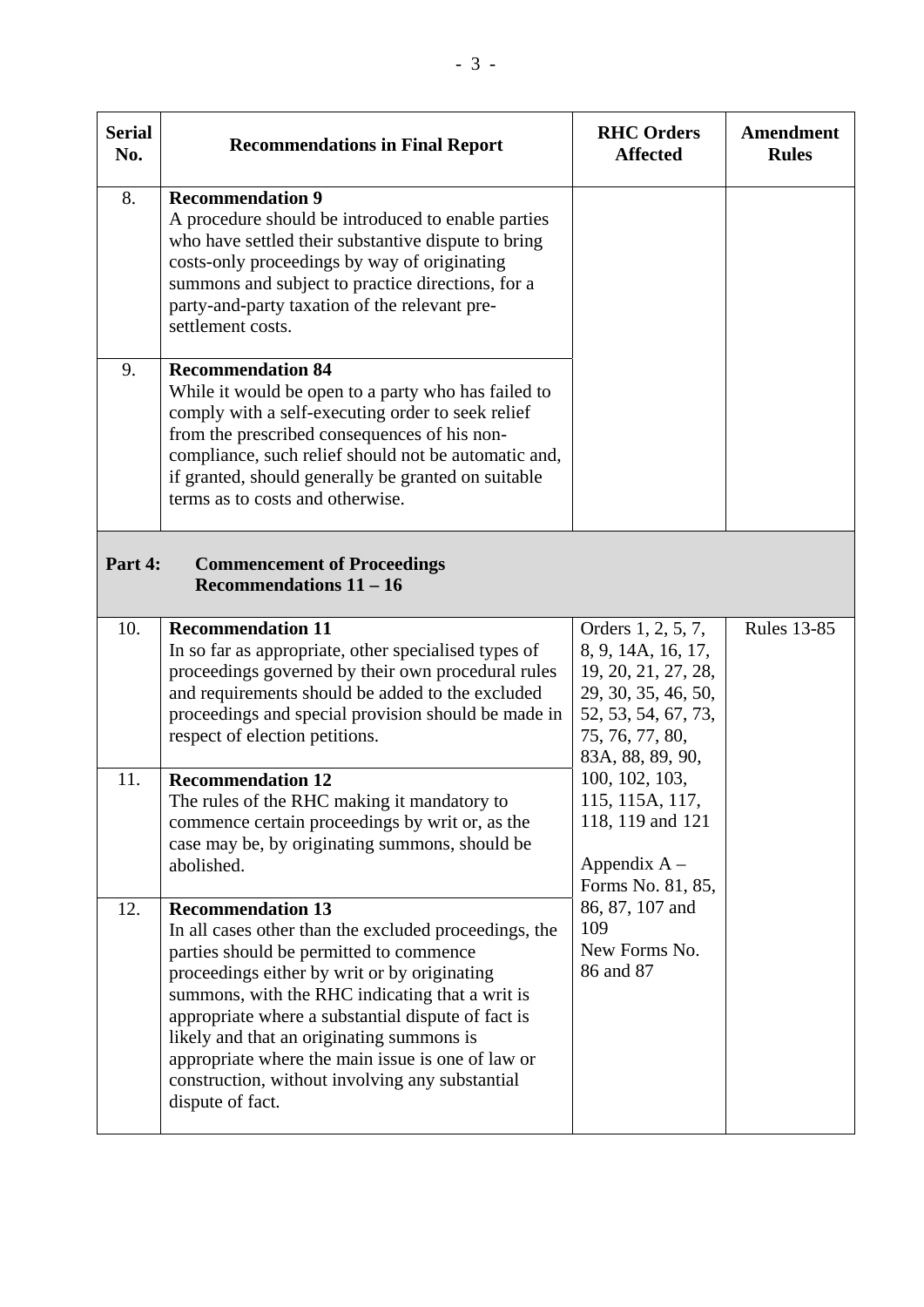| Serial No. | Recommendations in Final Report | RHC Orders Affected | Amendment Rules |
|---|---|---|---|
| 8. | **Recommendation 9**<br>A procedure should be introduced to enable parties who have settled their substantive dispute to bring costs-only proceedings by way of originating summons and subject to practice directions, for a party-and-party taxation of the relevant pre-settlement costs. | | |
| 9. | **Recommendation 84**<br>While it would be open to a party who has failed to comply with a self-executing order to seek relief from the prescribed consequences of his non-compliance, such relief should not be automatic and, if granted, should generally be granted on suitable terms as to costs and otherwise. | | |
| **Part 4:** | **Commencement of Proceedings Recommendations 11 – 16** | | |
| 10. | **Recommendation 11**<br>In so far as appropriate, other specialised types of proceedings governed by their own procedural rules and requirements should be added to the excluded proceedings and special provision should be made in respect of election petitions. | Orders 1, 2, 5, 7, 8, 9, 14A, 16, 17, 19, 20, 21, 27, 28, 29, 30, 35, 46, 50, 52, 53, 54, 67, 73, 75, 76, 77, 80, 83A, 88, 89, 90, 100, 102, 103, 115, 115A, 117, 118, 119 and 121<br><br>Appendix A – Forms No. 81, 85, 86, 87, 107 and 109<br>New Forms No. 86 and 87 | Rules 13-85 |
| 11. | **Recommendation 12**<br>The rules of the RHC making it mandatory to commence certain proceedings by writ or, as the case may be, by originating summons, should be abolished. | | |
| 12. | **Recommendation 13**<br>In all cases other than the excluded proceedings, the parties should be permitted to commence proceedings either by writ or by originating summons, with the RHC indicating that a writ is appropriate where a substantial dispute of fact is likely and that an originating summons is appropriate where the main issue is one of law or construction, without involving any substantial dispute of fact. | | |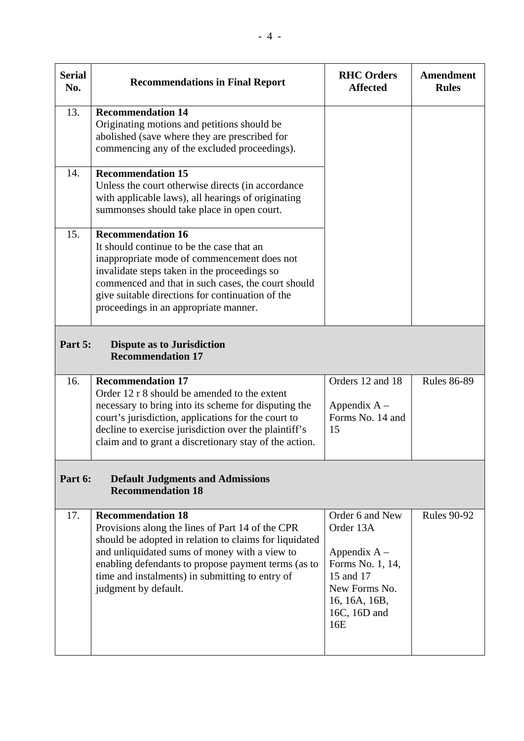| Serial No. | Recommendations in Final Report | RHC Orders Affected | Amendment Rules |
|---|---|---|---|
| 13. | **Recommendation 14**<br>Originating motions and petitions should be abolished (save where they are prescribed for commencing any of the excluded proceedings). | | |
| 14. | **Recommendation 15**<br>Unless the court otherwise directs (in accordance with applicable laws), all hearings of originating summonses should take place in open court. | | |
| 15. | **Recommendation 16**<br>It should continue to be the case that an inappropriate mode of commencement does not invalidate steps taken in the proceedings so commenced and that in such cases, the court should give suitable directions for continuation of the proceedings in an appropriate manner. | | |
| **Part 5:** | **Dispute as to Jurisdiction**<br>**Recommendation 17** | | |
| 16. | **Recommendation 17**<br>Order 12 r 8 should be amended to the extent necessary to bring into its scheme for disputing the court's jurisdiction, applications for the court to decline to exercise jurisdiction over the plaintiff's claim and to grant a discretionary stay of the action. | Orders 12 and 18<br><br>Appendix A – Forms No. 14 and 15 | Rules 86-89 |
| **Part 6:** | **Default Judgments and Admissions**<br>**Recommendation 18** | | |
| 17. | **Recommendation 18**<br>Provisions along the lines of Part 14 of the CPR should be adopted in relation to claims for liquidated and unliquidated sums of money with a view to enabling defendants to propose payment terms (as to time and instalments) in submitting to entry of judgment by default. | Order 6 and New Order 13A<br><br>Appendix A – Forms No. 1, 14, 15 and 17<br>New Forms No. 16, 16A, 16B, 16C, 16D and 16E | Rules 90-92 |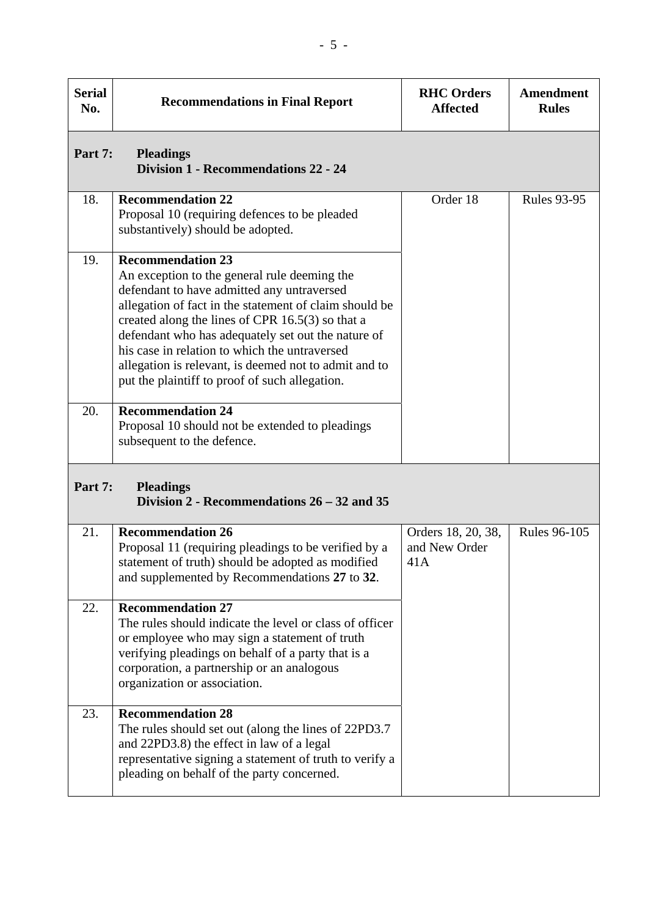| Serial No. | Recommendations in Final Report | RHC Orders Affected | Amendment Rules |
|---|---|---|---|
| **Part 7:** | **Pleadings**<br>**Division 1 - Recommendations 22 - 24** | | |
| 18. | **Recommendation 22**<br>Proposal 10 (requiring defences to be pleaded substantively) should be adopted. | Order 18 | Rules 93-95 |
| 19. | **Recommendation 23**<br>An exception to the general rule deeming the defendant to have admitted any untraversed allegation of fact in the statement of claim should be created along the lines of CPR 16.5(3) so that a defendant who has adequately set out the nature of his case in relation to which the untraversed allegation is relevant, is deemed not to admit and to put the plaintiff to proof of such allegation. | | |
| 20. | **Recommendation 24**<br>Proposal 10 should not be extended to pleadings subsequent to the defence. | | |
| **Part 7:** | **Pleadings**<br>**Division 2 - Recommendations 26 – 32 and 35** | | |
| 21. | **Recommendation 26**<br>Proposal 11 (requiring pleadings to be verified by a statement of truth) should be adopted as modified and supplemented by Recommendations **27** to **32**. | Orders 18, 20, 38, and New Order 41A | Rules 96-105 |
| 22. | **Recommendation 27**<br>The rules should indicate the level or class of officer or employee who may sign a statement of truth verifying pleadings on behalf of a party that is a corporation, a partnership or an analogous organization or association. | | |
| 23. | **Recommendation 28**<br>The rules should set out (along the lines of 22PD3.7 and 22PD3.8) the effect in law of a legal representative signing a statement of truth to verify a pleading on behalf of the party concerned. | | |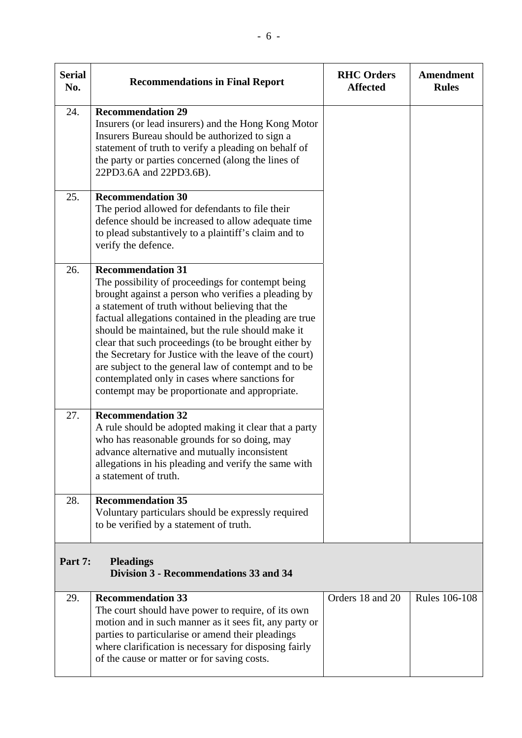| Serial No. | Recommendations in Final Report | RHC Orders Affected | Amendment Rules |
|---|---|---|---|
| 24. | **Recommendation 29**<br>Insurers (or lead insurers) and the Hong Kong Motor Insurers Bureau should be authorized to sign a statement of truth to verify a pleading on behalf of the party or parties concerned (along the lines of 22PD3.6A and 22PD3.6B). | | |
| 25. | **Recommendation 30**<br>The period allowed for defendants to file their defence should be increased to allow adequate time to plead substantively to a plaintiff's claim and to verify the defence. | | |
| 26. | **Recommendation 31**<br>The possibility of proceedings for contempt being brought against a person who verifies a pleading by a statement of truth without believing that the factual allegations contained in the pleading are true should be maintained, but the rule should make it clear that such proceedings (to be brought either by the Secretary for Justice with the leave of the court) are subject to the general law of contempt and to be contemplated only in cases where sanctions for contempt may be proportionate and appropriate. | | |
| 27. | **Recommendation 32**<br>A rule should be adopted making it clear that a party who has reasonable grounds for so doing, may advance alternative and mutually inconsistent allegations in his pleading and verify the same with a statement of truth. | | |
| 28. | **Recommendation 35**<br>Voluntary particulars should be expressly required to be verified by a statement of truth. | | |
| **Part 7:** | **Pleadings**<br>**Division 3 - Recommendations 33 and 34** | | |
| 29. | **Recommendation 33**<br>The court should have power to require, of its own motion and in such manner as it sees fit, any party or parties to particularise or amend their pleadings where clarification is necessary for disposing fairly of the cause or matter or for saving costs. | Orders 18 and 20 | Rules 106-108 |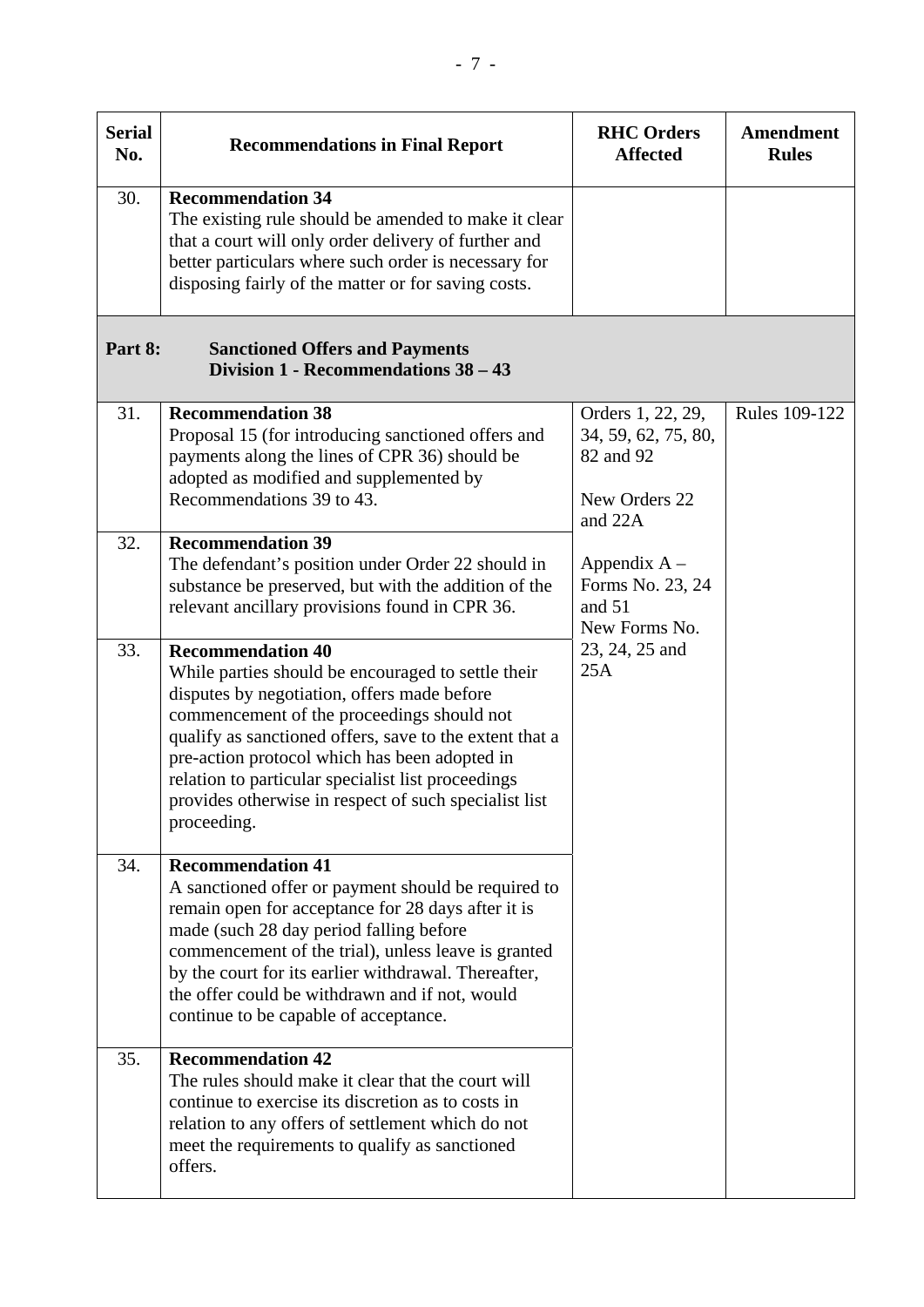| Serial No. | Recommendations in Final Report | RHC Orders Affected | Amendment Rules |
|---|---|---|---|
| 30. | **Recommendation 34**<br>The existing rule should be amended to make it clear that a court will only order delivery of further and better particulars where such order is necessary for disposing fairly of the matter or for saving costs. | | |
| **Part 8:** | **Sanctioned Offers and Payments**<br>**Division 1 - Recommendations 38 – 43** | | |
| 31. | **Recommendation 38**<br>Proposal 15 (for introducing sanctioned offers and payments along the lines of CPR 36) should be adopted as modified and supplemented by Recommendations 39 to 43. | Orders 1, 22, 29, 34, 59, 62, 75, 80, 82 and 92<br><br>New Orders 22 and 22A<br><br>Appendix A – Forms No. 23, 24 and 51<br>New Forms No. 23, 24, 25 and 25A | Rules 109-122 |
| 32. | **Recommendation 39**<br>The defendant's position under Order 22 should in substance be preserved, but with the addition of the relevant ancillary provisions found in CPR 36. | | |
| 33. | **Recommendation 40**<br>While parties should be encouraged to settle their disputes by negotiation, offers made before commencement of the proceedings should not qualify as sanctioned offers, save to the extent that a pre-action protocol which has been adopted in relation to particular specialist list proceedings provides otherwise in respect of such specialist list proceeding. | | |
| 34. | **Recommendation 41**<br>A sanctioned offer or payment should be required to remain open for acceptance for 28 days after it is made (such 28 day period falling before commencement of the trial), unless leave is granted by the court for its earlier withdrawal. Thereafter, the offer could be withdrawn and if not, would continue to be capable of acceptance. | | |
| 35. | **Recommendation 42**<br>The rules should make it clear that the court will continue to exercise its discretion as to costs in relation to any offers of settlement which do not meet the requirements to qualify as sanctioned offers. | | |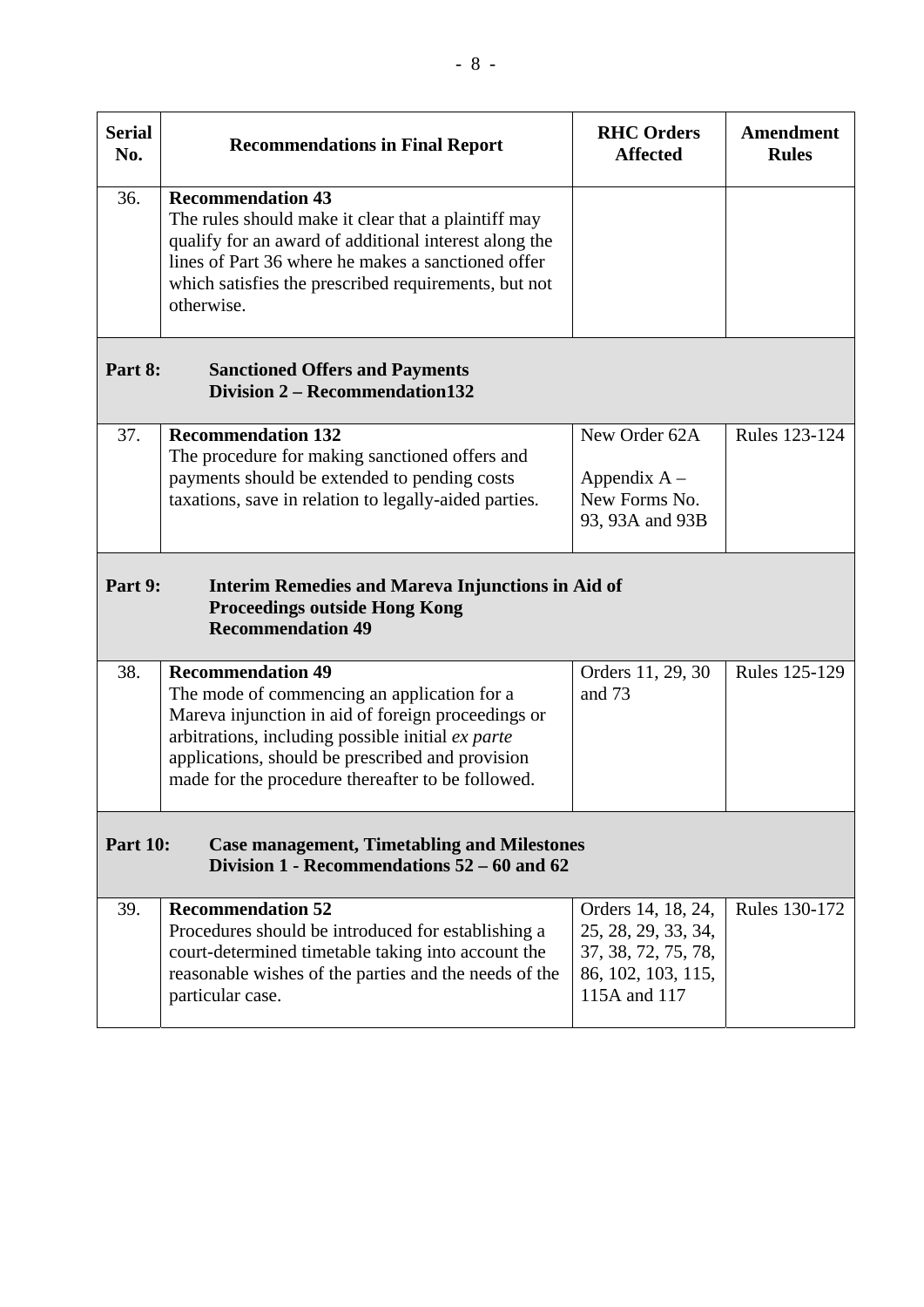| Serial No. | Recommendations in Final Report | RHC Orders Affected | Amendment Rules |
|---|---|---|---|
| 36. | **Recommendation 43**<br>The rules should make it clear that a plaintiff may qualify for an award of additional interest along the lines of Part 36 where he makes a sanctioned offer which satisfies the prescribed requirements, but not otherwise. | | |
| **Part 8:** | **Sanctioned Offers and Payments<br>Division 2 – Recommendation132** | | |
| 37. | **Recommendation 132**<br>The procedure for making sanctioned offers and payments should be extended to pending costs taxations, save in relation to legally-aided parties. | New Order 62A<br><br>Appendix A – New Forms No. 93, 93A and 93B | Rules 123-124 |
| **Part 9:** | **Interim Remedies and Mareva Injunctions in Aid of Proceedings outside Hong Kong<br>Recommendation 49** | | |
| 38. | **Recommendation 49**<br>The mode of commencing an application for a Mareva injunction in aid of foreign proceedings or arbitrations, including possible initial *ex parte* applications, should be prescribed and provision made for the procedure thereafter to be followed. | Orders 11, 29, 30 and 73 | Rules 125-129 |
| **Part 10:** | **Case management, Timetabling and Milestones<br>Division 1 - Recommendations 52 – 60 and 62** | | |
| 39. | **Recommendation 52**<br>Procedures should be introduced for establishing a court-determined timetable taking into account the reasonable wishes of the parties and the needs of the particular case. | Orders 14, 18, 24, 25, 28, 29, 33, 34, 37, 38, 72, 75, 78, 86, 102, 103, 115, 115A and 117 | Rules 130-172 |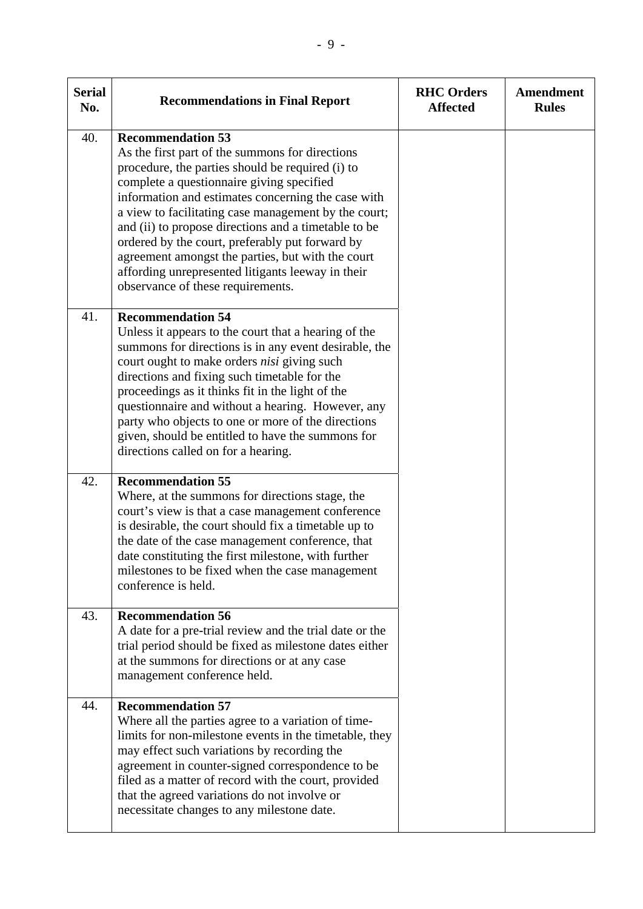| Serial No. | Recommendations in Final Report | RHC Orders Affected | Amendment Rules |
|---|---|---|---|
| 40. | **Recommendation 53**<br>As the first part of the summons for directions procedure, the parties should be required (i) to complete a questionnaire giving specified information and estimates concerning the case with a view to facilitating case management by the court; and (ii) to propose directions and a timetable to be ordered by the court, preferably put forward by agreement amongst the parties, but with the court affording unrepresented litigants leeway in their observance of these requirements. | | |
| 41. | **Recommendation 54**<br>Unless it appears to the court that a hearing of the summons for directions is in any event desirable, the court ought to make orders *nisi* giving such directions and fixing such timetable for the proceedings as it thinks fit in the light of the questionnaire and without a hearing. However, any party who objects to one or more of the directions given, should be entitled to have the summons for directions called on for a hearing. | | |
| 42. | **Recommendation 55**<br>Where, at the summons for directions stage, the court's view is that a case management conference is desirable, the court should fix a timetable up to the date of the case management conference, that date constituting the first milestone, with further milestones to be fixed when the case management conference is held. | | |
| 43. | **Recommendation 56**<br>A date for a pre-trial review and the trial date or the trial period should be fixed as milestone dates either at the summons for directions or at any case management conference held. | | |
| 44. | **Recommendation 57**<br>Where all the parties agree to a variation of time-limits for non-milestone events in the timetable, they may effect such variations by recording the agreement in counter-signed correspondence to be filed as a matter of record with the court, provided that the agreed variations do not involve or necessitate changes to any milestone date. | | |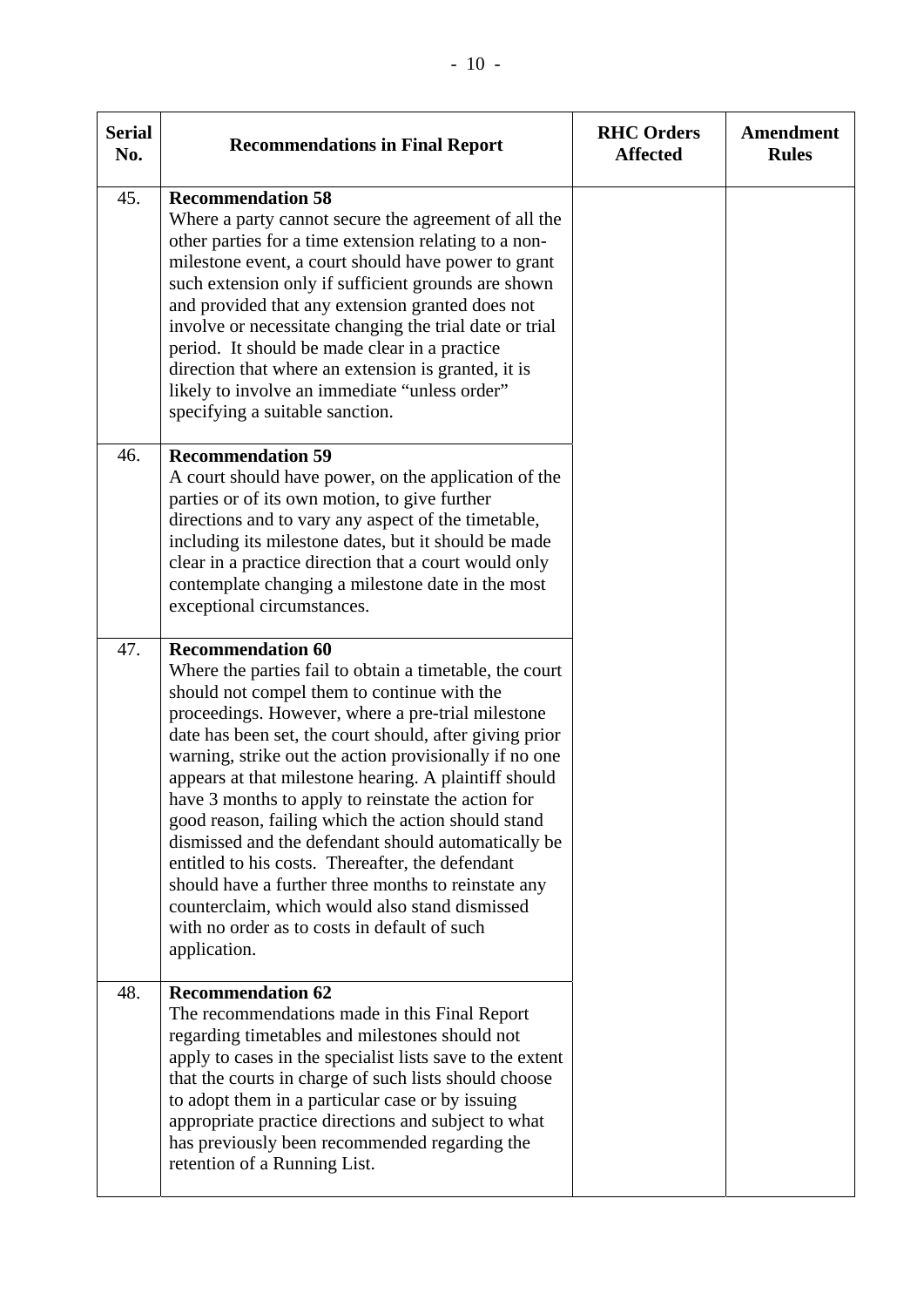| Serial No. | Recommendations in Final Report | RHC Orders Affected | Amendment Rules |
|---|---|---|---|
| 45. | **Recommendation 58**<br>Where a party cannot secure the agreement of all the other parties for a time extension relating to a non-milestone event, a court should have power to grant such extension only if sufficient grounds are shown and provided that any extension granted does not involve or necessitate changing the trial date or trial period. It should be made clear in a practice direction that where an extension is granted, it is likely to involve an immediate "unless order" specifying a suitable sanction. | | |
| 46. | **Recommendation 59**<br>A court should have power, on the application of the parties or of its own motion, to give further directions and to vary any aspect of the timetable, including its milestone dates, but it should be made clear in a practice direction that a court would only contemplate changing a milestone date in the most exceptional circumstances. | | |
| 47. | **Recommendation 60**<br>Where the parties fail to obtain a timetable, the court should not compel them to continue with the proceedings. However, where a pre-trial milestone date has been set, the court should, after giving prior warning, strike out the action provisionally if no one appears at that milestone hearing. A plaintiff should have 3 months to apply to reinstate the action for good reason, failing which the action should stand dismissed and the defendant should automatically be entitled to his costs. Thereafter, the defendant should have a further three months to reinstate any counterclaim, which would also stand dismissed with no order as to costs in default of such application. | | |
| 48. | **Recommendation 62**<br>The recommendations made in this Final Report regarding timetables and milestones should not apply to cases in the specialist lists save to the extent that the courts in charge of such lists should choose to adopt them in a particular case or by issuing appropriate practice directions and subject to what has previously been recommended regarding the retention of a Running List. | | |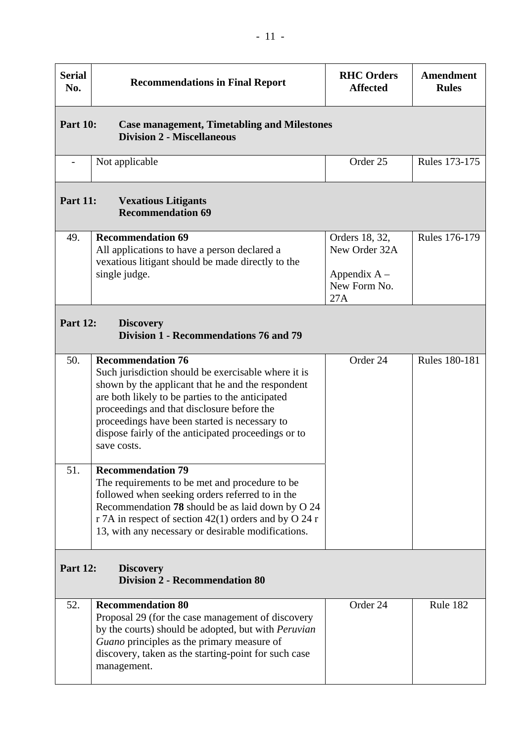| Serial No. | Recommendations in Final Report | RHC Orders Affected | Amendment Rules |
|---|---|---|---|
| **Part 10:** | **Case management, Timetabling and Milestones**<br>**Division 2 - Miscellaneous** | | |
| - | Not applicable | Order 25 | Rules 173-175 |
| **Part 11:** | **Vexatious Litigants**<br>**Recommendation 69** | | |
| 49. | **Recommendation 69**<br>All applications to have a person declared a vexatious litigant should be made directly to the single judge. | Orders 18, 32, New Order 32A<br><br>Appendix A – New Form No. 27A | Rules 176-179 |
| **Part 12:** | **Discovery**<br>**Division 1 - Recommendations 76 and 79** | | |
| 50. | **Recommendation 76**<br>Such jurisdiction should be exercisable where it is shown by the applicant that he and the respondent are both likely to be parties to the anticipated proceedings and that disclosure before the proceedings have been started is necessary to dispose fairly of the anticipated proceedings or to save costs. | Order 24 | Rules 180-181 |
| 51. | **Recommendation 79**<br>The requirements to be met and procedure to be followed when seeking orders referred to in the Recommendation **78** should be as laid down by O 24 r 7A in respect of section 42(1) orders and by O 24 r 13, with any necessary or desirable modifications. | | |
| **Part 12:** | **Discovery**<br>**Division 2 - Recommendation 80** | | |
| 52. | **Recommendation 80**<br>Proposal 29 (for the case management of discovery by the courts) should be adopted, but with *Peruvian Guano* principles as the primary measure of discovery, taken as the starting-point for such case management. | Order 24 | Rule 182 |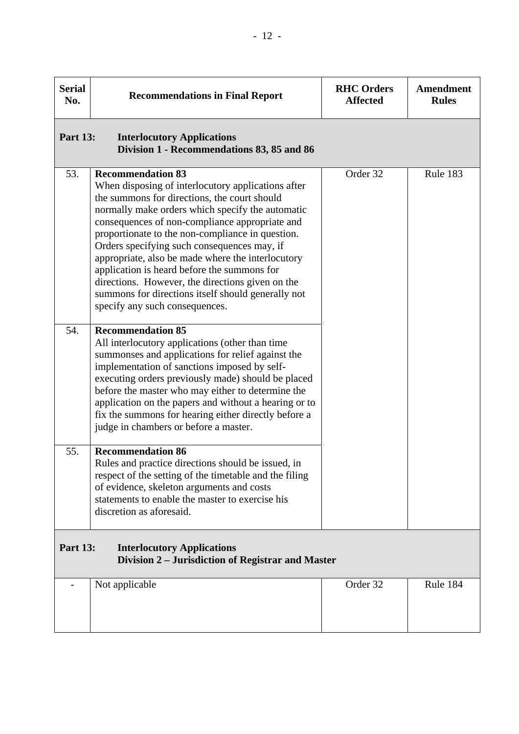| Serial No. | Recommendations in Final Report | RHC Orders Affected | Amendment Rules |
|---|---|---|---|
| **Part 13:** | **Interlocutory Applications<br>Division 1 - Recommendations 83, 85 and 86** | | |
| 53. | **Recommendation 83**<br>When disposing of interlocutory applications after the summons for directions, the court should normally make orders which specify the automatic consequences of non-compliance appropriate and proportionate to the non-compliance in question. Orders specifying such consequences may, if appropriate, also be made where the interlocutory application is heard before the summons for directions. However, the directions given on the summons for directions itself should generally not specify any such consequences. | Order 32 | Rule 183 |
| 54. | **Recommendation 85**<br>All interlocutory applications (other than time summonses and applications for relief against the implementation of sanctions imposed by self-executing orders previously made) should be placed before the master who may either to determine the application on the papers and without a hearing or to fix the summons for hearing either directly before a judge in chambers or before a master. | | |
| 55. | **Recommendation 86**<br>Rules and practice directions should be issued, in respect of the setting of the timetable and the filing of evidence, skeleton arguments and costs statements to enable the master to exercise his discretion as aforesaid. | | |
| **Part 13:** | **Interlocutory Applications<br>Division 2 – Jurisdiction of Registrar and Master** | | |
| - | Not applicable | Order 32 | Rule 184 |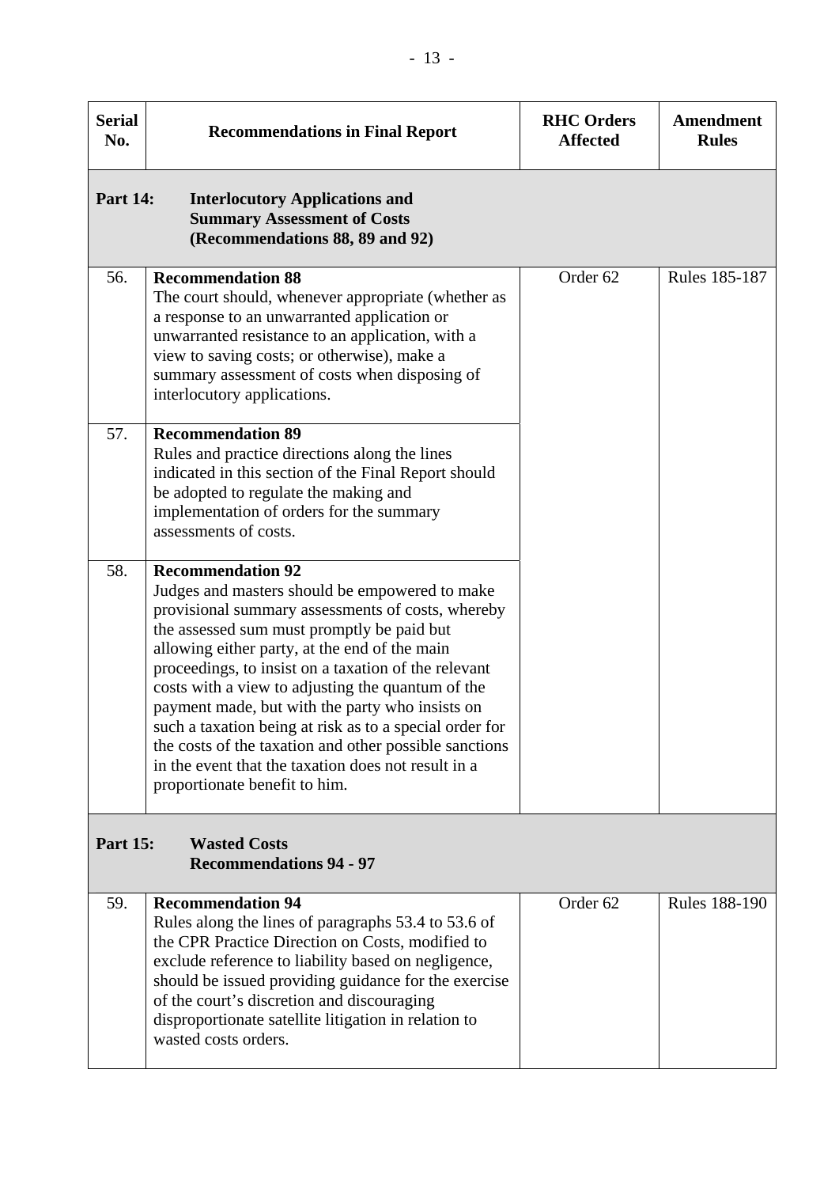| Serial No. | Recommendations in Final Report | RHC Orders Affected | Amendment Rules |
|---|---|---|---|
| **Part 14:** | **Interlocutory Applications and Summary Assessment of Costs (Recommendations 88, 89 and 92)** | | |
| 56. | **Recommendation 88**<br>The court should, whenever appropriate (whether as a response to an unwarranted application or unwarranted resistance to an application, with a view to saving costs; or otherwise), make a summary assessment of costs when disposing of interlocutory applications. | Order 62 | Rules 185-187 |
| 57. | **Recommendation 89**<br>Rules and practice directions along the lines indicated in this section of the Final Report should be adopted to regulate the making and implementation of orders for the summary assessments of costs. | | |
| 58. | **Recommendation 92**<br>Judges and masters should be empowered to make provisional summary assessments of costs, whereby the assessed sum must promptly be paid but allowing either party, at the end of the main proceedings, to insist on a taxation of the relevant costs with a view to adjusting the quantum of the payment made, but with the party who insists on such a taxation being at risk as to a special order for the costs of the taxation and other possible sanctions in the event that the taxation does not result in a proportionate benefit to him. | | |
| **Part 15:** | **Wasted Costs Recommendations 94 - 97** | | |
| 59. | **Recommendation 94**<br>Rules along the lines of paragraphs 53.4 to 53.6 of the CPR Practice Direction on Costs, modified to exclude reference to liability based on negligence, should be issued providing guidance for the exercise of the court's discretion and discouraging disproportionate satellite litigation in relation to wasted costs orders. | Order 62 | Rules 188-190 |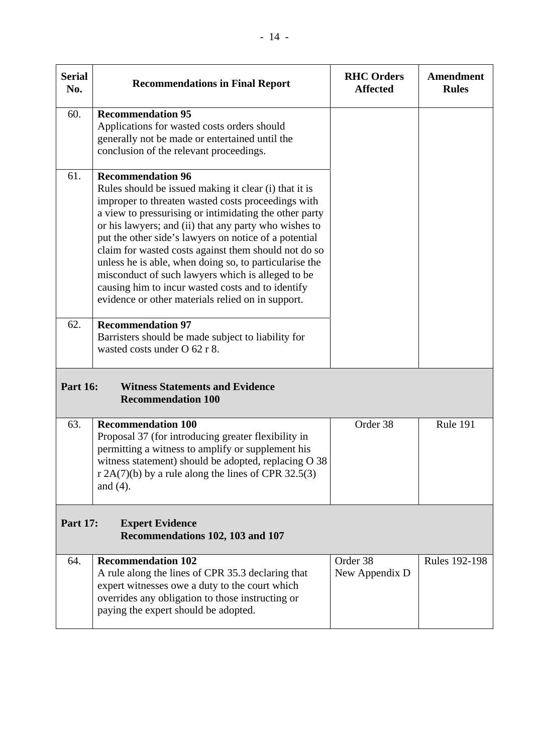| Serial No. | Recommendations in Final Report | RHC Orders Affected | Amendment Rules |
|---|---|---|---|
| 60. | **Recommendation 95**<br>Applications for wasted costs orders should generally not be made or entertained until the conclusion of the relevant proceedings. | | |
| 61. | **Recommendation 96**<br>Rules should be issued making it clear (i) that it is improper to threaten wasted costs proceedings with a view to pressurising or intimidating the other party or his lawyers; and (ii) that any party who wishes to put the other side's lawyers on notice of a potential claim for wasted costs against them should not do so unless he is able, when doing so, to particularise the misconduct of such lawyers which is alleged to be causing him to incur wasted costs and to identify evidence or other materials relied on in support. | | |
| 62. | **Recommendation 97**<br>Barristers should be made subject to liability for wasted costs under O 62 r 8. | | |
| **Part 16:** | **Witness Statements and Evidence<br>Recommendation 100** | | |
| 63. | **Recommendation 100**<br>Proposal 37 (for introducing greater flexibility in permitting a witness to amplify or supplement his witness statement) should be adopted, replacing O 38 r 2A(7)(b) by a rule along the lines of CPR 32.5(3) and (4). | Order 38 | Rule 191 |
| **Part 17:** | **Expert Evidence<br>Recommendations 102, 103 and 107** | | |
| 64. | **Recommendation 102**<br>A rule along the lines of CPR 35.3 declaring that expert witnesses owe a duty to the court which overrides any obligation to those instructing or paying the expert should be adopted. | Order 38<br>New Appendix D | Rules 192-198 |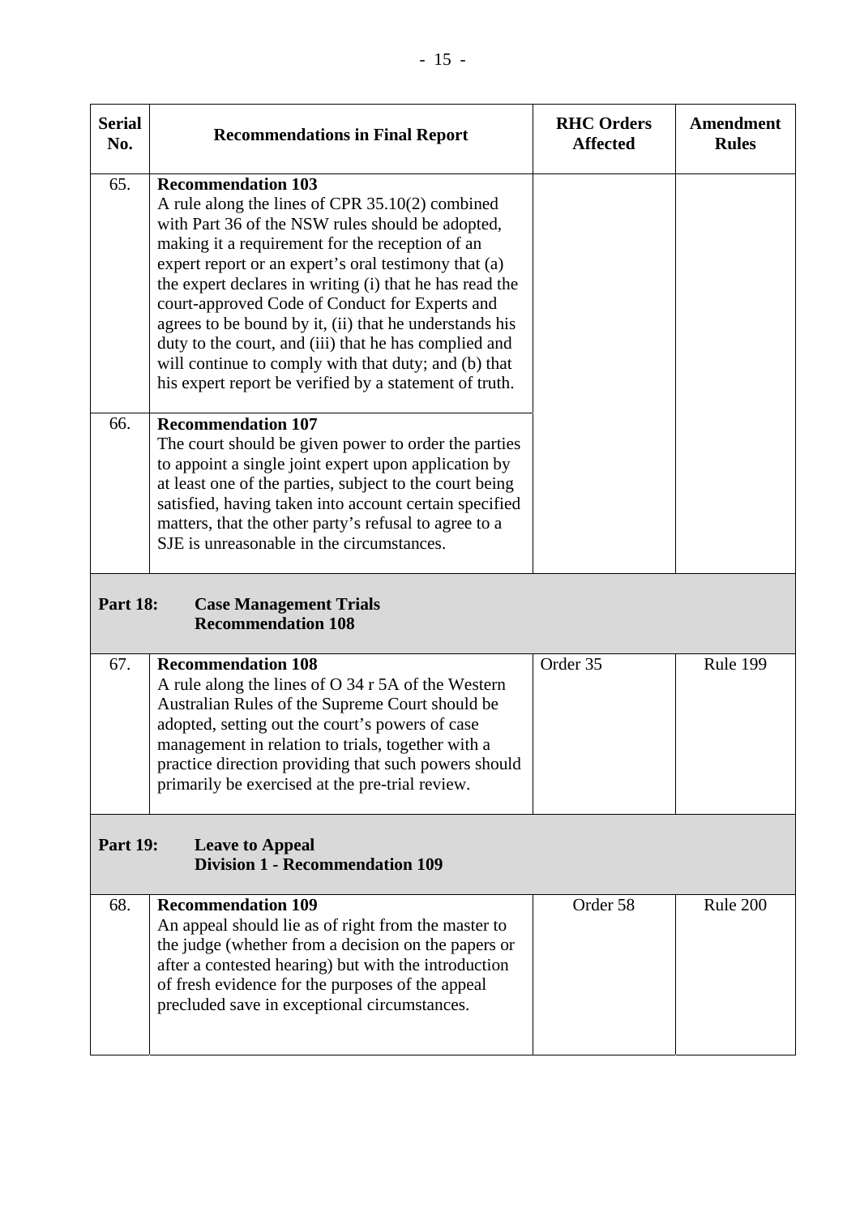| Serial No. | Recommendations in Final Report | RHC Orders Affected | Amendment Rules |
|---|---|---|---|
| 65. | **Recommendation 103**<br>A rule along the lines of CPR 35.10(2) combined with Part 36 of the NSW rules should be adopted, making it a requirement for the reception of an expert report or an expert's oral testimony that (a) the expert declares in writing (i) that he has read the court-approved Code of Conduct for Experts and agrees to be bound by it, (ii) that he understands his duty to the court, and (iii) that he has complied and will continue to comply with that duty; and (b) that his expert report be verified by a statement of truth. | | |
| 66. | **Recommendation 107**<br>The court should be given power to order the parties to appoint a single joint expert upon application by at least one of the parties, subject to the court being satisfied, having taken into account certain specified matters, that the other party's refusal to agree to a SJE is unreasonable in the circumstances. | | |
| **Part 18:** | **Case Management Trials**<br>**Recommendation 108** | | |
| 67. | **Recommendation 108**<br>A rule along the lines of O 34 r 5A of the Western Australian Rules of the Supreme Court should be adopted, setting out the court's powers of case management in relation to trials, together with a practice direction providing that such powers should primarily be exercised at the pre-trial review. | Order 35 | Rule 199 |
| **Part 19:** | **Leave to Appeal**<br>**Division 1 - Recommendation 109** | | |
| 68. | **Recommendation 109**<br>An appeal should lie as of right from the master to the judge (whether from a decision on the papers or after a contested hearing) but with the introduction of fresh evidence for the purposes of the appeal precluded save in exceptional circumstances. | Order 58 | Rule 200 |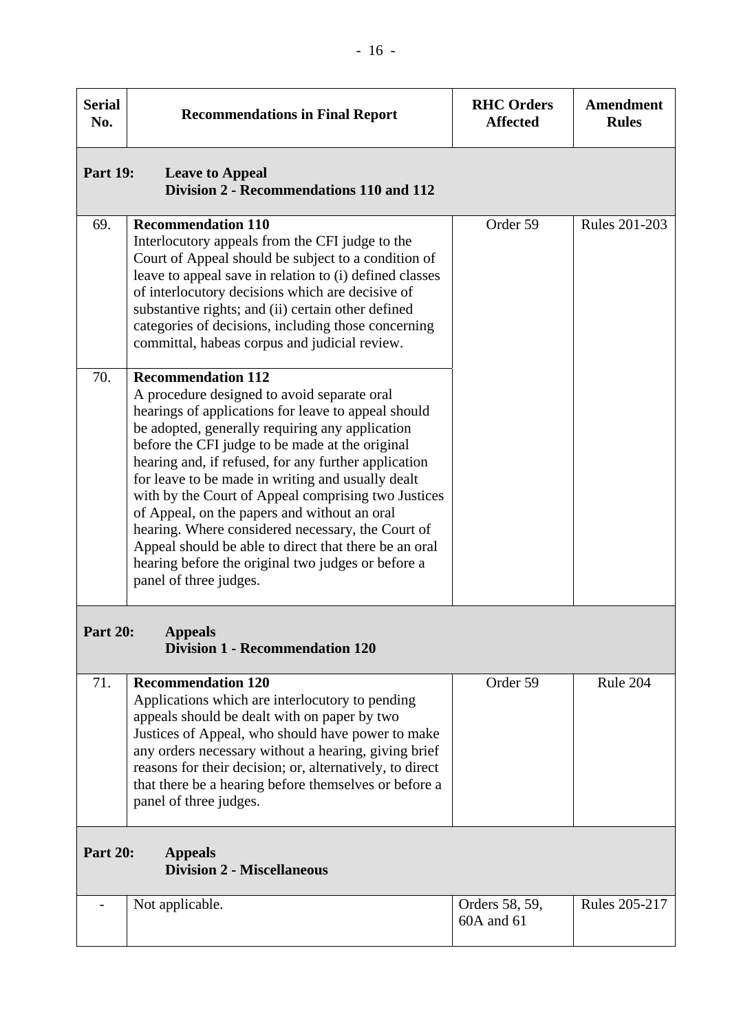| Serial No. | Recommendations in Final Report | RHC Orders Affected | Amendment Rules |
|---|---|---|---|
| **Part 19:** | **Leave to Appeal**<br>**Division 2 - Recommendations 110 and 112** | | |
| 69. | **Recommendation 110**<br>Interlocutory appeals from the CFI judge to the Court of Appeal should be subject to a condition of leave to appeal save in relation to (i) defined classes of interlocutory decisions which are decisive of substantive rights; and (ii) certain other defined categories of decisions, including those concerning committal, habeas corpus and judicial review. | Order 59 | Rules 201-203 |
| 70. | **Recommendation 112**<br>A procedure designed to avoid separate oral hearings of applications for leave to appeal should be adopted, generally requiring any application before the CFI judge to be made at the original hearing and, if refused, for any further application for leave to be made in writing and usually dealt with by the Court of Appeal comprising two Justices of Appeal, on the papers and without an oral hearing. Where considered necessary, the Court of Appeal should be able to direct that there be an oral hearing before the original two judges or before a panel of three judges. | | |
| **Part 20:** | **Appeals**<br>**Division 1 - Recommendation 120** | | |
| 71. | **Recommendation 120**<br>Applications which are interlocutory to pending appeals should be dealt with on paper by two Justices of Appeal, who should have power to make any orders necessary without a hearing, giving brief reasons for their decision; or, alternatively, to direct that there be a hearing before themselves or before a panel of three judges. | Order 59 | Rule 204 |
| **Part 20:** | **Appeals**<br>**Division 2 - Miscellaneous** | | |
| - | Not applicable. | Orders 58, 59, 60A and 61 | Rules 205-217 |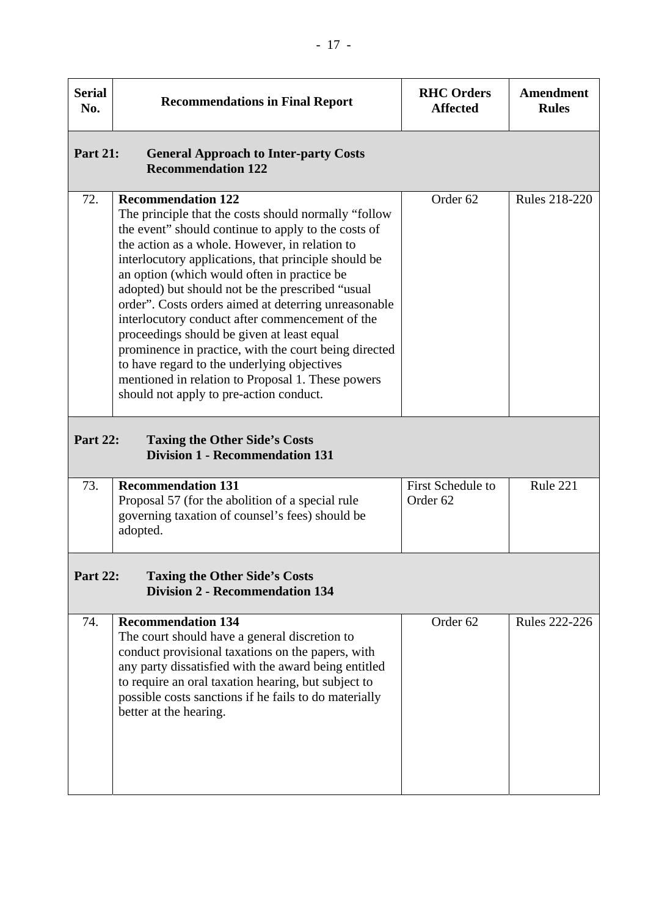| Serial No. | Recommendations in Final Report | RHC Orders Affected | Amendment Rules |
|---|---|---|---|
| **Part 21:** | **General Approach to Inter-party Costs Recommendation 122** | | |
| 72. | **Recommendation 122** The principle that the costs should normally "follow the event" should continue to apply to the costs of the action as a whole. However, in relation to interlocutory applications, that principle should be an option (which would often in practice be adopted) but should not be the prescribed "usual order". Costs orders aimed at deterring unreasonable interlocutory conduct after commencement of the proceedings should be given at least equal prominence in practice, with the court being directed to have regard to the underlying objectives mentioned in relation to Proposal 1. These powers should not apply to pre-action conduct. | Order 62 | Rules 218-220 |
| **Part 22:** | **Taxing the Other Side's Costs Division 1 - Recommendation 131** | | |
| 73. | **Recommendation 131** Proposal 57 (for the abolition of a special rule governing taxation of counsel's fees) should be adopted. | First Schedule to Order 62 | Rule 221 |
| **Part 22:** | **Taxing the Other Side's Costs Division 2 - Recommendation 134** | | |
| 74. | **Recommendation 134** The court should have a general discretion to conduct provisional taxations on the papers, with any party dissatisfied with the award being entitled to require an oral taxation hearing, but subject to possible costs sanctions if he fails to do materially better at the hearing. | Order 62 | Rules 222-226 |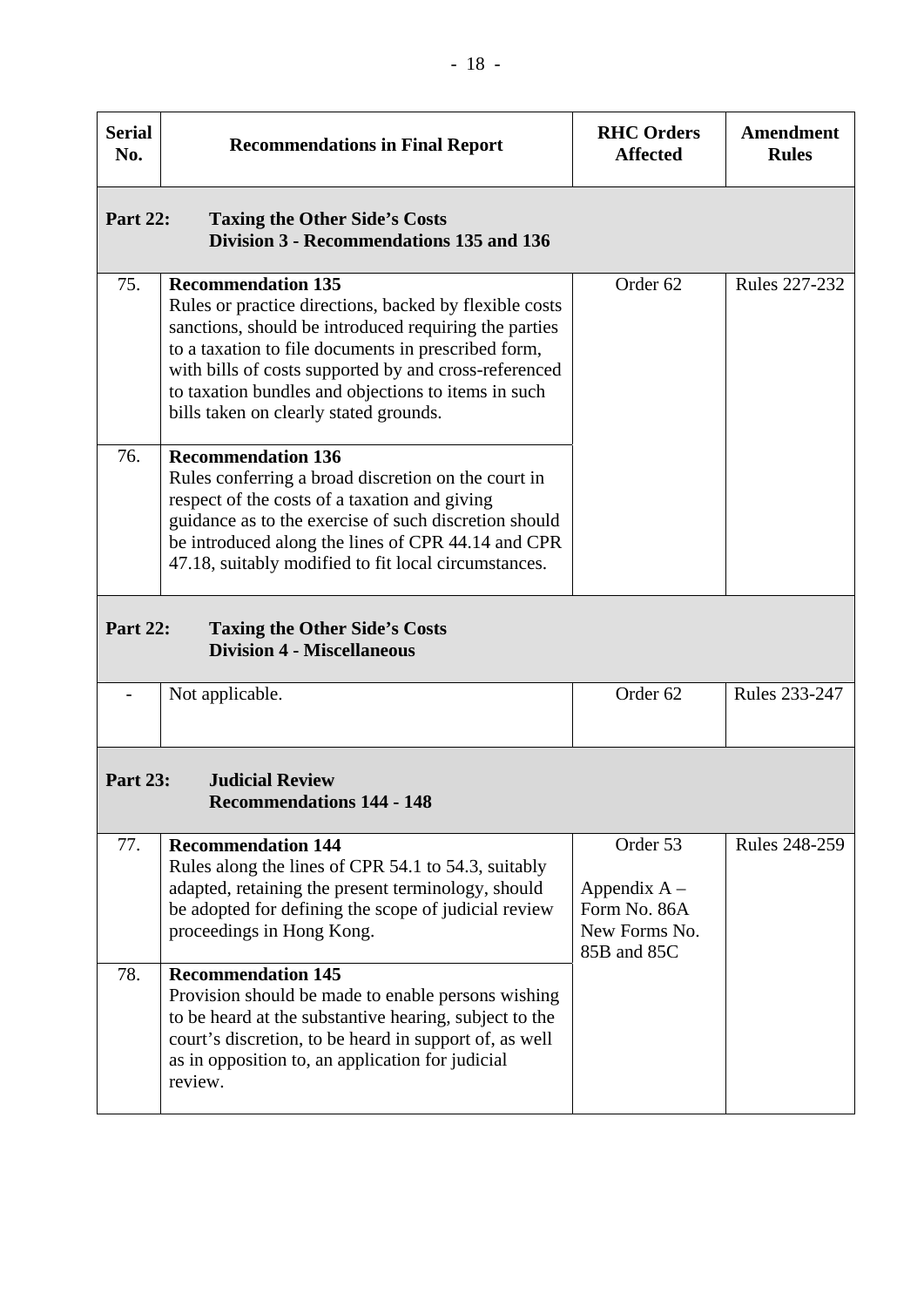| Serial No. | Recommendations in Final Report | RHC Orders Affected | Amendment Rules |
|---|---|---|---|
| **Part 22:** | **Taxing the Other Side's Costs<br>Division 3 - Recommendations 135 and 136** | | |
| 75. | **Recommendation 135**<br>Rules or practice directions, backed by flexible costs sanctions, should be introduced requiring the parties to a taxation to file documents in prescribed form, with bills of costs supported by and cross-referenced to taxation bundles and objections to items in such bills taken on clearly stated grounds. | Order 62 | Rules 227-232 |
| 76. | **Recommendation 136**<br>Rules conferring a broad discretion on the court in respect of the costs of a taxation and giving guidance as to the exercise of such discretion should be introduced along the lines of CPR 44.14 and CPR 47.18, suitably modified to fit local circumstances. | | |
| **Part 22:** | **Taxing the Other Side's Costs<br>Division 4 - Miscellaneous** | | |
| - | Not applicable. | Order 62 | Rules 233-247 |
| **Part 23:** | **Judicial Review<br>Recommendations 144 - 148** | | |
| 77. | **Recommendation 144**<br>Rules along the lines of CPR 54.1 to 54.3, suitably adapted, retaining the present terminology, should be adopted for defining the scope of judicial review proceedings in Hong Kong. | Order 53<br><br>Appendix A – Form No. 86A New Forms No. 85B and 85C | Rules 248-259 |
| 78. | **Recommendation 145**<br>Provision should be made to enable persons wishing to be heard at the substantive hearing, subject to the court's discretion, to be heard in support of, as well as in opposition to, an application for judicial review. | | |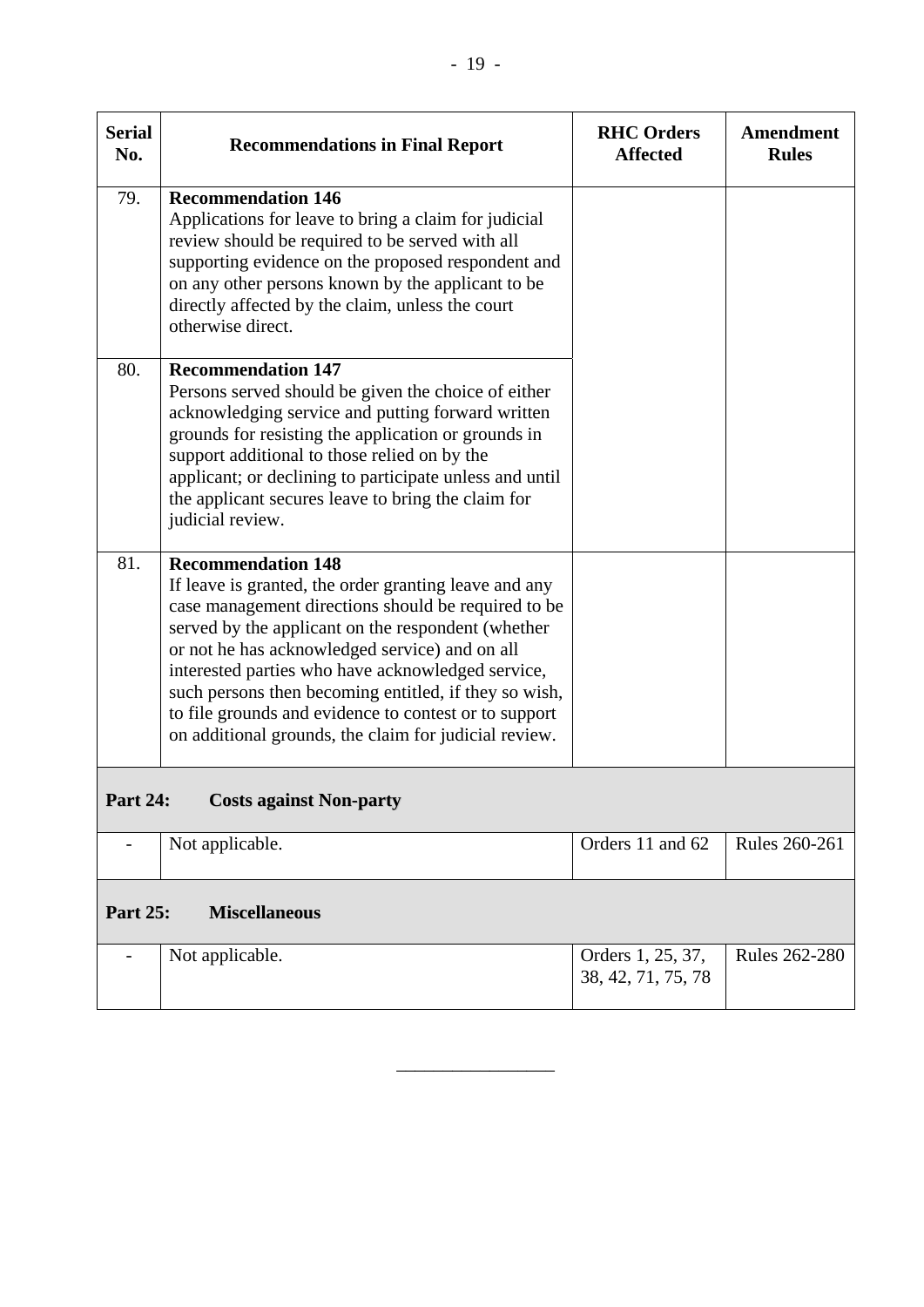| Serial No. | Recommendations in Final Report | RHC Orders Affected | Amendment Rules |
|---|---|---|---|
| 79. | **Recommendation 146**<br>Applications for leave to bring a claim for judicial review should be required to be served with all supporting evidence on the proposed respondent and on any other persons known by the applicant to be directly affected by the claim, unless the court otherwise direct. | | |
| 80. | **Recommendation 147**<br>Persons served should be given the choice of either acknowledging service and putting forward written grounds for resisting the application or grounds in support additional to those relied on by the applicant; or declining to participate unless and until the applicant secures leave to bring the claim for judicial review. | | |
| 81. | **Recommendation 148**<br>If leave is granted, the order granting leave and any case management directions should be required to be served by the applicant on the respondent (whether or not he has acknowledged service) and on all interested parties who have acknowledged service, such persons then becoming entitled, if they so wish, to file grounds and evidence to contest or to support on additional grounds, the claim for judicial review. | | |
| **Part 24:** | **Costs against Non-party** | | |
| - | Not applicable. | Orders 11 and 62 | Rules 260-261 |
| **Part 25:** | **Miscellaneous** | | |
| - | Not applicable. | Orders 1, 25, 37, 38, 42, 71, 75, 78 | Rules 262-280 |